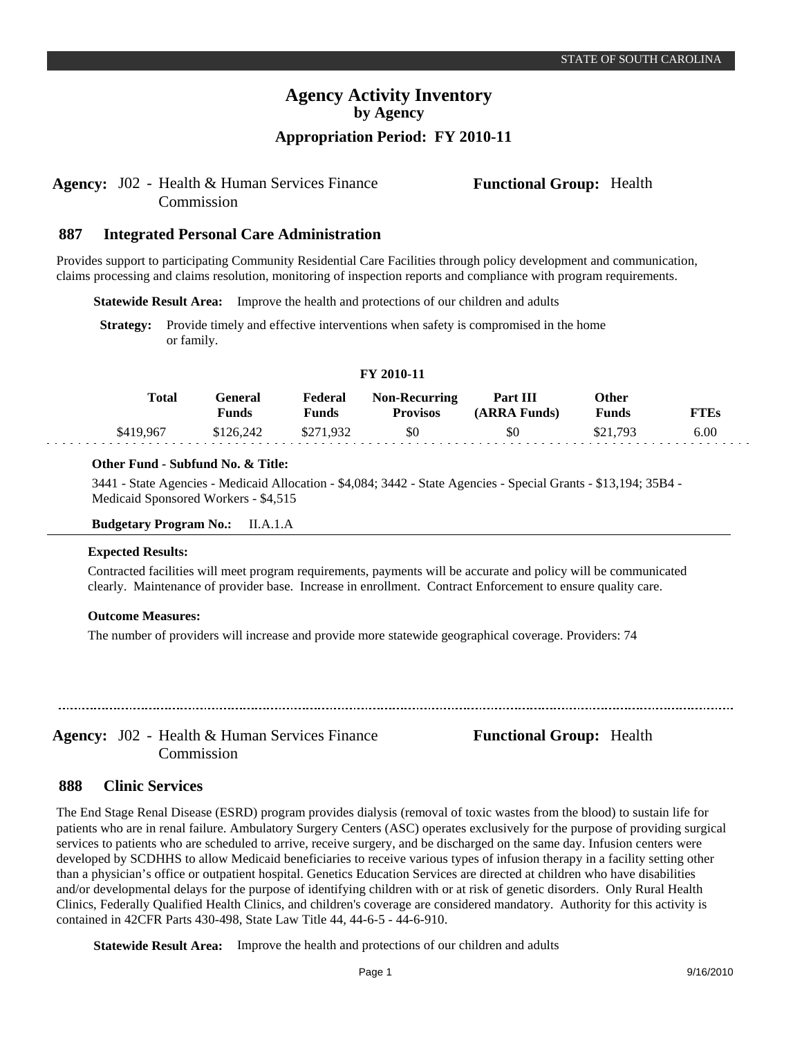# Agency Activity Inventory
## by Agency
## Appropriation Period: FY 2010-11

**Agency:** J02 - Health & Human Services Finance Commission **Functional Group:** Health

### 887 Integrated Personal Care Administration

Provides support to participating Community Residential Care Facilities through policy development and communication, claims processing and claims resolution, monitoring of inspection reports and compliance with program requirements.

**Statewide Result Area:** Improve the health and protections of our children and adults

**Strategy:** Provide timely and effective interventions when safety is compromised in the home or family.

**FY 2010-11**

| Total | General Funds | Federal Funds | Non-Recurring Provisos | Part III (ARRA Funds) | Other Funds | FTEs |
|---|---|---|---|---|---|---|
| $419,967 | $126,242 | $271,932 | $0 | $0 | $21,793 | 6.00 |

**Other Fund - Subfund No. & Title:**

3441 - State Agencies - Medicaid Allocation - $4,084; 3442 - State Agencies - Special Grants - $13,194; 35B4 - Medicaid Sponsored Workers - $4,515

**Budgetary Program No.:** II.A.1.A

**Expected Results:**

Contracted facilities will meet program requirements, payments will be accurate and policy will be communicated clearly. Maintenance of provider base. Increase in enrollment. Contract Enforcement to ensure quality care.

**Outcome Measures:**

The number of providers will increase and provide more statewide geographical coverage. Providers: 74

---

**Agency:** J02 - Health & Human Services Finance Commission **Functional Group:** Health

### 888 Clinic Services

The End Stage Renal Disease (ESRD) program provides dialysis (removal of toxic wastes from the blood) to sustain life for patients who are in renal failure. Ambulatory Surgery Centers (ASC) operates exclusively for the purpose of providing surgical services to patients who are scheduled to arrive, receive surgery, and be discharged on the same day. Infusion centers were developed by SCDHHS to allow Medicaid beneficiaries to receive various types of infusion therapy in a facility setting other than a physician's office or outpatient hospital. Genetics Education Services are directed at children who have disabilities and/or developmental delays for the purpose of identifying children with or at risk of genetic disorders. Only Rural Health Clinics, Federally Qualified Health Clinics, and children's coverage are considered mandatory. Authority for this activity is contained in 42CFR Parts 430-498, State Law Title 44, 44-6-5 - 44-6-910.

**Statewide Result Area:** Improve the health and protections of our children and adults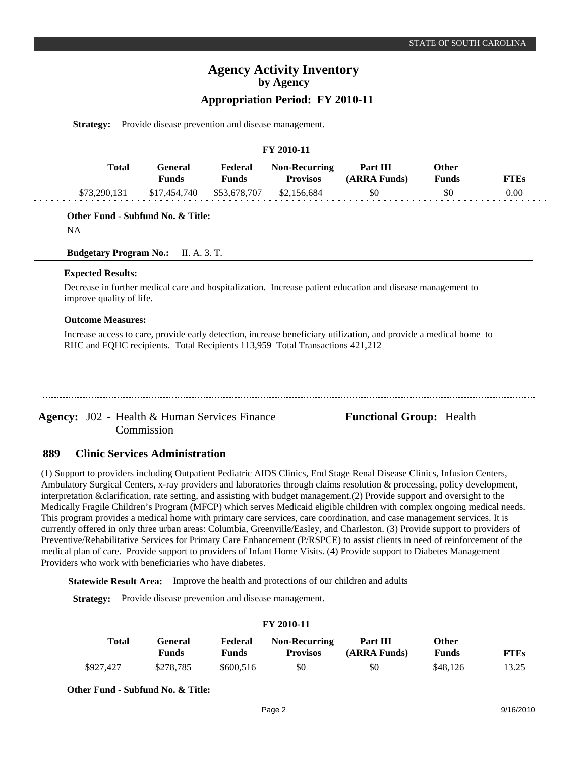**Strategy:** Provide disease prevention and disease management.

**FY 2010-11**

| Total | General Funds | Federal Funds | Non-Recurring Provisos | Part III (ARRA Funds) | Other Funds | FTEs |
|---|---|---|---|---|---|---|
| $73,290,131 | $17,454,740 | $53,678,707 | $2,156,684 | $0 | $0 | 0.00 |

**Other Fund - Subfund No. & Title:**

NA

**Budgetary Program No.:** II. A. 3. T.

**Expected Results:**

Decrease in further medical care and hospitalization. Increase patient education and disease management to improve quality of life.

**Outcome Measures:**

Increase access to care, provide early detection, increase beneficiary utilization, and provide a medical home to RHC and FQHC recipients. Total Recipients 113,959 Total Transactions 421,212

**Agency:** J02 - Health & Human Services Finance Commission

**Functional Group:** Health

## 889 Clinic Services Administration

(1) Support to providers including Outpatient Pediatric AIDS Clinics, End Stage Renal Disease Clinics, Infusion Centers, Ambulatory Surgical Centers, x-ray providers and laboratories through claims resolution & processing, policy development, interpretation &clarification, rate setting, and assisting with budget management.(2) Provide support and oversight to the Medically Fragile Children's Program (MFCP) which serves Medicaid eligible children with complex ongoing medical needs. This program provides a medical home with primary care services, care coordination, and case management services. It is currently offered in only three urban areas: Columbia, Greenville/Easley, and Charleston. (3) Provide support to providers of Preventive/Rehabilitative Services for Primary Care Enhancement (P/RSPCE) to assist clients in need of reinforcement of the medical plan of care. Provide support to providers of Infant Home Visits. (4) Provide support to Diabetes Management Providers who work with beneficiaries who have diabetes.

**Statewide Result Area:** Improve the health and protections of our children and adults

**Strategy:** Provide disease prevention and disease management.

**FY 2010-11**

| Total | General Funds | Federal Funds | Non-Recurring Provisos | Part III (ARRA Funds) | Other Funds | FTEs |
|---|---|---|---|---|---|---|
| $927,427 | $278,785 | $600,516 | $0 | $0 | $48,126 | 13.25 |

**Other Fund - Subfund No. & Title:**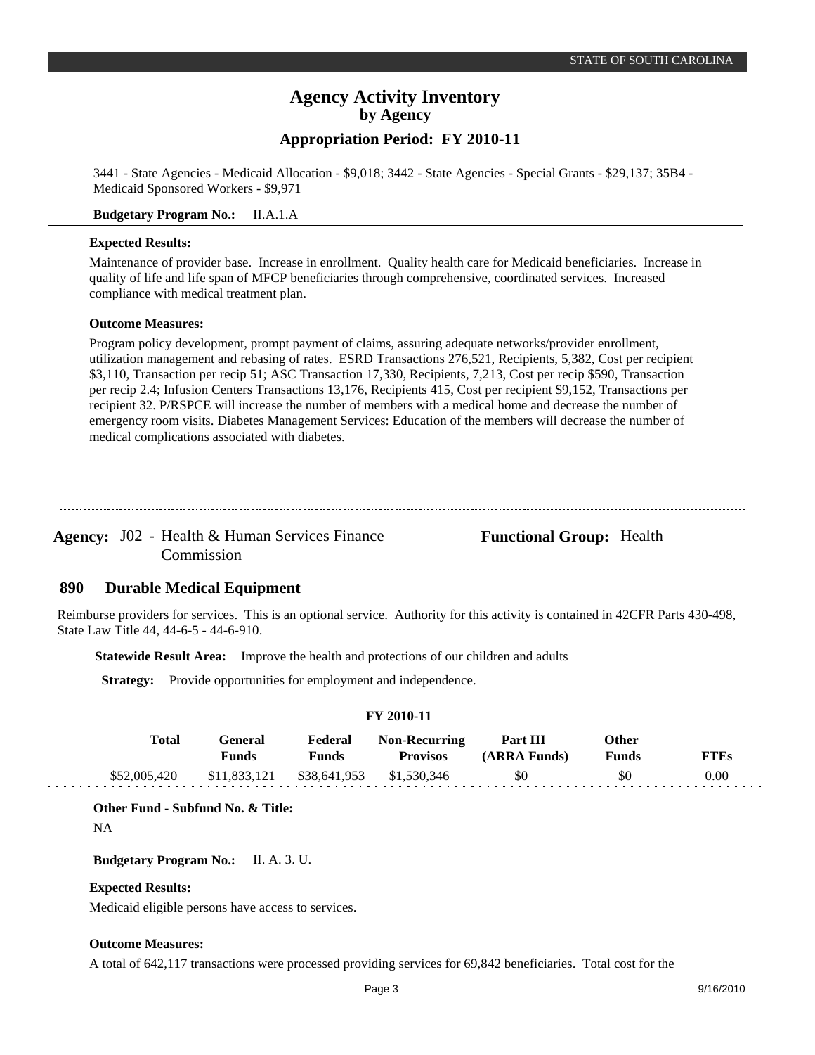3441 - State Agencies - Medicaid Allocation - $9,018; 3442 - State Agencies - Special Grants - $29,137; 35B4 - Medicaid Sponsored Workers - $9,971

**Budgetary Program No.:** II.A.1.A

**Expected Results:**

Maintenance of provider base. Increase in enrollment. Quality health care for Medicaid beneficiaries. Increase in quality of life and life span of MFCP beneficiaries through comprehensive, coordinated services. Increased compliance with medical treatment plan.

**Outcome Measures:**

Program policy development, prompt payment of claims, assuring adequate networks/provider enrollment, utilization management and rebasing of rates. ESRD Transactions 276,521, Recipients, 5,382, Cost per recipient $3,110, Transaction per recip 51; ASC Transaction 17,330, Recipients, 7,213, Cost per recip $590, Transaction per recip 2.4; Infusion Centers Transactions 13,176, Recipients 415, Cost per recipient $9,152, Transactions per recipient 32. P/RSPCE will increase the number of members with a medical home and decrease the number of emergency room visits. Diabetes Management Services: Education of the members will decrease the number of medical complications associated with diabetes.

---

**Agency:** J02 - Health & Human Services Finance Commission

**Functional Group:** Health

## 890 Durable Medical Equipment

Reimburse providers for services. This is an optional service. Authority for this activity is contained in 42CFR Parts 430-498, State Law Title 44, 44-6-5 - 44-6-910.

**Statewide Result Area:** Improve the health and protections of our children and adults

**Strategy:** Provide opportunities for employment and independence.

**FY 2010-11**

| Total | General Funds | Federal Funds | Non-Recurring Provisos | Part III (ARRA Funds) | Other Funds | FTEs |
|---|---|---|---|---|---|---|
| $52,005,420 | $11,833,121 | $38,641,953 | $1,530,346 | $0 | $0 | 0.00 |

**Other Fund - Subfund No. & Title:**

NA

**Budgetary Program No.:** II. A. 3. U.

**Expected Results:**

Medicaid eligible persons have access to services.

**Outcome Measures:**

A total of 642,117 transactions were processed providing services for 69,842 beneficiaries. Total cost for the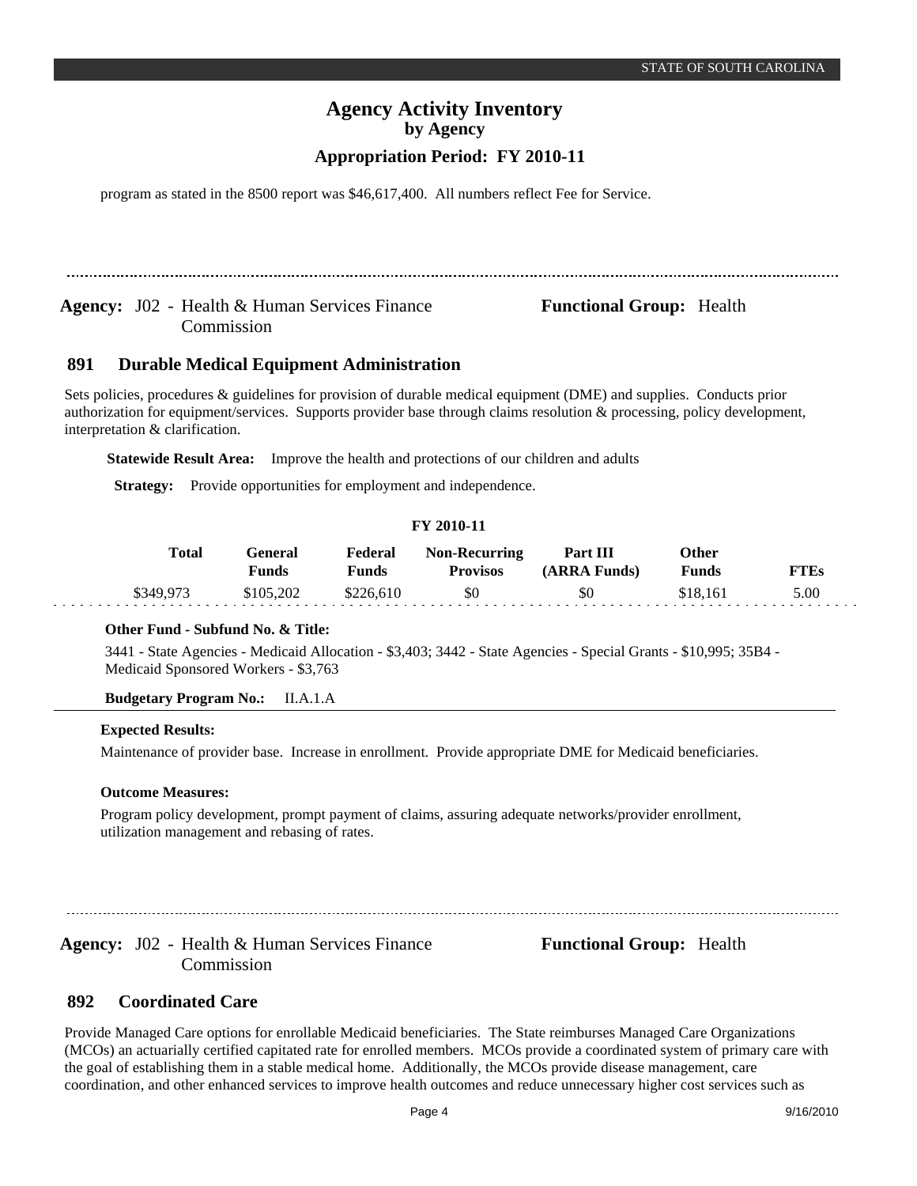program as stated in the 8500 report was $46,617,400. All numbers reflect Fee for Service.

---

**Agency:** J02 - Health & Human Services Finance Commission

**Functional Group:** Health

## 891 Durable Medical Equipment Administration

Sets policies, procedures & guidelines for provision of durable medical equipment (DME) and supplies. Conducts prior authorization for equipment/services. Supports provider base through claims resolution & processing, policy development, interpretation & clarification.

**Statewide Result Area:** Improve the health and protections of our children and adults

**Strategy:** Provide opportunities for employment and independence.

**FY 2010-11**

| Total | General Funds | Federal Funds | Non-Recurring Provisos | Part III (ARRA Funds) | Other Funds | FTEs |
|---|---|---|---|---|---|---|
| $349,973 | $105,202 | $226,610 | $0 | $0 | $18,161 | 5.00 |

**Other Fund - Subfund No. & Title:**

3441 - State Agencies - Medicaid Allocation - $3,403; 3442 - State Agencies - Special Grants - $10,995; 35B4 - Medicaid Sponsored Workers - $3,763

**Budgetary Program No.:** II.A.1.A

**Expected Results:**

Maintenance of provider base. Increase in enrollment. Provide appropriate DME for Medicaid beneficiaries.

**Outcome Measures:**

Program policy development, prompt payment of claims, assuring adequate networks/provider enrollment, utilization management and rebasing of rates.

---

**Agency:** J02 - Health & Human Services Finance Commission

**Functional Group:** Health

## 892 Coordinated Care

Provide Managed Care options for enrollable Medicaid beneficiaries. The State reimburses Managed Care Organizations (MCOs) an actuarially certified capitated rate for enrolled members. MCOs provide a coordinated system of primary care with the goal of establishing them in a stable medical home. Additionally, the MCOs provide disease management, care coordination, and other enhanced services to improve health outcomes and reduce unnecessary higher cost services such as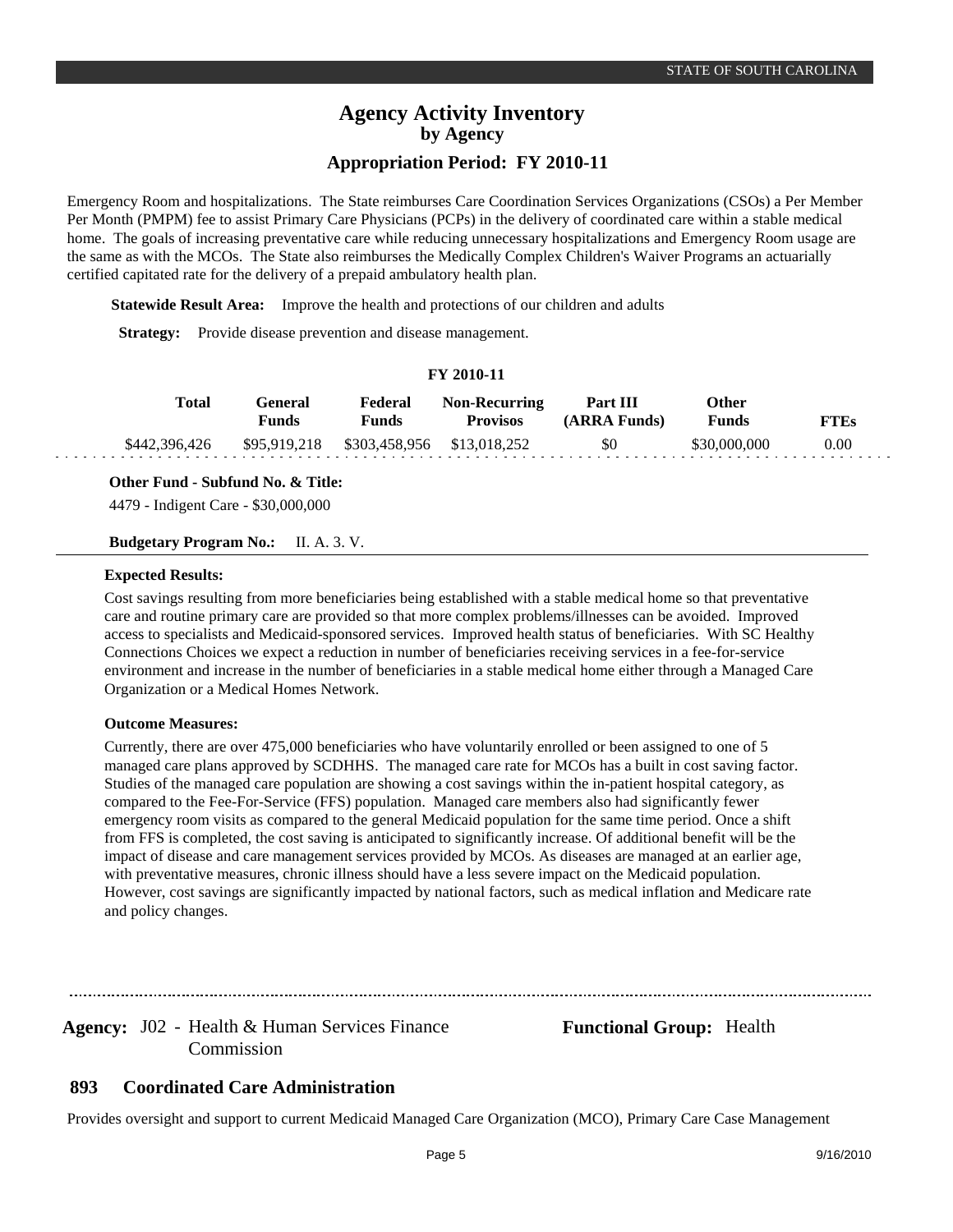Emergency Room and hospitalizations. The State reimburses Care Coordination Services Organizations (CSOs) a Per Member Per Month (PMPM) fee to assist Primary Care Physicians (PCPs) in the delivery of coordinated care within a stable medical home. The goals of increasing preventative care while reducing unnecessary hospitalizations and Emergency Room usage are the same as with the MCOs. The State also reimburses the Medically Complex Children's Waiver Programs an actuarially certified capitated rate for the delivery of a prepaid ambulatory health plan.

**Statewide Result Area:** Improve the health and protections of our children and adults

**Strategy:** Provide disease prevention and disease management.

**FY 2010-11**

| Total | General Funds | Federal Funds | Non-Recurring Provisos | Part III (ARRA Funds) | Other Funds | FTEs |
|---|---|---|---|---|---|---|
| $442,396,426 | $95,919,218 | $303,458,956 | $13,018,252 | $0 | $30,000,000 | 0.00 |

**Other Fund - Subfund No. & Title:**

4479 - Indigent Care - $30,000,000

**Budgetary Program No.:** II. A. 3. V.

**Expected Results:**

Cost savings resulting from more beneficiaries being established with a stable medical home so that preventative care and routine primary care are provided so that more complex problems/illnesses can be avoided. Improved access to specialists and Medicaid-sponsored services. Improved health status of beneficiaries. With SC Healthy Connections Choices we expect a reduction in number of beneficiaries receiving services in a fee-for-service environment and increase in the number of beneficiaries in a stable medical home either through a Managed Care Organization or a Medical Homes Network.

**Outcome Measures:**

Currently, there are over 475,000 beneficiaries who have voluntarily enrolled or been assigned to one of 5 managed care plans approved by SCDHHS. The managed care rate for MCOs has a built in cost saving factor. Studies of the managed care population are showing a cost savings within the in-patient hospital category, as compared to the Fee-For-Service (FFS) population. Managed care members also had significantly fewer emergency room visits as compared to the general Medicaid population for the same time period. Once a shift from FFS is completed, the cost saving is anticipated to significantly increase. Of additional benefit will be the impact of disease and care management services provided by MCOs. As diseases are managed at an earlier age, with preventative measures, chronic illness should have a less severe impact on the Medicaid population. However, cost savings are significantly impacted by national factors, such as medical inflation and Medicare rate and policy changes.

---

**Agency:** J02 - Health & Human Services Finance Commission

**Functional Group:** Health

## 893 Coordinated Care Administration

Provides oversight and support to current Medicaid Managed Care Organization (MCO), Primary Care Case Management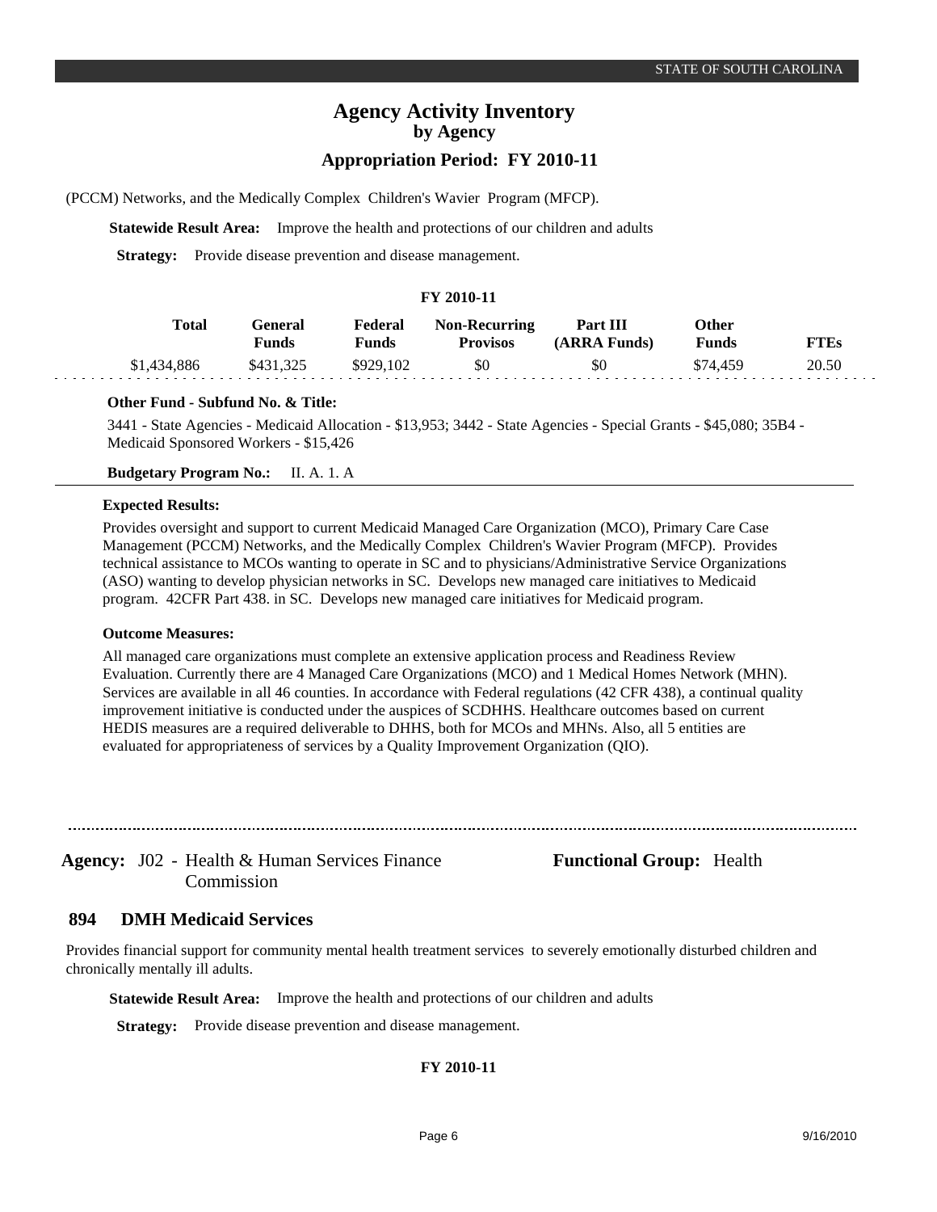(PCCM) Networks, and the Medically Complex Children's Wavier Program (MFCP).

**Statewide Result Area:** Improve the health and protections of our children and adults

**Strategy:** Provide disease prevention and disease management.

**FY 2010-11**

| Total | General Funds | Federal Funds | Non-Recurring Provisos | Part III (ARRA Funds) | Other Funds | FTEs |
|---|---|---|---|---|---|---|
| $1,434,886 | $431,325 | $929,102 | $0 | $0 | $74,459 | 20.50 |

**Other Fund - Subfund No. & Title:**

3441 - State Agencies - Medicaid Allocation - $13,953; 3442 - State Agencies - Special Grants - $45,080; 35B4 - Medicaid Sponsored Workers - $15,426

**Budgetary Program No.:** II. A. 1. A

**Expected Results:**

Provides oversight and support to current Medicaid Managed Care Organization (MCO), Primary Care Case Management (PCCM) Networks, and the Medically Complex Children's Wavier Program (MFCP). Provides technical assistance to MCOs wanting to operate in SC and to physicians/Administrative Service Organizations (ASO) wanting to develop physician networks in SC. Develops new managed care initiatives to Medicaid program. 42CFR Part 438. in SC. Develops new managed care initiatives for Medicaid program.

**Outcome Measures:**

All managed care organizations must complete an extensive application process and Readiness Review Evaluation. Currently there are 4 Managed Care Organizations (MCO) and 1 Medical Homes Network (MHN). Services are available in all 46 counties. In accordance with Federal regulations (42 CFR 438), a continual quality improvement initiative is conducted under the auspices of SCDHHS. Healthcare outcomes based on current HEDIS measures are a required deliverable to DHHS, both for MCOs and MHNs. Also, all 5 entities are evaluated for appropriateness of services by a Quality Improvement Organization (QIO).

---

**Agency:** J02 - Health & Human Services Finance Commission **Functional Group:** Health

## 894 DMH Medicaid Services

Provides financial support for community mental health treatment services to severely emotionally disturbed children and chronically mentally ill adults.

**Statewide Result Area:** Improve the health and protections of our children and adults

**Strategy:** Provide disease prevention and disease management.

**FY 2010-11**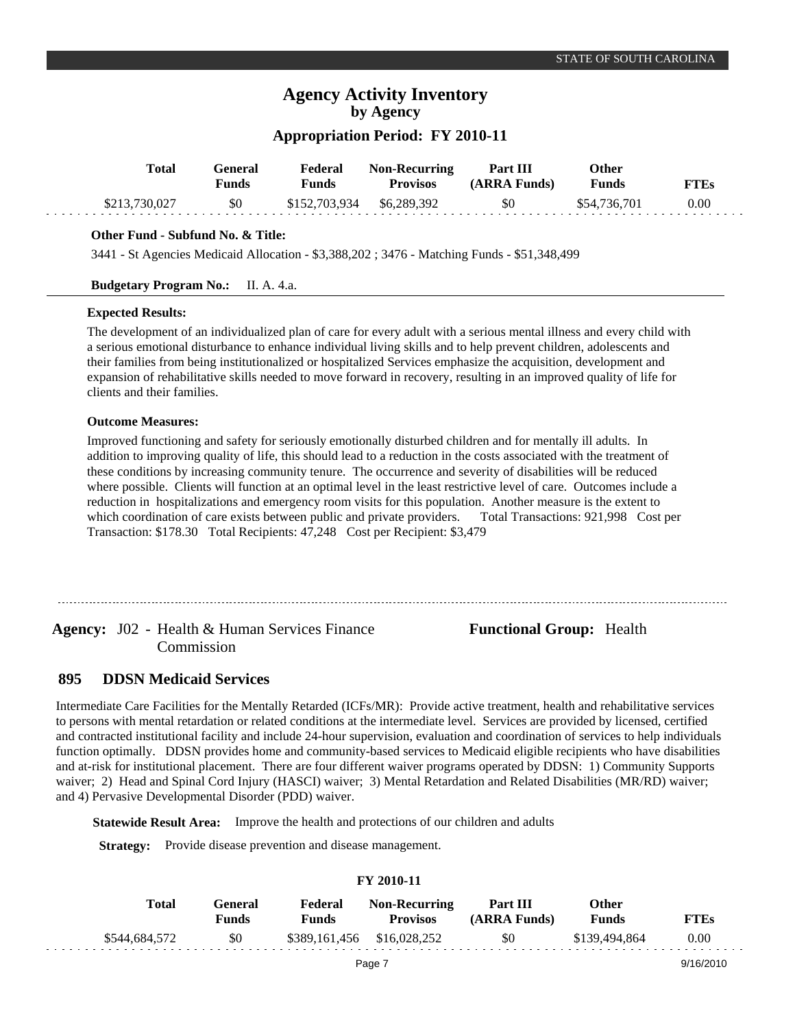| Total | General Funds | Federal Funds | Non-Recurring Provisos | Part III (ARRA Funds) | Other Funds | FTEs |
|---|---|---|---|---|---|---|
| $213,730,027 | $0 | $152,703,934 | $6,289,392 | $0 | $54,736,701 | 0.00 |

**Other Fund - Subfund No. & Title:**

3441 - St Agencies Medicaid Allocation - $3,388,202 ; 3476 - Matching Funds - $51,348,499

**Budgetary Program No.:** II. A. 4.a.

**Expected Results:**

The development of an individualized plan of care for every adult with a serious mental illness and every child with a serious emotional disturbance to enhance individual living skills and to help prevent children, adolescents and their families from being institutionalized or hospitalized Services emphasize the acquisition, development and expansion of rehabilitative skills needed to move forward in recovery, resulting in an improved quality of life for clients and their families.

**Outcome Measures:**

Improved functioning and safety for seriously emotionally disturbed children and for mentally ill adults. In addition to improving quality of life, this should lead to a reduction in the costs associated with the treatment of these conditions by increasing community tenure. The occurrence and severity of disabilities will be reduced where possible. Clients will function at an optimal level in the least restrictive level of care. Outcomes include a reduction in hospitalizations and emergency room visits for this population. Another measure is the extent to which coordination of care exists between public and private providers. Total Transactions: 921,998 Cost per Transaction: $178.30 Total Recipients: 47,248 Cost per Recipient: $3,479

---

**Agency:** J02 - Health & Human Services Finance Commission

**Functional Group:** Health

## 895 DDSN Medicaid Services

Intermediate Care Facilities for the Mentally Retarded (ICFs/MR): Provide active treatment, health and rehabilitative services to persons with mental retardation or related conditions at the intermediate level. Services are provided by licensed, certified and contracted institutional facility and include 24-hour supervision, evaluation and coordination of services to help individuals function optimally. DDSN provides home and community-based services to Medicaid eligible recipients who have disabilities and at-risk for institutional placement. There are four different waiver programs operated by DDSN: 1) Community Supports waiver; 2) Head and Spinal Cord Injury (HASCI) waiver; 3) Mental Retardation and Related Disabilities (MR/RD) waiver; and 4) Pervasive Developmental Disorder (PDD) waiver.

**Statewide Result Area:** Improve the health and protections of our children and adults

**Strategy:** Provide disease prevention and disease management.

**FY 2010-11**

| Total | General Funds | Federal Funds | Non-Recurring Provisos | Part III (ARRA Funds) | Other Funds | FTEs |
|---|---|---|---|---|---|---|
| $544,684,572 | $0 | $389,161,456 | $16,028,252 | $0 | $139,494,864 | 0.00 |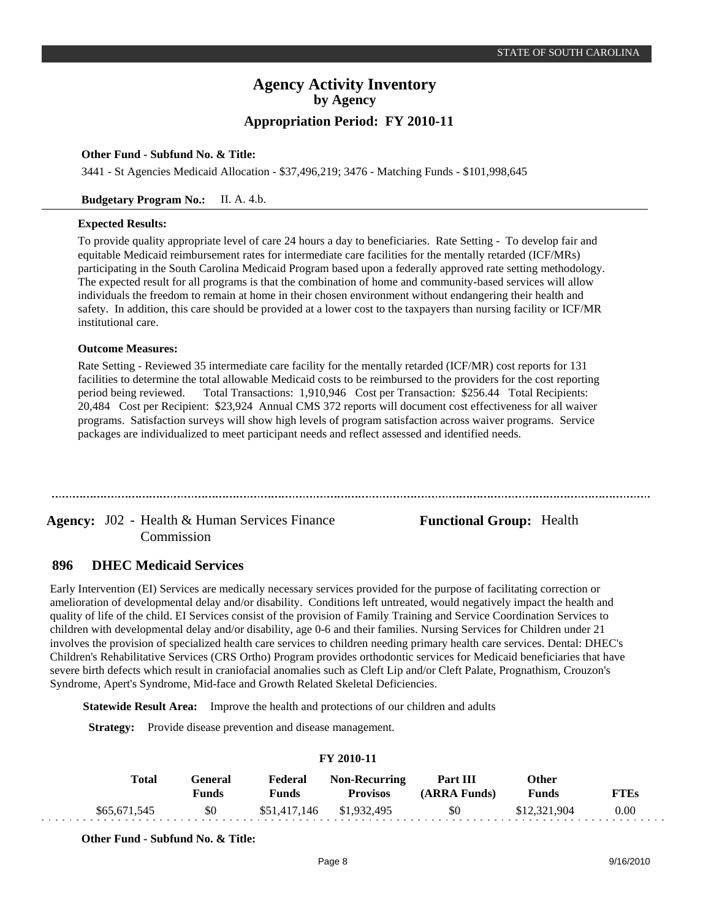**Other Fund - Subfund No. & Title:**

3441 - St Agencies Medicaid Allocation - $37,496,219; 3476 - Matching Funds - $101,998,645

**Budgetary Program No.:** II. A. 4.b.

**Expected Results:**

To provide quality appropriate level of care 24 hours a day to beneficiaries. Rate Setting - To develop fair and equitable Medicaid reimbursement rates for intermediate care facilities for the mentally retarded (ICF/MRs) participating in the South Carolina Medicaid Program based upon a federally approved rate setting methodology. The expected result for all programs is that the combination of home and community-based services will allow individuals the freedom to remain at home in their chosen environment without endangering their health and safety. In addition, this care should be provided at a lower cost to the taxpayers than nursing facility or ICF/MR institutional care.

**Outcome Measures:**

Rate Setting - Reviewed 35 intermediate care facility for the mentally retarded (ICF/MR) cost reports for 131 facilities to determine the total allowable Medicaid costs to be reimbursed to the providers for the cost reporting period being reviewed. Total Transactions: 1,910,946 Cost per Transaction: $256.44 Total Recipients: 20,484 Cost per Recipient: $23,924 Annual CMS 372 reports will document cost effectiveness for all waiver programs. Satisfaction surveys will show high levels of program satisfaction across waiver programs. Service packages are individualized to meet participant needs and reflect assessed and identified needs.

---

**Agency:** J02 - Health & Human Services Finance Commission

**Functional Group:** Health

## 896 DHEC Medicaid Services

Early Intervention (EI) Services are medically necessary services provided for the purpose of facilitating correction or amelioration of developmental delay and/or disability. Conditions left untreated, would negatively impact the health and quality of life of the child. EI Services consist of the provision of Family Training and Service Coordination Services to children with developmental delay and/or disability, age 0-6 and their families. Nursing Services for Children under 21 involves the provision of specialized health care services to children needing primary health care services. Dental: DHEC's Children's Rehabilitative Services (CRS Ortho) Program provides orthodontic services for Medicaid beneficiaries that have severe birth defects which result in craniofacial anomalies such as Cleft Lip and/or Cleft Palate, Prognathism, Crouzon's Syndrome, Apert's Syndrome, Mid-face and Growth Related Skeletal Deficiencies.

**Statewide Result Area:** Improve the health and protections of our children and adults

**Strategy:** Provide disease prevention and disease management.

**FY 2010-11**

| Total | General Funds | Federal Funds | Non-Recurring Provisos | Part III (ARRA Funds) | Other Funds | FTEs |
|---|---|---|---|---|---|---|
| $65,671,545 | $0 | $51,417,146 | $1,932,495 | $0 | $12,321,904 | 0.00 |

**Other Fund - Subfund No. & Title:**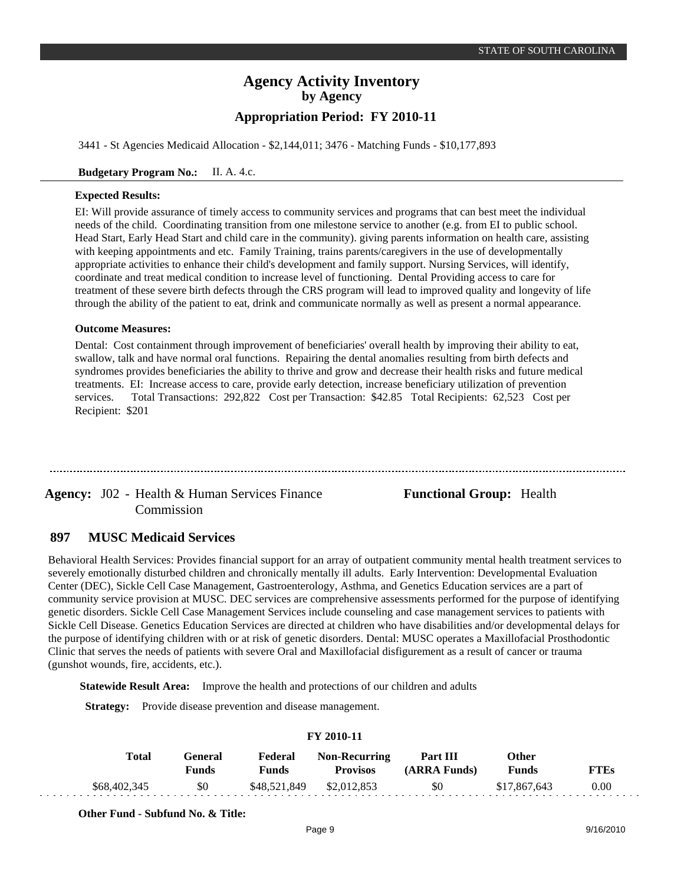3441 - St Agencies Medicaid Allocation - $2,144,011; 3476 - Matching Funds - $10,177,893

**Budgetary Program No.:** II. A. 4.c.

**Expected Results:**

EI: Will provide assurance of timely access to community services and programs that can best meet the individual needs of the child. Coordinating transition from one milestone service to another (e.g. from EI to public school. Head Start, Early Head Start and child care in the community). giving parents information on health care, assisting with keeping appointments and etc. Family Training, trains parents/caregivers in the use of developmentally appropriate activities to enhance their child's development and family support. Nursing Services, will identify, coordinate and treat medical condition to increase level of functioning. Dental Providing access to care for treatment of these severe birth defects through the CRS program will lead to improved quality and longevity of life through the ability of the patient to eat, drink and communicate normally as well as present a normal appearance.

**Outcome Measures:**

Dental: Cost containment through improvement of beneficiaries' overall health by improving their ability to eat, swallow, talk and have normal oral functions. Repairing the dental anomalies resulting from birth defects and syndromes provides beneficiaries the ability to thrive and grow and decrease their health risks and future medical treatments. EI: Increase access to care, provide early detection, increase beneficiary utilization of prevention services. Total Transactions: 292,822 Cost per Transaction: $42.85 Total Recipients: 62,523 Cost per Recipient: $201

---

**Agency:** J02 - Health & Human Services Finance Commission

**Functional Group:** Health

## 897 MUSC Medicaid Services

Behavioral Health Services: Provides financial support for an array of outpatient community mental health treatment services to severely emotionally disturbed children and chronically mentally ill adults. Early Intervention: Developmental Evaluation Center (DEC), Sickle Cell Case Management, Gastroenterology, Asthma, and Genetics Education services are a part of community service provision at MUSC. DEC services are comprehensive assessments performed for the purpose of identifying genetic disorders. Sickle Cell Case Management Services include counseling and case management services to patients with Sickle Cell Disease. Genetics Education Services are directed at children who have disabilities and/or developmental delays for the purpose of identifying children with or at risk of genetic disorders. Dental: MUSC operates a Maxillofacial Prosthodontic Clinic that serves the needs of patients with severe Oral and Maxillofacial disfigurement as a result of cancer or trauma (gunshot wounds, fire, accidents, etc.).

**Statewide Result Area:** Improve the health and protections of our children and adults

**Strategy:** Provide disease prevention and disease management.

**FY 2010-11**

| Total | General Funds | Federal Funds | Non-Recurring Provisos | Part III (ARRA Funds) | Other Funds | FTEs |
|---|---|---|---|---|---|---|
| $68,402,345 | $0 | $48,521,849 | $2,012,853 | $0 | $17,867,643 | 0.00 |

**Other Fund - Subfund No. & Title:**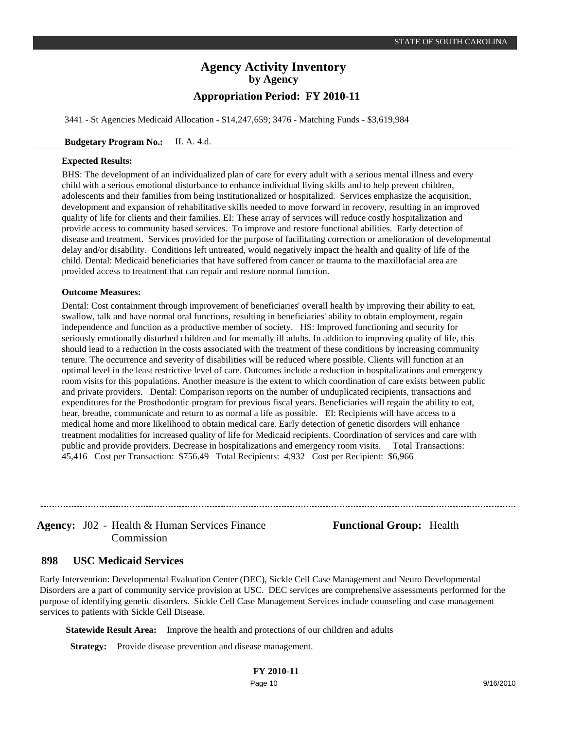3441 - St Agencies Medicaid Allocation - $14,247,659; 3476 - Matching Funds - $3,619,984

**Budgetary Program No.:** II. A. 4.d.

**Expected Results:**

BHS: The development of an individualized plan of care for every adult with a serious mental illness and every child with a serious emotional disturbance to enhance individual living skills and to help prevent children, adolescents and their families from being institutionalized or hospitalized. Services emphasize the acquisition, development and expansion of rehabilitative skills needed to move forward in recovery, resulting in an improved quality of life for clients and their families. EI: These array of services will reduce costly hospitalization and provide access to community based services. To improve and restore functional abilities. Early detection of disease and treatment. Services provided for the purpose of facilitating correction or amelioration of developmental delay and/or disability. Conditions left untreated, would negatively impact the health and quality of life of the child. Dental: Medicaid beneficiaries that have suffered from cancer or trauma to the maxillofacial area are provided access to treatment that can repair and restore normal function.

**Outcome Measures:**

Dental: Cost containment through improvement of beneficiaries' overall health by improving their ability to eat, swallow, talk and have normal oral functions, resulting in beneficiaries' ability to obtain employment, regain independence and function as a productive member of society. HS: Improved functioning and security for seriously emotionally disturbed children and for mentally ill adults. In addition to improving quality of life, this should lead to a reduction in the costs associated with the treatment of these conditions by increasing community tenure. The occurrence and severity of disabilities will be reduced where possible. Clients will function at an optimal level in the least restrictive level of care. Outcomes include a reduction in hospitalizations and emergency room visits for this populations. Another measure is the extent to which coordination of care exists between public and private providers. Dental: Comparison reports on the number of unduplicated recipients, transactions and expenditures for the Prosthodontic program for previous fiscal years. Beneficiaries will regain the ability to eat, hear, breathe, communicate and return to as normal a life as possible. EI: Recipients will have access to a medical home and more likelihood to obtain medical care. Early detection of genetic disorders will enhance treatment modalities for increased quality of life for Medicaid recipients. Coordination of services and care with public and provide providers. Decrease in hospitalizations and emergency room visits. Total Transactions: 45,416 Cost per Transaction: $756.49 Total Recipients: 4,932 Cost per Recipient: $6,966

---

**Agency:** J02 - Health & Human Services Finance Commission

**Functional Group:** Health

## 898 USC Medicaid Services

Early Intervention: Developmental Evaluation Center (DEC), Sickle Cell Case Management and Neuro Developmental Disorders are a part of community service provision at USC. DEC services are comprehensive assessments performed for the purpose of identifying genetic disorders. Sickle Cell Case Management Services include counseling and case management services to patients with Sickle Cell Disease.

**Statewide Result Area:** Improve the health and protections of our children and adults

**Strategy:** Provide disease prevention and disease management.

**FY 2010-11**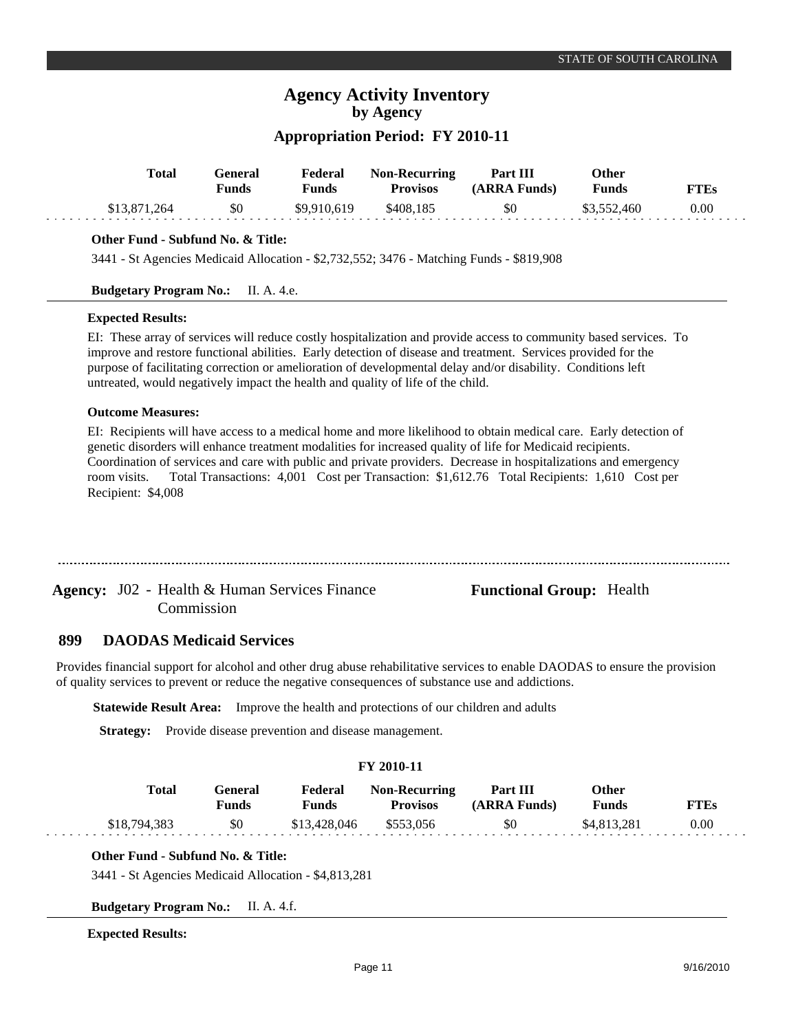# Agency Activity Inventory
## by Agency
### Appropriation Period: FY 2010-11

| Total | General Funds | Federal Funds | Non-Recurring Provisos | Part III (ARRA Funds) | Other Funds | FTEs |
|---|---|---|---|---|---|---|
| $13,871,264 | $0 | $9,910,619 | $408,185 | $0 | $3,552,460 | 0.00 |

**Other Fund - Subfund No. & Title:**

3441 - St Agencies Medicaid Allocation - $2,732,552; 3476 - Matching Funds - $819,908

**Budgetary Program No.:** II. A. 4.e.

**Expected Results:**

EI: These array of services will reduce costly hospitalization and provide access to community based services. To improve and restore functional abilities. Early detection of disease and treatment. Services provided for the purpose of facilitating correction or amelioration of developmental delay and/or disability. Conditions left untreated, would negatively impact the health and quality of life of the child.

**Outcome Measures:**

EI: Recipients will have access to a medical home and more likelihood to obtain medical care. Early detection of genetic disorders will enhance treatment modalities for increased quality of life for Medicaid recipients. Coordination of services and care with public and private providers. Decrease in hospitalizations and emergency room visits. Total Transactions: 4,001 Cost per Transaction: $1,612.76 Total Recipients: 1,610 Cost per Recipient: $4,008

---

**Agency:** J02 - Health & Human Services Finance Commission **Functional Group:** Health

## 899 DAODAS Medicaid Services

Provides financial support for alcohol and other drug abuse rehabilitative services to enable DAODAS to ensure the provision of quality services to prevent or reduce the negative consequences of substance use and addictions.

**Statewide Result Area:** Improve the health and protections of our children and adults

**Strategy:** Provide disease prevention and disease management.

**FY 2010-11**

| Total | General Funds | Federal Funds | Non-Recurring Provisos | Part III (ARRA Funds) | Other Funds | FTEs |
|---|---|---|---|---|---|---|
| $18,794,383 | $0 | $13,428,046 | $553,056 | $0 | $4,813,281 | 0.00 |

**Other Fund - Subfund No. & Title:**

3441 - St Agencies Medicaid Allocation - $4,813,281

**Budgetary Program No.:** II. A. 4.f.

**Expected Results:**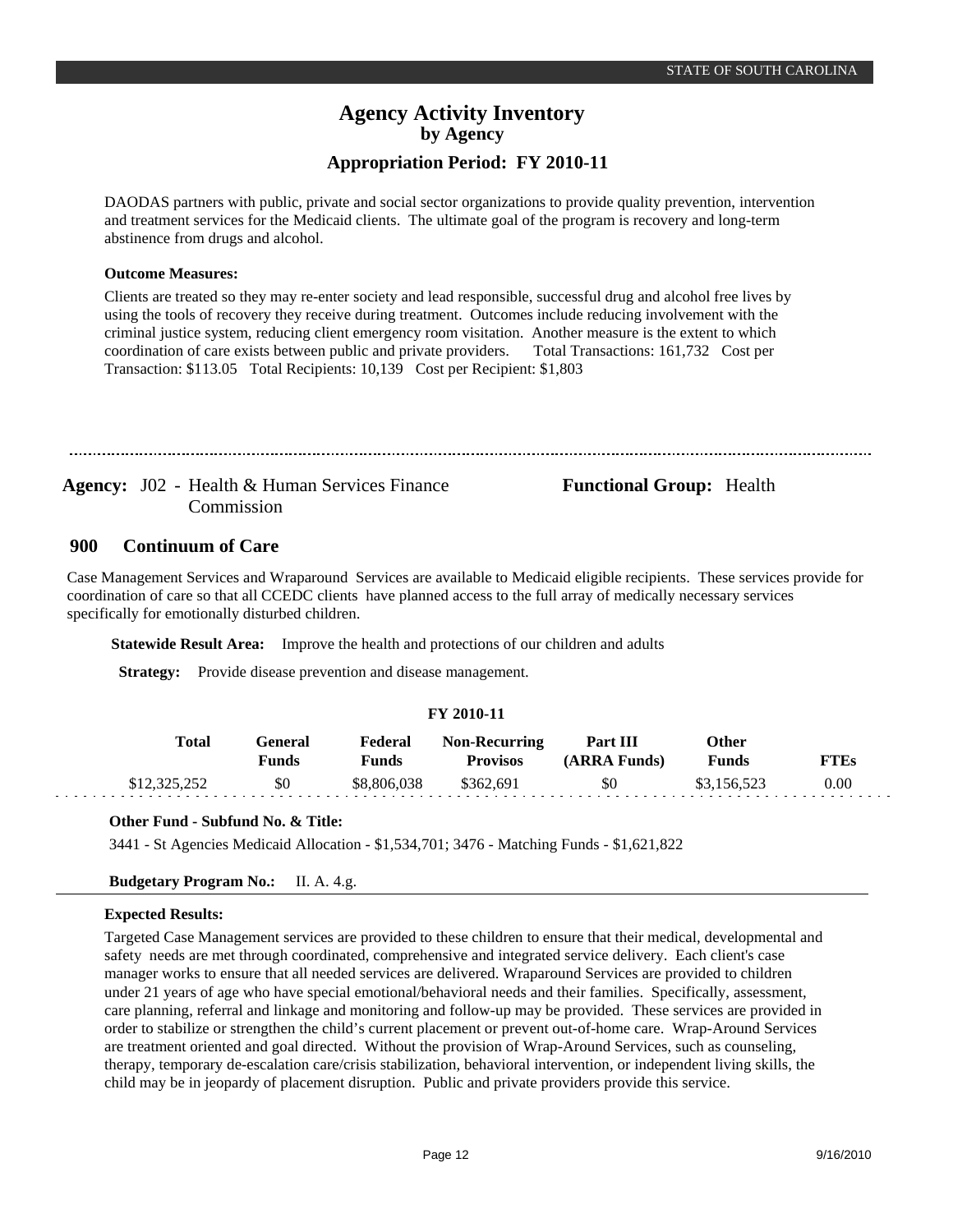DAODAS partners with public, private and social sector organizations to provide quality prevention, intervention and treatment services for the Medicaid clients. The ultimate goal of the program is recovery and long-term abstinence from drugs and alcohol.

**Outcome Measures:**

Clients are treated so they may re-enter society and lead responsible, successful drug and alcohol free lives by using the tools of recovery they receive during treatment. Outcomes include reducing involvement with the criminal justice system, reducing client emergency room visitation. Another measure is the extent to which coordination of care exists between public and private providers. Total Transactions: 161,732 Cost per Transaction: $113.05 Total Recipients: 10,139 Cost per Recipient: $1,803

---

**Agency:** J02 - Health & Human Services Finance Commission

**Functional Group:** Health

## 900 Continuum of Care

Case Management Services and Wraparound Services are available to Medicaid eligible recipients. These services provide for coordination of care so that all CCEDC clients have planned access to the full array of medically necessary services specifically for emotionally disturbed children.

**Statewide Result Area:** Improve the health and protections of our children and adults

**Strategy:** Provide disease prevention and disease management.

**FY 2010-11**

| Total | General Funds | Federal Funds | Non-Recurring Provisos | Part III (ARRA Funds) | Other Funds | FTEs |
|---|---|---|---|---|---|---|
| $12,325,252 | $0 | $8,806,038 | $362,691 | $0 | $3,156,523 | 0.00 |

**Other Fund - Subfund No. & Title:**

3441 - St Agencies Medicaid Allocation - $1,534,701; 3476 - Matching Funds - $1,621,822

**Budgetary Program No.:** II. A. 4.g.

**Expected Results:**

Targeted Case Management services are provided to these children to ensure that their medical, developmental and safety needs are met through coordinated, comprehensive and integrated service delivery. Each client's case manager works to ensure that all needed services are delivered. Wraparound Services are provided to children under 21 years of age who have special emotional/behavioral needs and their families. Specifically, assessment, care planning, referral and linkage and monitoring and follow-up may be provided. These services are provided in order to stabilize or strengthen the child's current placement or prevent out-of-home care. Wrap-Around Services are treatment oriented and goal directed. Without the provision of Wrap-Around Services, such as counseling, therapy, temporary de-escalation care/crisis stabilization, behavioral intervention, or independent living skills, the child may be in jeopardy of placement disruption. Public and private providers provide this service.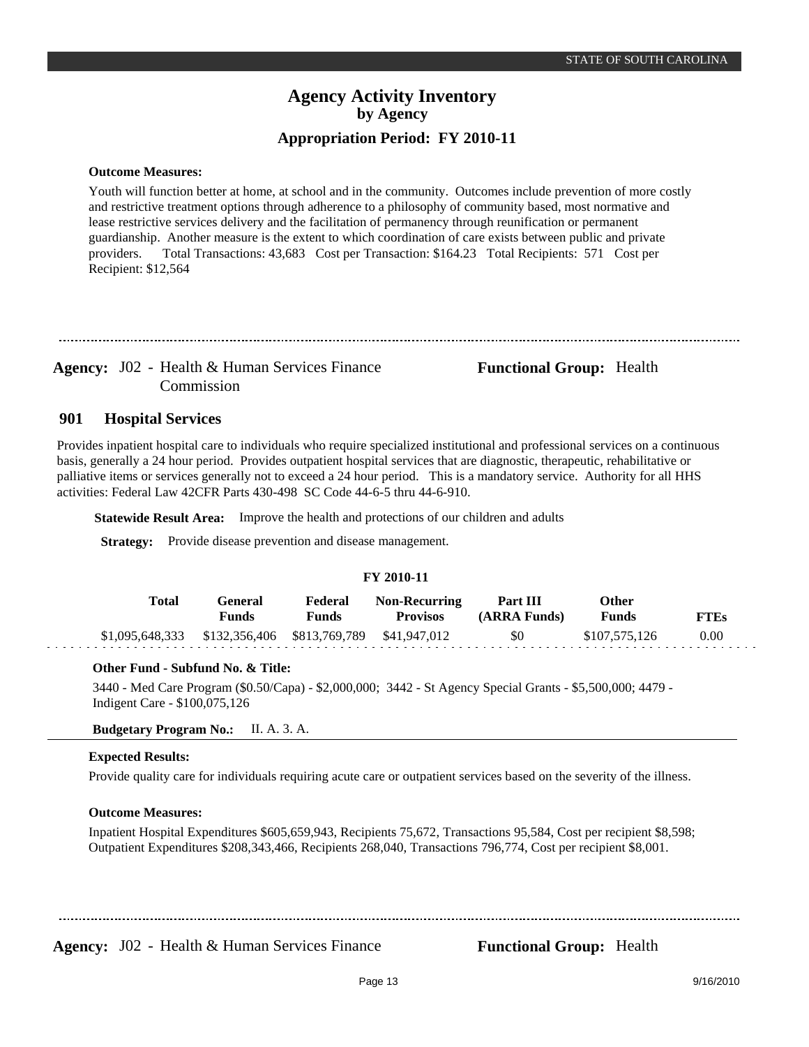**Outcome Measures:**

Youth will function better at home, at school and in the community. Outcomes include prevention of more costly and restrictive treatment options through adherence to a philosophy of community based, most normative and lease restrictive services delivery and the facilitation of permanency through reunification or permanent guardianship. Another measure is the extent to which coordination of care exists between public and private providers. Total Transactions: 43,683 Cost per Transaction: $164.23 Total Recipients: 571 Cost per Recipient: $12,564

---

**Agency:** J02 - Health & Human Services Finance Commission

**Functional Group:** Health

## 901 Hospital Services

Provides inpatient hospital care to individuals who require specialized institutional and professional services on a continuous basis, generally a 24 hour period. Provides outpatient hospital services that are diagnostic, therapeutic, rehabilitative or palliative items or services generally not to exceed a 24 hour period. This is a mandatory service. Authority for all HHS activities: Federal Law 42CFR Parts 430-498 SC Code 44-6-5 thru 44-6-910.

**Statewide Result Area:** Improve the health and protections of our children and adults

**Strategy:** Provide disease prevention and disease management.

**FY 2010-11**

| Total | General Funds | Federal Funds | Non-Recurring Provisos | Part III (ARRA Funds) | Other Funds | FTEs |
|---|---|---|---|---|---|---|
| $1,095,648,333 | $132,356,406 | $813,769,789 | $41,947,012 | $0 | $107,575,126 | 0.00 |

**Other Fund - Subfund No. & Title:**

3440 - Med Care Program ($0.50/Capa) - $2,000,000; 3442 - St Agency Special Grants - $5,500,000; 4479 - Indigent Care - $100,075,126

**Budgetary Program No.:** II. A. 3. A.

**Expected Results:**

Provide quality care for individuals requiring acute care or outpatient services based on the severity of the illness.

**Outcome Measures:**

Inpatient Hospital Expenditures $605,659,943, Recipients 75,672, Transactions 95,584, Cost per recipient $8,598; Outpatient Expenditures $208,343,466, Recipients 268,040, Transactions 796,774, Cost per recipient $8,001.

---

**Agency:** J02 - Health & Human Services Finance

**Functional Group:** Health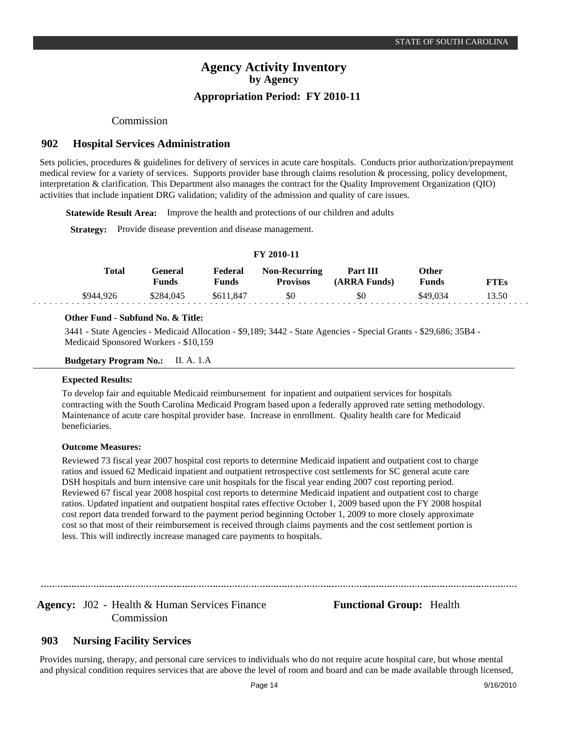# Agency Activity Inventory
## by Agency
### Appropriation Period: FY 2010-11

Commission

## 902 Hospital Services Administration

Sets policies, procedures & guidelines for delivery of services in acute care hospitals. Conducts prior authorization/prepayment medical review for a variety of services. Supports provider base through claims resolution & processing, policy development, interpretation & clarification. This Department also manages the contract for the Quality Improvement Organization (QIO) activities that include inpatient DRG validation; validity of the admission and quality of care issues.

**Statewide Result Area:** Improve the health and protections of our children and adults

**Strategy:** Provide disease prevention and disease management.

**FY 2010-11**

| Total | General Funds | Federal Funds | Non-Recurring Provisos | Part III (ARRA Funds) | Other Funds | FTEs |
|---|---|---|---|---|---|---|
| $944,926 | $284,045 | $611,847 | $0 | $0 | $49,034 | 13.50 |

**Other Fund - Subfund No. & Title:**

3441 - State Agencies - Medicaid Allocation - $9,189; 3442 - State Agencies - Special Grants - $29,686; 35B4 - Medicaid Sponsored Workers - $10,159

**Budgetary Program No.:** II. A. 1.A

**Expected Results:**

To develop fair and equitable Medicaid reimbursement for inpatient and outpatient services for hospitals contracting with the South Carolina Medicaid Program based upon a federally approved rate setting methodology. Maintenance of acute care hospital provider base. Increase in enrollment. Quality health care for Medicaid beneficiaries.

**Outcome Measures:**

Reviewed 73 fiscal year 2007 hospital cost reports to determine Medicaid inpatient and outpatient cost to charge ratios and issued 62 Medicaid inpatient and outpatient retrospective cost settlements for SC general acute care DSH hospitals and burn intensive care unit hospitals for the fiscal year ending 2007 cost reporting period. Reviewed 67 fiscal year 2008 hospital cost reports to determine Medicaid inpatient and outpatient cost to charge ratios. Updated inpatient and outpatient hospital rates effective October 1, 2009 based upon the FY 2008 hospital cost report data trended forward to the payment period beginning October 1, 2009 to more closely approximate cost so that most of their reimbursement is received through claims payments and the cost settlement portion is less. This will indirectly increase managed care payments to hospitals.

---

**Agency:** J02 - Health & Human Services Finance Commission

**Functional Group:** Health

## 903 Nursing Facility Services

Provides nursing, therapy, and personal care services to individuals who do not require acute hospital care, but whose mental and physical condition requires services that are above the level of room and board and can be made available through licensed,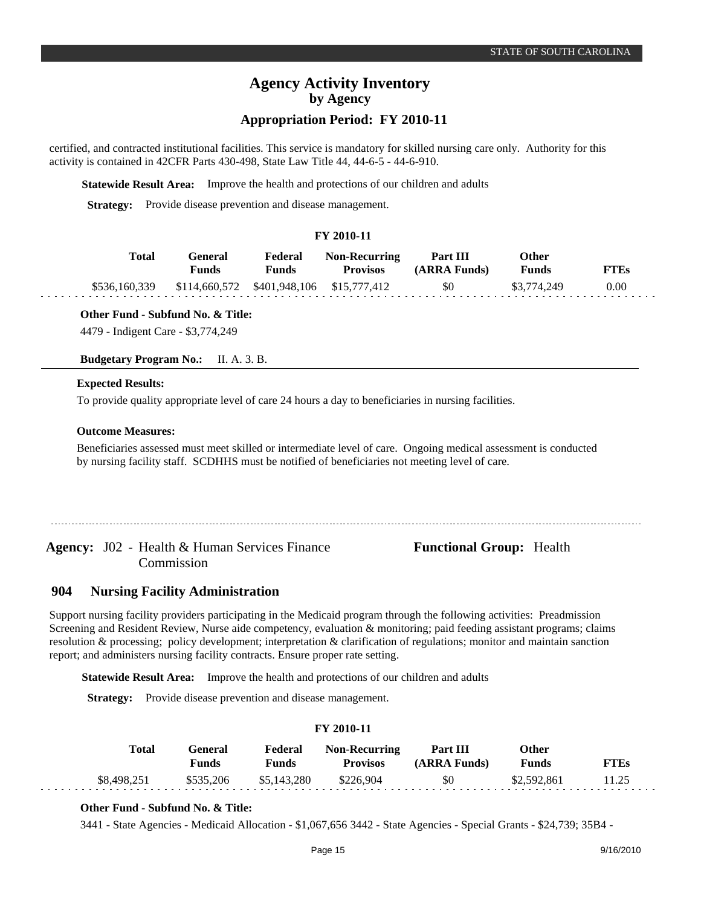certified, and contracted institutional facilities. This service is mandatory for skilled nursing care only.  Authority for this activity is contained in 42CFR Parts 430-498, State Law Title 44, 44-6-5 - 44-6-910.

**Statewide Result Area:** Improve the health and protections of our children and adults

**Strategy:** Provide disease prevention and disease management.

**FY 2010-11**

| Total | General Funds | Federal Funds | Non-Recurring Provisos | Part III (ARRA Funds) | Other Funds | FTEs |
|---|---|---|---|---|---|---|
| $536,160,339 | $114,660,572 | $401,948,106 | $15,777,412 | $0 | $3,774,249 | 0.00 |

**Other Fund - Subfund No. & Title:**

4479 - Indigent Care - $3,774,249

**Budgetary Program No.:** II. A. 3. B.

**Expected Results:**

To provide quality appropriate level of care 24 hours a day to beneficiaries in nursing facilities.

**Outcome Measures:**

Beneficiaries assessed must meet skilled or intermediate level of care.  Ongoing medical assessment is conducted by nursing facility staff.  SCDHHS must be notified of beneficiaries not meeting level of care.

**Agency:** J02 - Health & Human Services Finance Commission

**Functional Group:** Health

## 904 Nursing Facility Administration

Support nursing facility providers participating in the Medicaid program through the following activities:  Preadmission Screening and Resident Review, Nurse aide competency, evaluation & monitoring; paid feeding assistant programs; claims resolution & processing;  policy development; interpretation & clarification of regulations; monitor and maintain sanction report; and administers nursing facility contracts. Ensure proper rate setting.

**Statewide Result Area:** Improve the health and protections of our children and adults

**Strategy:** Provide disease prevention and disease management.

**FY 2010-11**

| Total | General Funds | Federal Funds | Non-Recurring Provisos | Part III (ARRA Funds) | Other Funds | FTEs |
|---|---|---|---|---|---|---|
| $8,498,251 | $535,206 | $5,143,280 | $226,904 | $0 | $2,592,861 | 11.25 |

**Other Fund - Subfund No. & Title:**

3441 - State Agencies - Medicaid Allocation - $1,067,656 3442 - State Agencies - Special Grants - $24,739; 35B4 -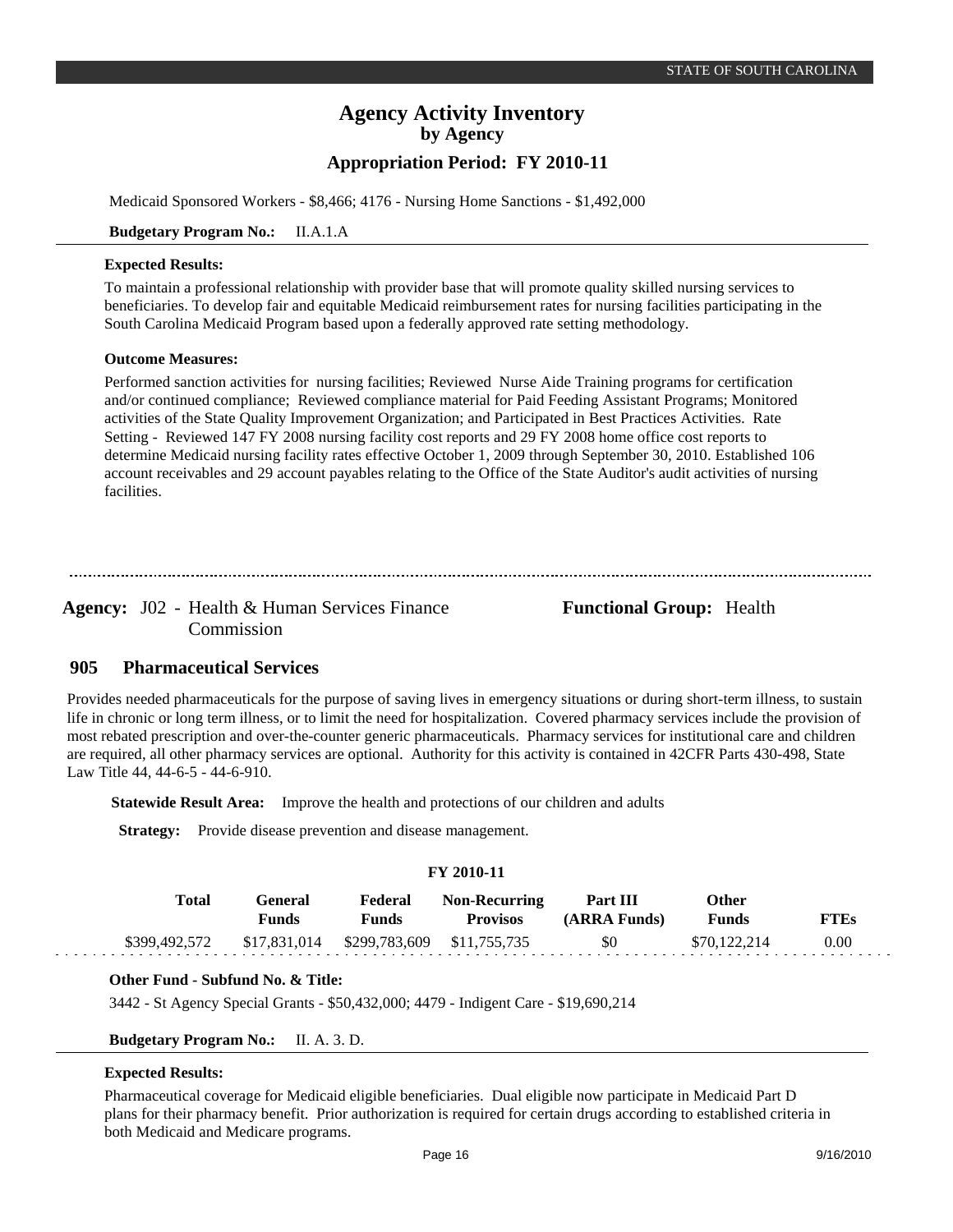Medicaid Sponsored Workers - $8,466; 4176 - Nursing Home Sanctions - $1,492,000

**Budgetary Program No.:** II.A.1.A

**Expected Results:**

To maintain a professional relationship with provider base that will promote quality skilled nursing services to beneficiaries. To develop fair and equitable Medicaid reimbursement rates for nursing facilities participating in the South Carolina Medicaid Program based upon a federally approved rate setting methodology.

**Outcome Measures:**

Performed sanction activities for nursing facilities; Reviewed Nurse Aide Training programs for certification and/or continued compliance; Reviewed compliance material for Paid Feeding Assistant Programs; Monitored activities of the State Quality Improvement Organization; and Participated in Best Practices Activities. Rate Setting - Reviewed 147 FY 2008 nursing facility cost reports and 29 FY 2008 home office cost reports to determine Medicaid nursing facility rates effective October 1, 2009 through September 30, 2010. Established 106 account receivables and 29 account payables relating to the Office of the State Auditor's audit activities of nursing facilities.

---

**Agency:** J02 - Health & Human Services Finance Commission

**Functional Group:** Health

## 905 Pharmaceutical Services

Provides needed pharmaceuticals for the purpose of saving lives in emergency situations or during short-term illness, to sustain life in chronic or long term illness, or to limit the need for hospitalization. Covered pharmacy services include the provision of most rebated prescription and over-the-counter generic pharmaceuticals. Pharmacy services for institutional care and children are required, all other pharmacy services are optional. Authority for this activity is contained in 42CFR Parts 430-498, State Law Title 44, 44-6-5 - 44-6-910.

**Statewide Result Area:** Improve the health and protections of our children and adults

**Strategy:** Provide disease prevention and disease management.

**FY 2010-11**

| Total | General Funds | Federal Funds | Non-Recurring Provisos | Part III (ARRA Funds) | Other Funds | FTEs |
|---|---|---|---|---|---|---|
| $399,492,572 | $17,831,014 | $299,783,609 | $11,755,735 | $0 | $70,122,214 | 0.00 |

**Other Fund - Subfund No. & Title:**

3442 - St Agency Special Grants - $50,432,000; 4479 - Indigent Care - $19,690,214

**Budgetary Program No.:** II. A. 3. D.

**Expected Results:**

Pharmaceutical coverage for Medicaid eligible beneficiaries. Dual eligible now participate in Medicaid Part D plans for their pharmacy benefit. Prior authorization is required for certain drugs according to established criteria in both Medicaid and Medicare programs.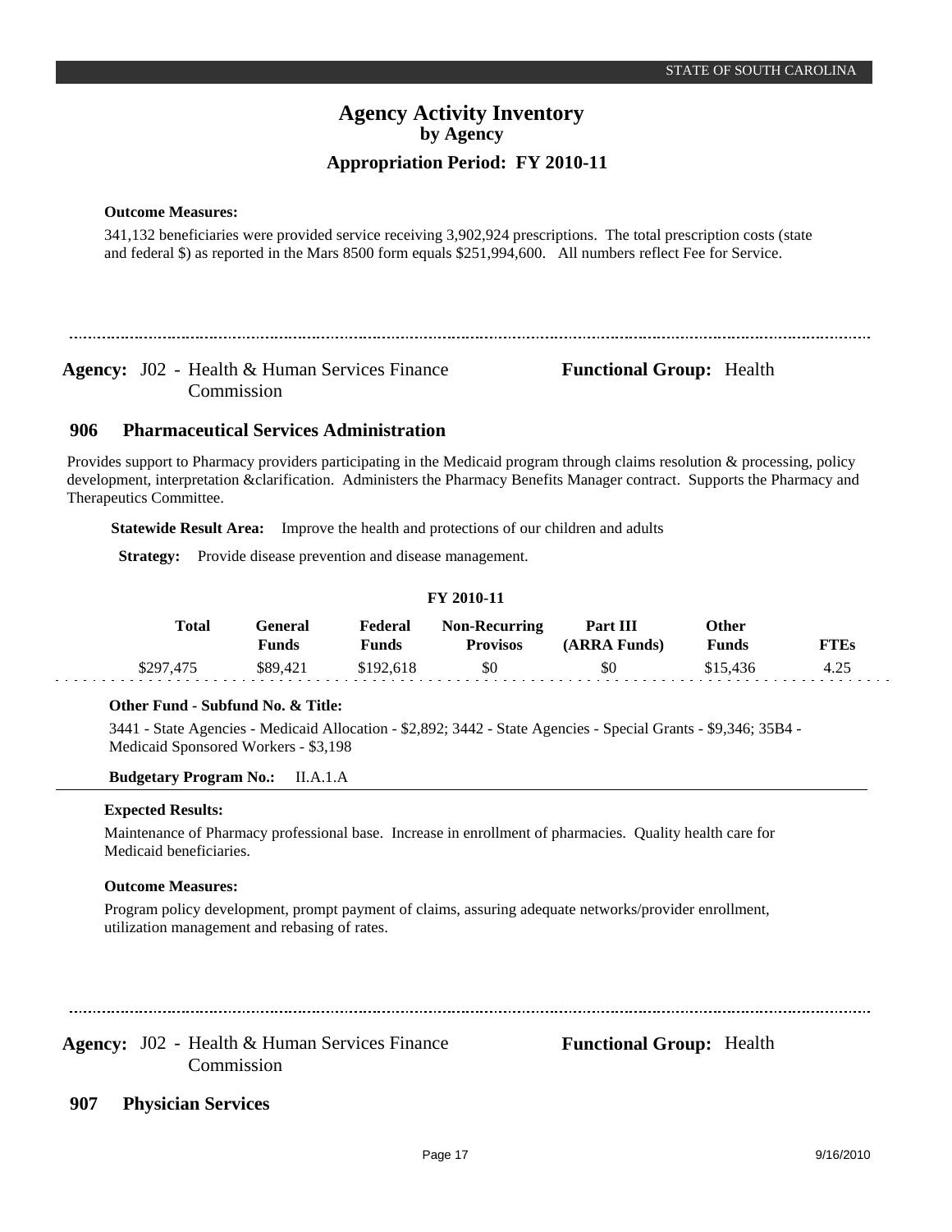**Outcome Measures:**

341,132 beneficiaries were provided service receiving 3,902,924 prescriptions. The total prescription costs (state and federal $) as reported in the Mars 8500 form equals $251,994,600. All numbers reflect Fee for Service.

---

**Agency:** J02 - Health & Human Services Finance Commission

**Functional Group:** Health

## 906 Pharmaceutical Services Administration

Provides support to Pharmacy providers participating in the Medicaid program through claims resolution & processing, policy development, interpretation &clarification. Administers the Pharmacy Benefits Manager contract. Supports the Pharmacy and Therapeutics Committee.

**Statewide Result Area:** Improve the health and protections of our children and adults

**Strategy:** Provide disease prevention and disease management.

**FY 2010-11**

| Total | General Funds | Federal Funds | Non-Recurring Provisos | Part III (ARRA Funds) | Other Funds | FTEs |
|---|---|---|---|---|---|---|
| $297,475 | $89,421 | $192,618 | $0 | $0 | $15,436 | 4.25 |

**Other Fund - Subfund No. & Title:**

3441 - State Agencies - Medicaid Allocation - $2,892; 3442 - State Agencies - Special Grants - $9,346; 35B4 - Medicaid Sponsored Workers - $3,198

**Budgetary Program No.:** II.A.1.A

**Expected Results:**

Maintenance of Pharmacy professional base. Increase in enrollment of pharmacies. Quality health care for Medicaid beneficiaries.

**Outcome Measures:**

Program policy development, prompt payment of claims, assuring adequate networks/provider enrollment, utilization management and rebasing of rates.

---

**Agency:** J02 - Health & Human Services Finance Commission

**Functional Group:** Health

## 907 Physician Services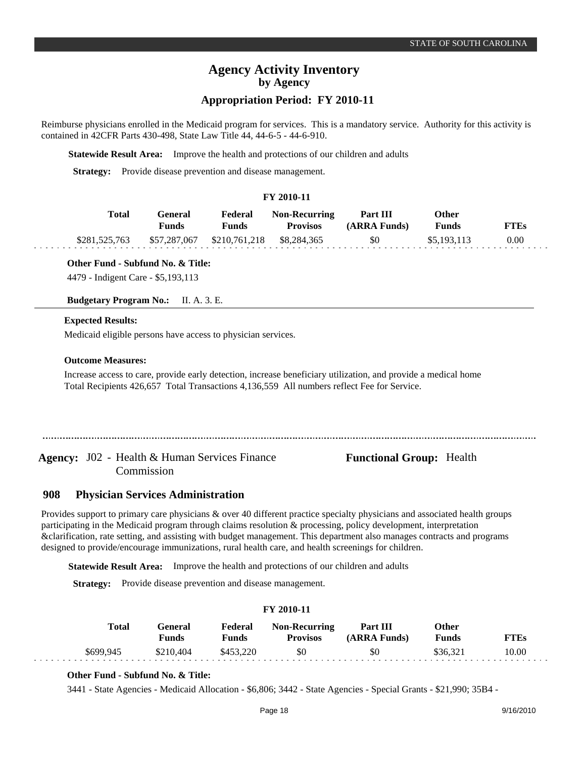# Agency Activity Inventory
## by Agency
### Appropriation Period: FY 2010-11

Reimburse physicians enrolled in the Medicaid program for services. This is a mandatory service. Authority for this activity is contained in 42CFR Parts 430-498, State Law Title 44, 44-6-5 - 44-6-910.

**Statewide Result Area:** Improve the health and protections of our children and adults

**Strategy:** Provide disease prevention and disease management.

**FY 2010-11**

| Total | General Funds | Federal Funds | Non-Recurring Provisos | Part III (ARRA Funds) | Other Funds | FTEs |
|---|---|---|---|---|---|---|
| $281,525,763 | $57,287,067 | $210,761,218 | $8,284,365 | $0 | $5,193,113 | 0.00 |

**Other Fund - Subfund No. & Title:**

4479 - Indigent Care - $5,193,113

**Budgetary Program No.:** II. A. 3. E.

**Expected Results:**

Medicaid eligible persons have access to physician services.

**Outcome Measures:**

Increase access to care, provide early detection, increase beneficiary utilization, and provide a medical home
Total Recipients 426,657 Total Transactions 4,136,559 All numbers reflect Fee for Service.

---

**Agency:** J02 - Health & Human Services Finance Commission

**Functional Group:** Health

## 908 Physician Services Administration

Provides support to primary care physicians & over 40 different practice specialty physicians and associated health groups participating in the Medicaid program through claims resolution & processing, policy development, interpretation &clarification, rate setting, and assisting with budget management. This department also manages contracts and programs designed to provide/encourage immunizations, rural health care, and health screenings for children.

**Statewide Result Area:** Improve the health and protections of our children and adults

**Strategy:** Provide disease prevention and disease management.

**FY 2010-11**

| Total | General Funds | Federal Funds | Non-Recurring Provisos | Part III (ARRA Funds) | Other Funds | FTEs |
|---|---|---|---|---|---|---|
| $699,945 | $210,404 | $453,220 | $0 | $0 | $36,321 | 10.00 |

**Other Fund - Subfund No. & Title:**

3441 - State Agencies - Medicaid Allocation - $6,806; 3442 - State Agencies - Special Grants - $21,990; 35B4 -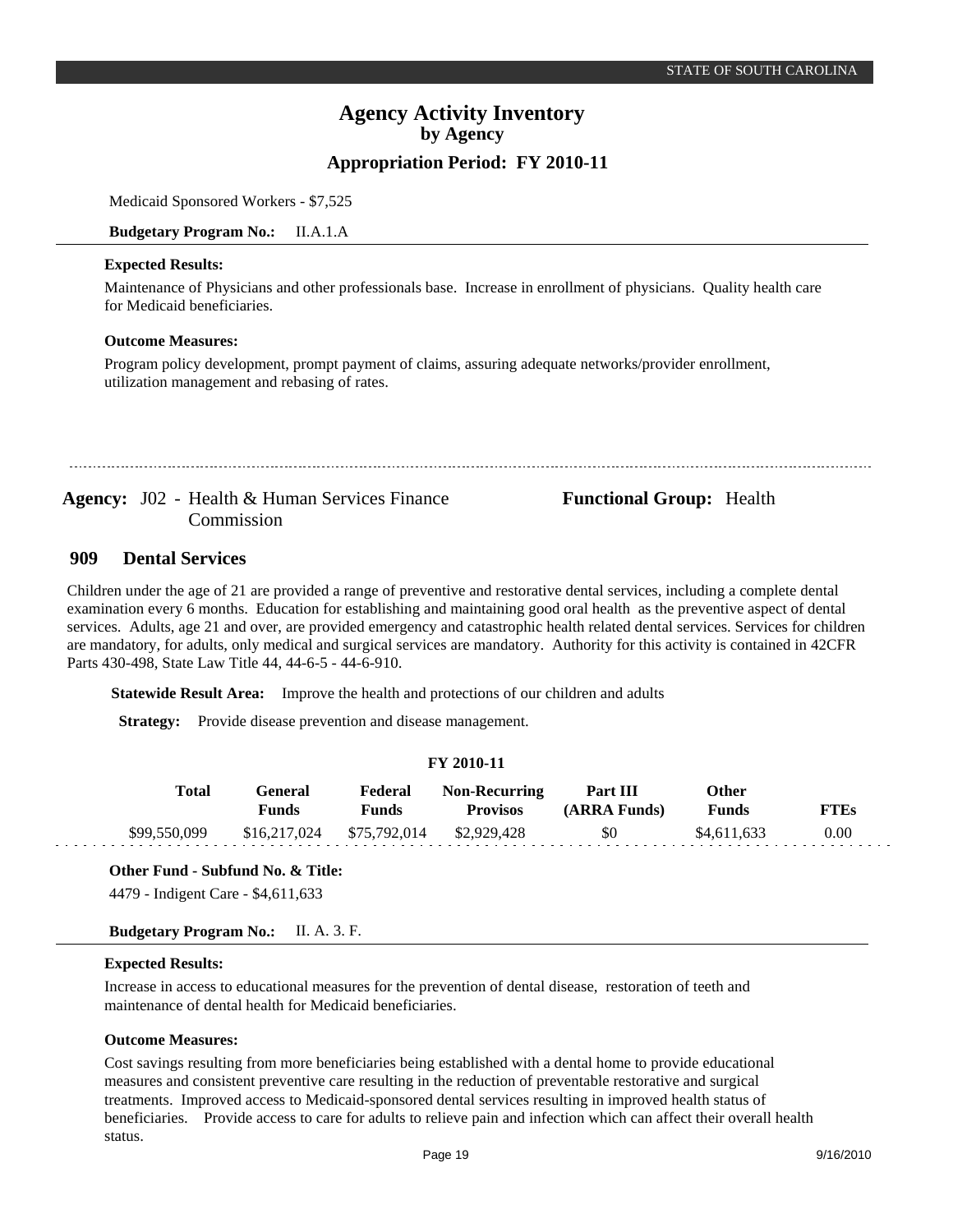Medicaid Sponsored Workers - $7,525

**Budgetary Program No.:** II.A.1.A

**Expected Results:**

Maintenance of Physicians and other professionals base. Increase in enrollment of physicians. Quality health care for Medicaid beneficiaries.

**Outcome Measures:**

Program policy development, prompt payment of claims, assuring adequate networks/provider enrollment, utilization management and rebasing of rates.

---

**Agency:** J02 - Health & Human Services Finance Commission

**Functional Group:** Health

## 909 Dental Services

Children under the age of 21 are provided a range of preventive and restorative dental services, including a complete dental examination every 6 months. Education for establishing and maintaining good oral health as the preventive aspect of dental services. Adults, age 21 and over, are provided emergency and catastrophic health related dental services. Services for children are mandatory, for adults, only medical and surgical services are mandatory. Authority for this activity is contained in 42CFR Parts 430-498, State Law Title 44, 44-6-5 - 44-6-910.

**Statewide Result Area:** Improve the health and protections of our children and adults

**Strategy:** Provide disease prevention and disease management.

**FY 2010-11**

| Total | General Funds | Federal Funds | Non-Recurring Provisos | Part III (ARRA Funds) | Other Funds | FTEs |
|---|---|---|---|---|---|---|
| $99,550,099 | $16,217,024 | $75,792,014 | $2,929,428 | $0 | $4,611,633 | 0.00 |

**Other Fund - Subfund No. & Title:**

4479 - Indigent Care - $4,611,633

**Budgetary Program No.:** II. A. 3. F.

**Expected Results:**

Increase in access to educational measures for the prevention of dental disease, restoration of teeth and maintenance of dental health for Medicaid beneficiaries.

**Outcome Measures:**

Cost savings resulting from more beneficiaries being established with a dental home to provide educational measures and consistent preventive care resulting in the reduction of preventable restorative and surgical treatments. Improved access to Medicaid-sponsored dental services resulting in improved health status of beneficiaries. Provide access to care for adults to relieve pain and infection which can affect their overall health status.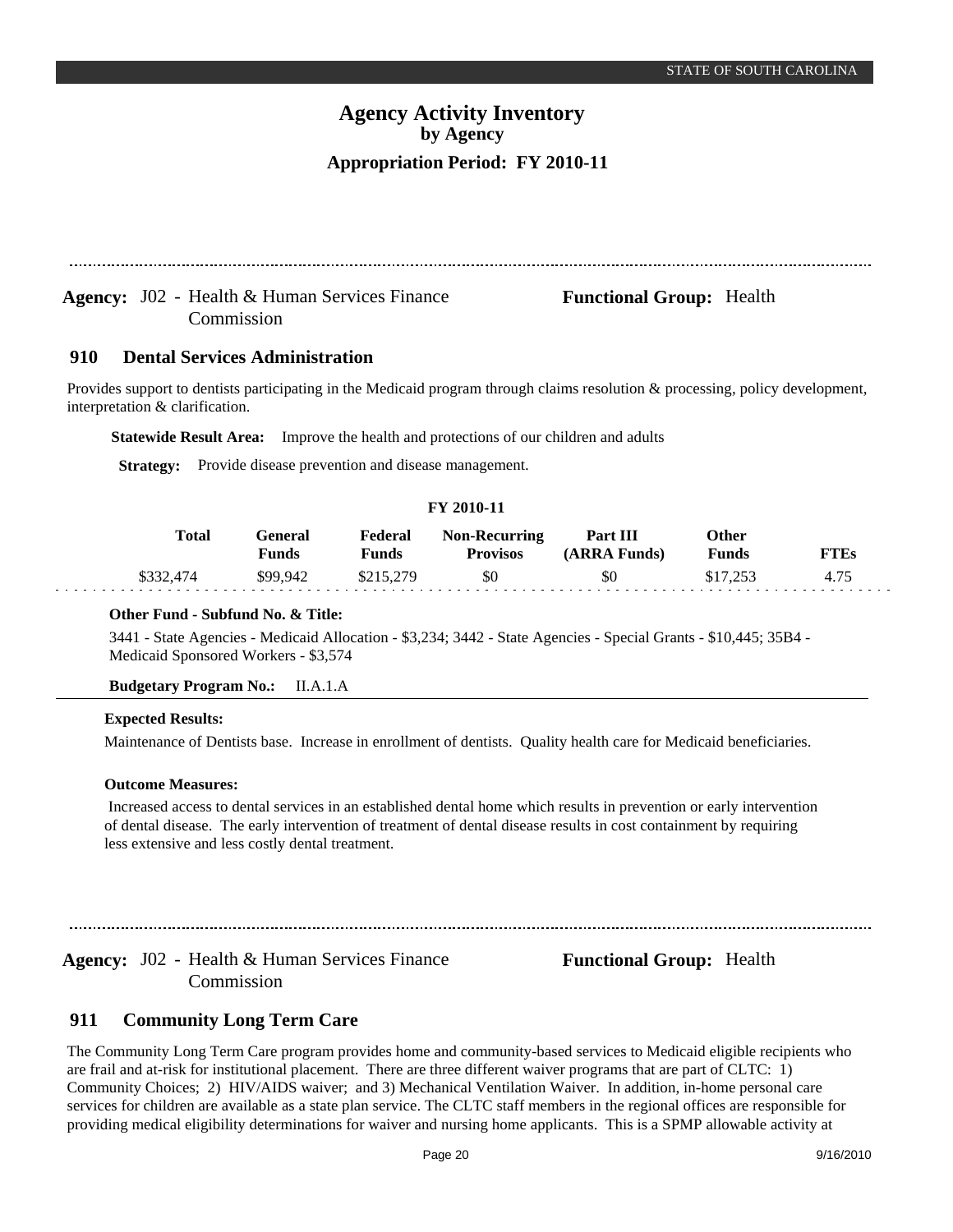# Agency Activity Inventory
## by Agency
### Appropriation Period: FY 2010-11

**Agency:** J02 - Health & Human Services Finance Commission

**Functional Group:** Health

### 910 Dental Services Administration

Provides support to dentists participating in the Medicaid program through claims resolution & processing, policy development, interpretation & clarification.

**Statewide Result Area:** Improve the health and protections of our children and adults

**Strategy:** Provide disease prevention and disease management.

**FY 2010-11**

| Total | General Funds | Federal Funds | Non-Recurring Provisos | Part III (ARRA Funds) | Other Funds | FTEs |
|---|---|---|---|---|---|---|
| $332,474 | $99,942 | $215,279 | $0 | $0 | $17,253 | 4.75 |

**Other Fund - Subfund No. & Title:**

3441 - State Agencies - Medicaid Allocation - $3,234; 3442 - State Agencies - Special Grants - $10,445; 35B4 - Medicaid Sponsored Workers - $3,574

**Budgetary Program No.:** II.A.1.A

**Expected Results:**

Maintenance of Dentists base. Increase in enrollment of dentists. Quality health care for Medicaid beneficiaries.

**Outcome Measures:**

Increased access to dental services in an established dental home which results in prevention or early intervention of dental disease. The early intervention of treatment of dental disease results in cost containment by requiring less extensive and less costly dental treatment.

---

**Agency:** J02 - Health & Human Services Finance Commission

**Functional Group:** Health

### 911 Community Long Term Care

The Community Long Term Care program provides home and community-based services to Medicaid eligible recipients who are frail and at-risk for institutional placement. There are three different waiver programs that are part of CLTC: 1) Community Choices; 2) HIV/AIDS waiver; and 3) Mechanical Ventilation Waiver. In addition, in-home personal care services for children are available as a state plan service. The CLTC staff members in the regional offices are responsible for providing medical eligibility determinations for waiver and nursing home applicants. This is a SPMP allowable activity at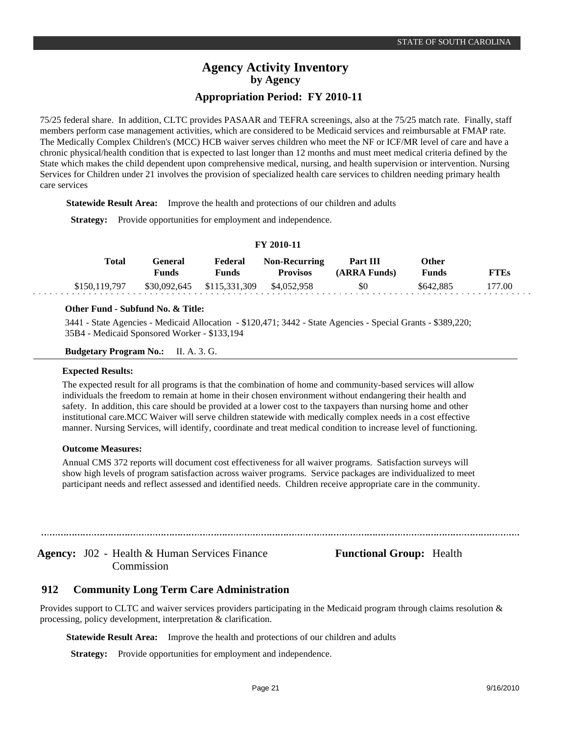75/25 federal share. In addition, CLTC provides PASAAR and TEFRA screenings, also at the 75/25 match rate. Finally, staff members perform case management activities, which are considered to be Medicaid services and reimbursable at FMAP rate. The Medically Complex Children's (MCC) HCB waiver serves children who meet the NF or ICF/MR level of care and have a chronic physical/health condition that is expected to last longer than 12 months and must meet medical criteria defined by the State which makes the child dependent upon comprehensive medical, nursing, and health supervision or intervention. Nursing Services for Children under 21 involves the provision of specialized health care services to children needing primary health care services

**Statewide Result Area:** Improve the health and protections of our children and adults

**Strategy:** Provide opportunities for employment and independence.

**FY 2010-11**

| Total | General Funds | Federal Funds | Non-Recurring Provisos | Part III (ARRA Funds) | Other Funds | FTEs |
|---|---|---|---|---|---|---|
| $150,119,797 | $30,092,645 | $115,331,309 | $4,052,958 | $0 | $642,885 | 177.00 |

**Other Fund - Subfund No. & Title:**

3441 - State Agencies - Medicaid Allocation - $120,471; 3442 - State Agencies - Special Grants - $389,220; 35B4 - Medicaid Sponsored Worker - $133,194

**Budgetary Program No.:** II. A. 3. G.

**Expected Results:**

The expected result for all programs is that the combination of home and community-based services will allow individuals the freedom to remain at home in their chosen environment without endangering their health and safety. In addition, this care should be provided at a lower cost to the taxpayers than nursing home and other institutional care.MCC Waiver will serve children statewide with medically complex needs in a cost effective manner. Nursing Services, will identify, coordinate and treat medical condition to increase level of functioning.

**Outcome Measures:**

Annual CMS 372 reports will document cost effectiveness for all waiver programs. Satisfaction surveys will show high levels of program satisfaction across waiver programs. Service packages are individualized to meet participant needs and reflect assessed and identified needs. Children receive appropriate care in the community.

---

**Agency:** J02 - Health & Human Services Finance Commission

**Functional Group:** Health

## 912 Community Long Term Care Administration

Provides support to CLTC and waiver services providers participating in the Medicaid program through claims resolution & processing, policy development, interpretation & clarification.

**Statewide Result Area:** Improve the health and protections of our children and adults

**Strategy:** Provide opportunities for employment and independence.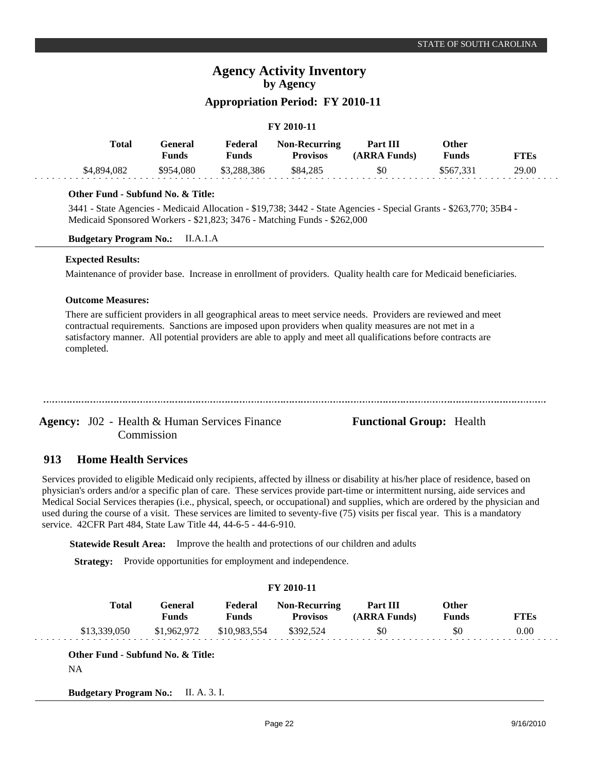### FY 2010-11

| Total | General Funds | Federal Funds | Non-Recurring Provisos | Part III (ARRA Funds) | Other Funds | FTEs |
|---|---|---|---|---|---|---|
| $4,894,082 | $954,080 | $3,288,386 | $84,285 | $0 | $567,331 | 29.00 |

**Other Fund - Subfund No. & Title:**

3441 - State Agencies - Medicaid Allocation - $19,738; 3442 - State Agencies - Special Grants - $263,770; 35B4 - Medicaid Sponsored Workers - $21,823; 3476 - Matching Funds - $262,000

**Budgetary Program No.:** II.A.1.A

**Expected Results:**

Maintenance of provider base. Increase in enrollment of providers. Quality health care for Medicaid beneficiaries.

**Outcome Measures:**

There are sufficient providers in all geographical areas to meet service needs. Providers are reviewed and meet contractual requirements. Sanctions are imposed upon providers when quality measures are not met in a satisfactory manner. All potential providers are able to apply and meet all qualifications before contracts are completed.

---

**Agency:** J02 - Health & Human Services Finance Commission

**Functional Group:** Health

## 913 Home Health Services

Services provided to eligible Medicaid only recipients, affected by illness or disability at his/her place of residence, based on physician's orders and/or a specific plan of care. These services provide part-time or intermittent nursing, aide services and Medical Social Services therapies (i.e., physical, speech, or occupational) and supplies, which are ordered by the physician and used during the course of a visit. These services are limited to seventy-five (75) visits per fiscal year. This is a mandatory service. 42CFR Part 484, State Law Title 44, 44-6-5 - 44-6-910.

**Statewide Result Area:** Improve the health and protections of our children and adults

**Strategy:** Provide opportunities for employment and independence.

### FY 2010-11

| Total | General Funds | Federal Funds | Non-Recurring Provisos | Part III (ARRA Funds) | Other Funds | FTEs |
|---|---|---|---|---|---|---|
| $13,339,050 | $1,962,972 | $10,983,554 | $392,524 | $0 | $0 | 0.00 |

**Other Fund - Subfund No. & Title:**

NA

**Budgetary Program No.:** II. A. 3. I.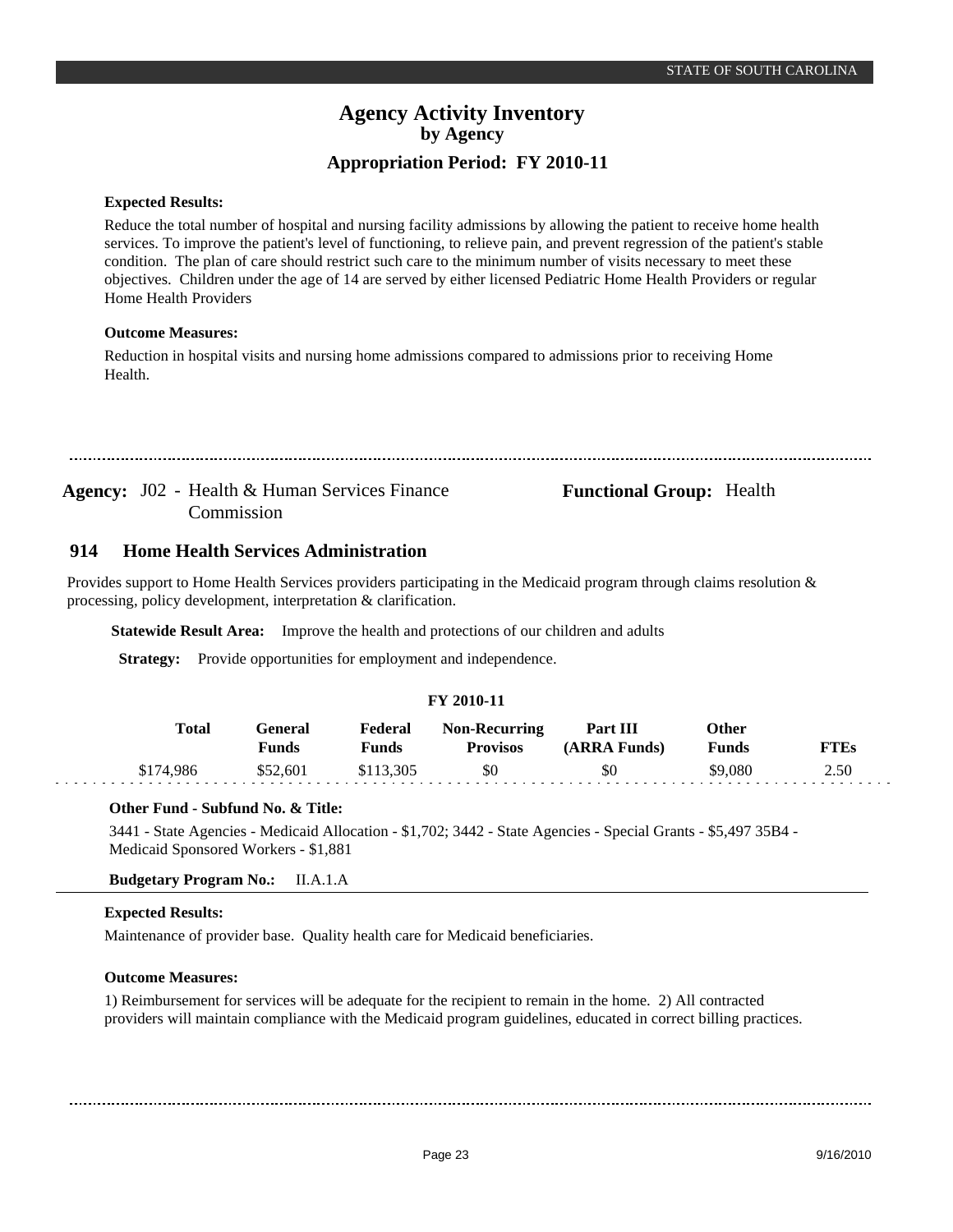# Agency Activity Inventory
## by Agency
## Appropriation Period: FY 2010-11

**Expected Results:**

Reduce the total number of hospital and nursing facility admissions by allowing the patient to receive home health services. To improve the patient's level of functioning, to relieve pain, and prevent regression of the patient's stable condition. The plan of care should restrict such care to the minimum number of visits necessary to meet these objectives. Children under the age of 14 are served by either licensed Pediatric Home Health Providers or regular Home Health Providers

**Outcome Measures:**

Reduction in hospital visits and nursing home admissions compared to admissions prior to receiving Home Health.

---

**Agency:** J02 - Health & Human Services Finance Commission

**Functional Group:** Health

### 914 Home Health Services Administration

Provides support to Home Health Services providers participating in the Medicaid program through claims resolution & processing, policy development, interpretation & clarification.

**Statewide Result Area:** Improve the health and protections of our children and adults

**Strategy:** Provide opportunities for employment and independence.

**FY 2010-11**

| Total | General Funds | Federal Funds | Non-Recurring Provisos | Part III (ARRA Funds) | Other Funds | FTEs |
|---|---|---|---|---|---|---|
| $174,986 | $52,601 | $113,305 | $0 | $0 | $9,080 | 2.50 |

**Other Fund - Subfund No. & Title:**

3441 - State Agencies - Medicaid Allocation - $1,702; 3442 - State Agencies - Special Grants - $5,497 35B4 - Medicaid Sponsored Workers - $1,881

**Budgetary Program No.:** II.A.1.A

**Expected Results:**

Maintenance of provider base. Quality health care for Medicaid beneficiaries.

**Outcome Measures:**

1) Reimbursement for services will be adequate for the recipient to remain in the home. 2) All contracted providers will maintain compliance with the Medicaid program guidelines, educated in correct billing practices.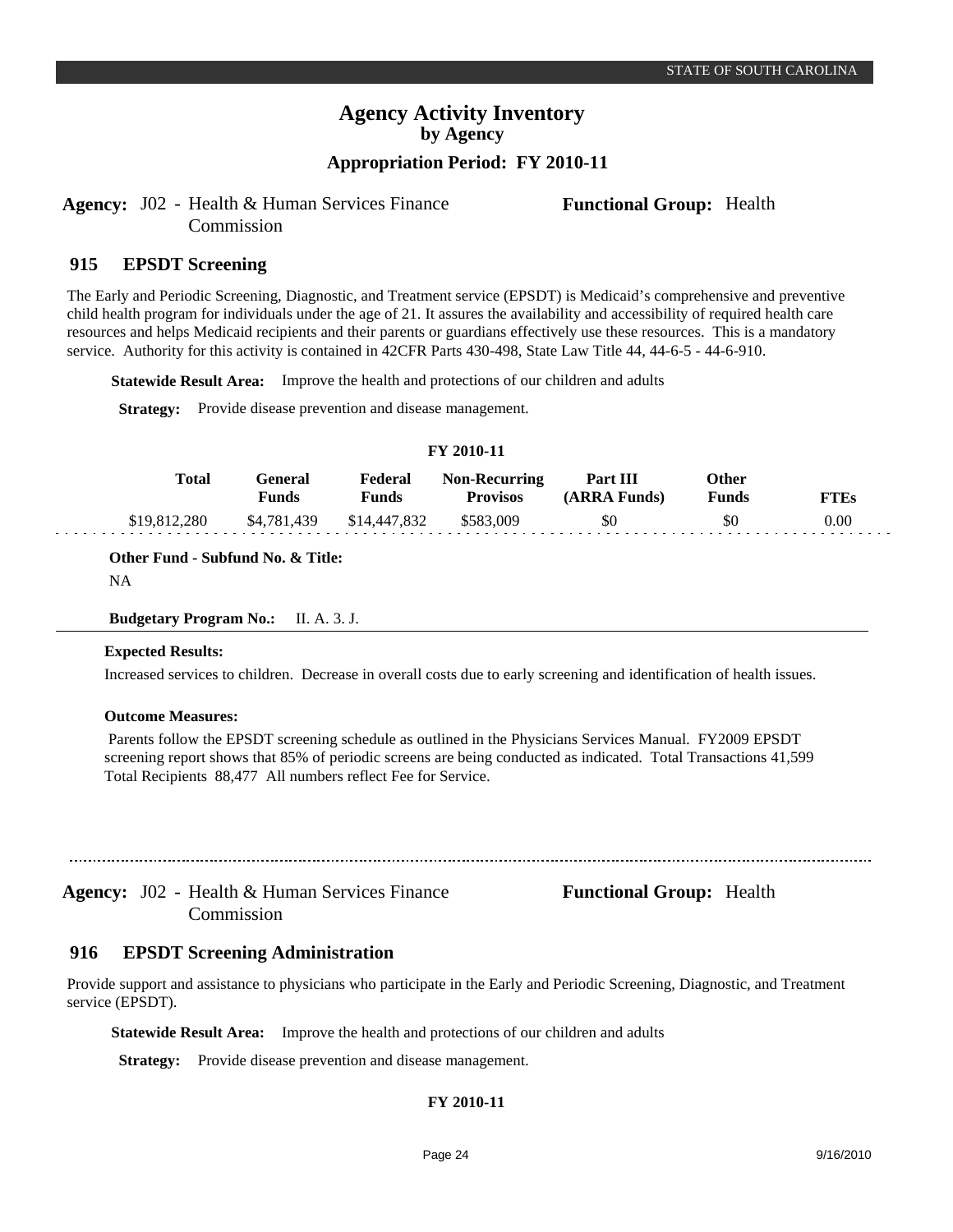# Agency Activity Inventory
## by Agency
### Appropriation Period: FY 2010-11

**Agency:** J02 - Health & Human Services Finance Commission

**Functional Group:** Health

## 915 EPSDT Screening

The Early and Periodic Screening, Diagnostic, and Treatment service (EPSDT) is Medicaid's comprehensive and preventive child health program for individuals under the age of 21. It assures the availability and accessibility of required health care resources and helps Medicaid recipients and their parents or guardians effectively use these resources. This is a mandatory service. Authority for this activity is contained in 42CFR Parts 430-498, State Law Title 44, 44-6-5 - 44-6-910.

**Statewide Result Area:** Improve the health and protections of our children and adults

**Strategy:** Provide disease prevention and disease management.

**FY 2010-11**

| Total | General Funds | Federal Funds | Non-Recurring Provisos | Part III (ARRA Funds) | Other Funds | FTEs |
|---|---|---|---|---|---|---|
| $19,812,280 | $4,781,439 | $14,447,832 | $583,009 | $0 | $0 | 0.00 |

**Other Fund - Subfund No. & Title:**

NA

**Budgetary Program No.:** II. A. 3. J.

**Expected Results:**

Increased services to children. Decrease in overall costs due to early screening and identification of health issues.

**Outcome Measures:**

Parents follow the EPSDT screening schedule as outlined in the Physicians Services Manual. FY2009 EPSDT screening report shows that 85% of periodic screens are being conducted as indicated. Total Transactions 41,599 Total Recipients 88,477 All numbers reflect Fee for Service.

---

**Agency:** J02 - Health & Human Services Finance Commission

**Functional Group:** Health

## 916 EPSDT Screening Administration

Provide support and assistance to physicians who participate in the Early and Periodic Screening, Diagnostic, and Treatment service (EPSDT).

**Statewide Result Area:** Improve the health and protections of our children and adults

**Strategy:** Provide disease prevention and disease management.

**FY 2010-11**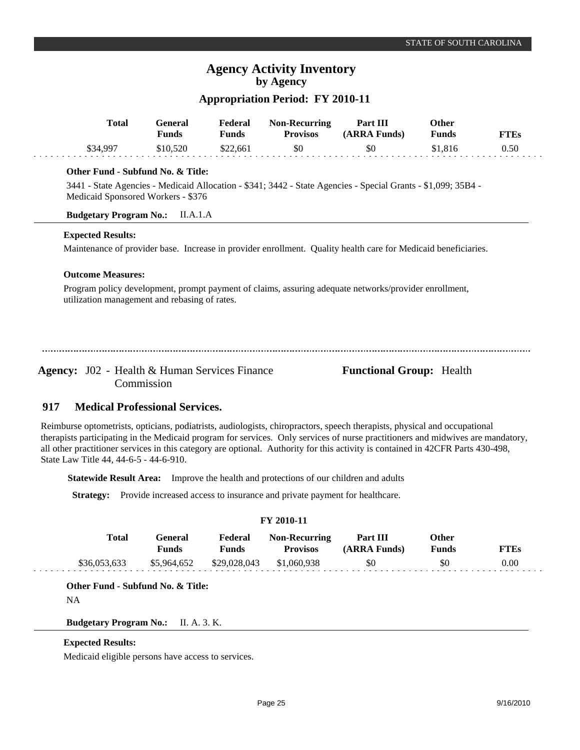| Total | General Funds | Federal Funds | Non-Recurring Provisos | Part III (ARRA Funds) | Other Funds | FTEs |
|---|---|---|---|---|---|---|
| $34,997 | $10,520 | $22,661 | $0 | $0 | $1,816 | 0.50 |

**Other Fund - Subfund No. & Title:**

3441 - State Agencies - Medicaid Allocation - $341; 3442 - State Agencies - Special Grants - $1,099; 35B4 - Medicaid Sponsored Workers - $376

**Budgetary Program No.:** II.A.1.A

**Expected Results:**

Maintenance of provider base. Increase in provider enrollment. Quality health care for Medicaid beneficiaries.

**Outcome Measures:**

Program policy development, prompt payment of claims, assuring adequate networks/provider enrollment, utilization management and rebasing of rates.

---

**Agency:** J02 - Health & Human Services Finance Commission

**Functional Group:** Health

## 917 Medical Professional Services.

Reimburse optometrists, opticians, podiatrists, audiologists, chiropractors, speech therapists, physical and occupational therapists participating in the Medicaid program for services. Only services of nurse practitioners and midwives are mandatory, all other practitioner services in this category are optional. Authority for this activity is contained in 42CFR Parts 430-498, State Law Title 44, 44-6-5 - 44-6-910.

**Statewide Result Area:** Improve the health and protections of our children and adults

**Strategy:** Provide increased access to insurance and private payment for healthcare.

**FY 2010-11**

| Total | General Funds | Federal Funds | Non-Recurring Provisos | Part III (ARRA Funds) | Other Funds | FTEs |
|---|---|---|---|---|---|---|
| $36,053,633 | $5,964,652 | $29,028,043 | $1,060,938 | $0 | $0 | 0.00 |

**Other Fund - Subfund No. & Title:**

NA

**Budgetary Program No.:** II. A. 3. K.

**Expected Results:**

Medicaid eligible persons have access to services.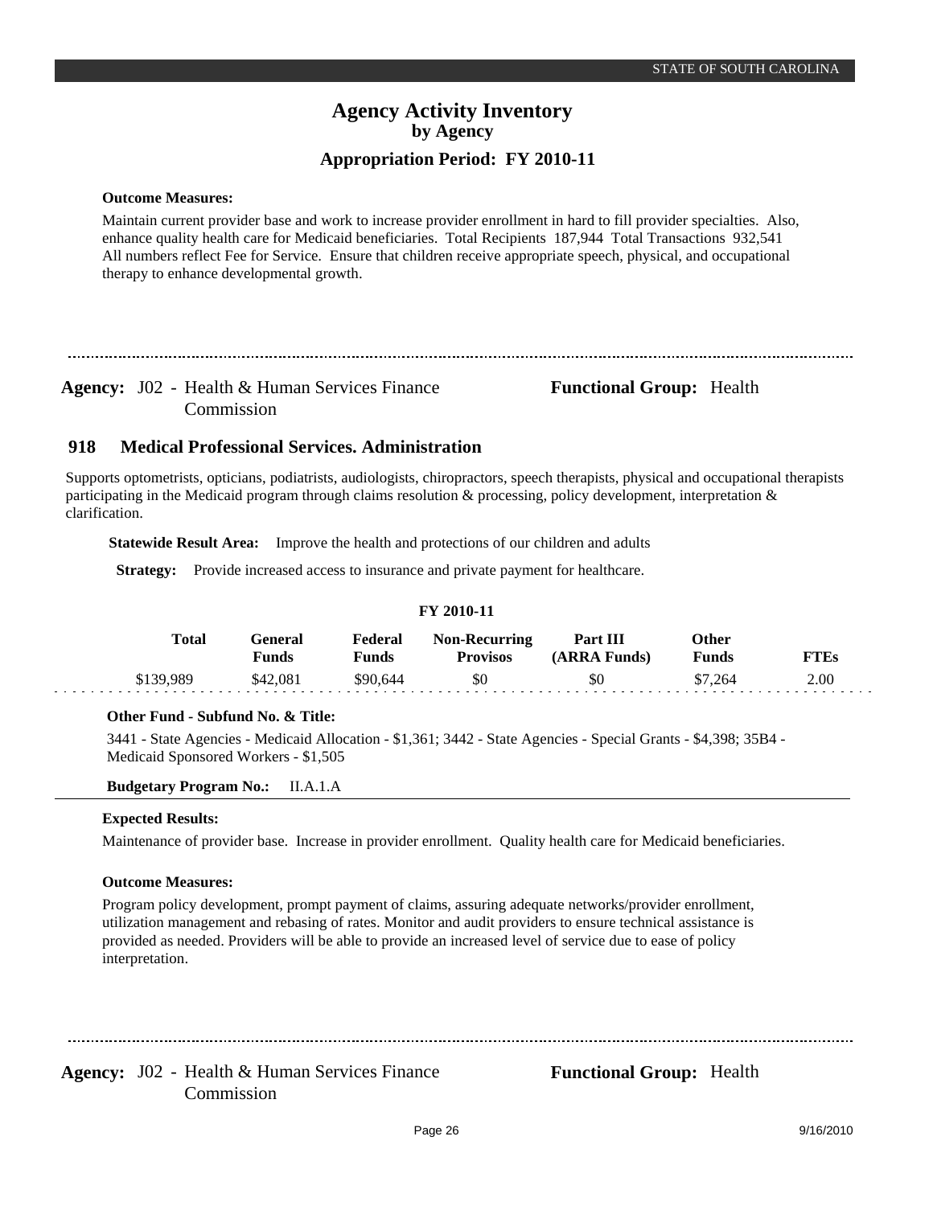**Outcome Measures:**

Maintain current provider base and work to increase provider enrollment in hard to fill provider specialties. Also, enhance quality health care for Medicaid beneficiaries. Total Recipients 187,944 Total Transactions 932,541 All numbers reflect Fee for Service. Ensure that children receive appropriate speech, physical, and occupational therapy to enhance developmental growth.

---

**Agency:** J02 - Health & Human Services Finance Commission  **Functional Group:** Health

## 918 Medical Professional Services. Administration

Supports optometrists, opticians, podiatrists, audiologists, chiropractors, speech therapists, physical and occupational therapists participating in the Medicaid program through claims resolution & processing, policy development, interpretation & clarification.

**Statewide Result Area:** Improve the health and protections of our children and adults

**Strategy:** Provide increased access to insurance and private payment for healthcare.

**FY 2010-11**

| Total | General Funds | Federal Funds | Non-Recurring Provisos | Part III (ARRA Funds) | Other Funds | FTEs |
|---|---|---|---|---|---|---|
| $139,989 | $42,081 | $90,644 | $0 | $0 | $7,264 | 2.00 |

**Other Fund - Subfund No. & Title:**

3441 - State Agencies - Medicaid Allocation - $1,361; 3442 - State Agencies - Special Grants - $4,398; 35B4 - Medicaid Sponsored Workers - $1,505

**Budgetary Program No.:** II.A.1.A

**Expected Results:**

Maintenance of provider base. Increase in provider enrollment. Quality health care for Medicaid beneficiaries.

**Outcome Measures:**

Program policy development, prompt payment of claims, assuring adequate networks/provider enrollment, utilization management and rebasing of rates. Monitor and audit providers to ensure technical assistance is provided as needed. Providers will be able to provide an increased level of service due to ease of policy interpretation.

---

**Agency:** J02 - Health & Human Services Finance Commission  **Functional Group:** Health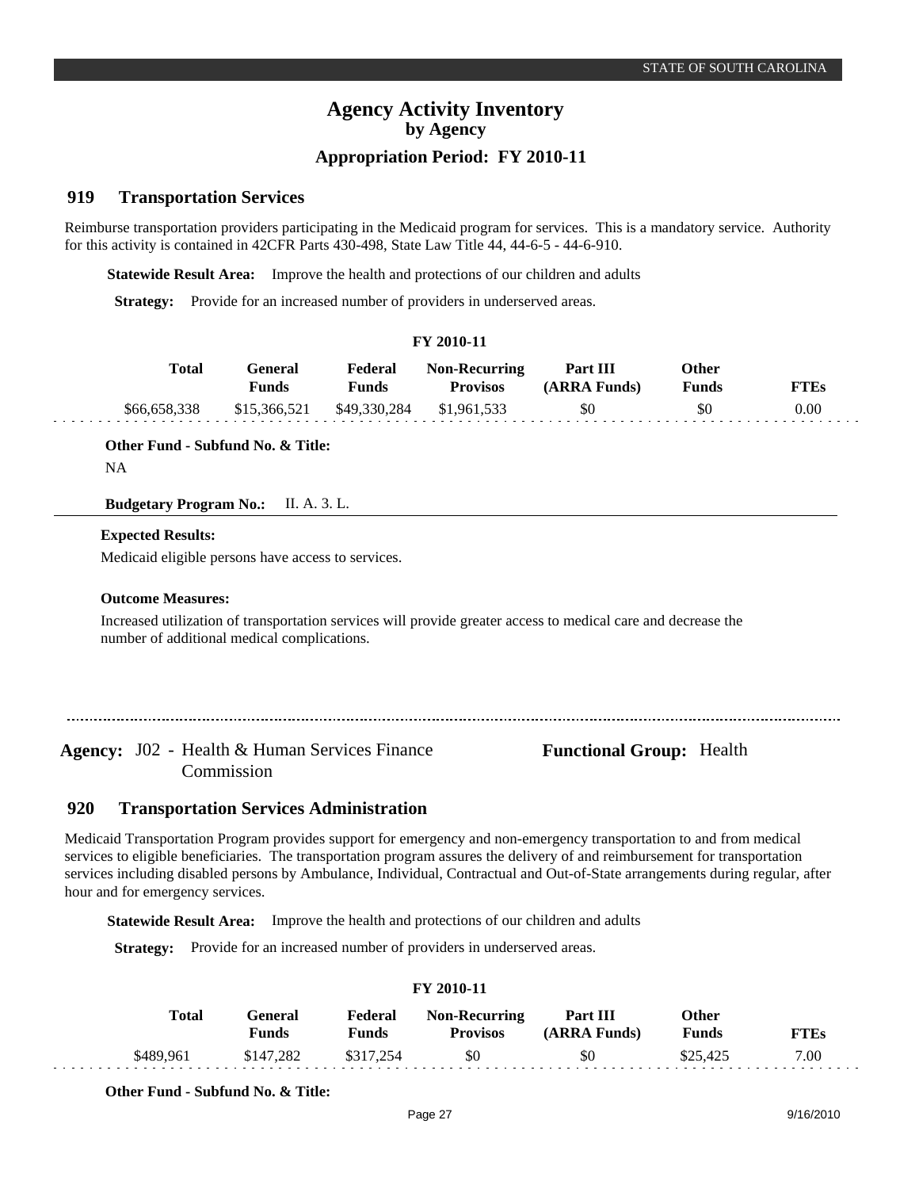# Agency Activity Inventory
## by Agency
### Appropriation Period: FY 2010-11

## 919 Transportation Services

Reimburse transportation providers participating in the Medicaid program for services. This is a mandatory service. Authority for this activity is contained in 42CFR Parts 430-498, State Law Title 44, 44-6-5 - 44-6-910.

**Statewide Result Area:** Improve the health and protections of our children and adults

**Strategy:** Provide for an increased number of providers in underserved areas.

**FY 2010-11**

| Total | General Funds | Federal Funds | Non-Recurring Provisos | Part III (ARRA Funds) | Other Funds | FTEs |
|---|---|---|---|---|---|---|
| $66,658,338 | $15,366,521 | $49,330,284 | $1,961,533 | $0 | $0 | 0.00 |

**Other Fund - Subfund No. & Title:**

NA

**Budgetary Program No.:** II. A. 3. L.

**Expected Results:**

Medicaid eligible persons have access to services.

**Outcome Measures:**

Increased utilization of transportation services will provide greater access to medical care and decrease the number of additional medical complications.

---

**Agency:** J02 - Health & Human Services Finance Commission

**Functional Group:** Health

## 920 Transportation Services Administration

Medicaid Transportation Program provides support for emergency and non-emergency transportation to and from medical services to eligible beneficiaries. The transportation program assures the delivery of and reimbursement for transportation services including disabled persons by Ambulance, Individual, Contractual and Out-of-State arrangements during regular, after hour and for emergency services.

**Statewide Result Area:** Improve the health and protections of our children and adults

**Strategy:** Provide for an increased number of providers in underserved areas.

**FY 2010-11**

| Total | General Funds | Federal Funds | Non-Recurring Provisos | Part III (ARRA Funds) | Other Funds | FTEs |
|---|---|---|---|---|---|---|
| $489,961 | $147,282 | $317,254 | $0 | $0 | $25,425 | 7.00 |

**Other Fund - Subfund No. & Title:**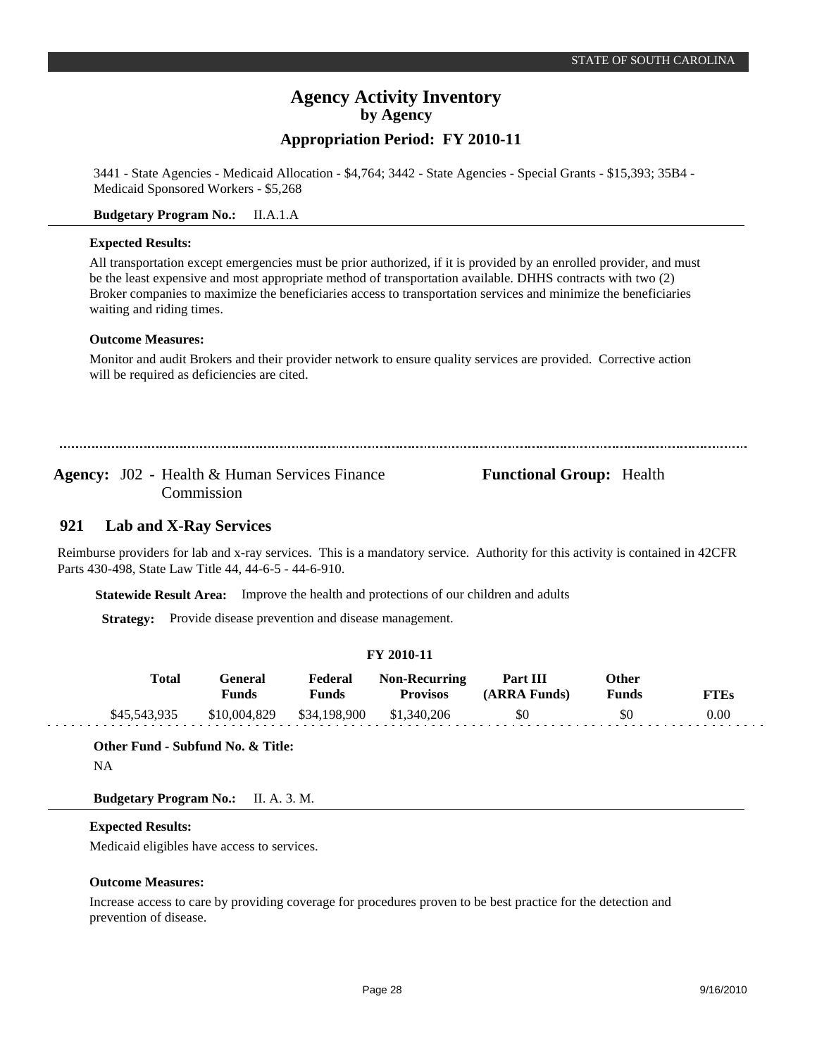3441 - State Agencies - Medicaid Allocation - $4,764; 3442 - State Agencies - Special Grants - $15,393; 35B4 - Medicaid Sponsored Workers - $5,268

**Budgetary Program No.:** II.A.1.A

**Expected Results:**

All transportation except emergencies must be prior authorized, if it is provided by an enrolled provider, and must be the least expensive and most appropriate method of transportation available. DHHS contracts with two (2) Broker companies to maximize the beneficiaries access to transportation services and minimize the beneficiaries waiting and riding times.

**Outcome Measures:**

Monitor and audit Brokers and their provider network to ensure quality services are provided. Corrective action will be required as deficiencies are cited.

---

**Agency:** J02 - Health & Human Services Finance Commission

**Functional Group:** Health

## 921 Lab and X-Ray Services

Reimburse providers for lab and x-ray services. This is a mandatory service. Authority for this activity is contained in 42CFR Parts 430-498, State Law Title 44, 44-6-5 - 44-6-910.

**Statewide Result Area:** Improve the health and protections of our children and adults

**Strategy:** Provide disease prevention and disease management.

**FY 2010-11**

| Total | General Funds | Federal Funds | Non-Recurring Provisos | Part III (ARRA Funds) | Other Funds | FTEs |
|---|---|---|---|---|---|---|
| $45,543,935 | $10,004,829 | $34,198,900 | $1,340,206 | $0 | $0 | 0.00 |

**Other Fund - Subfund No. & Title:**

NA

**Budgetary Program No.:** II. A. 3. M.

**Expected Results:**

Medicaid eligibles have access to services.

**Outcome Measures:**

Increase access to care by providing coverage for procedures proven to be best practice for the detection and prevention of disease.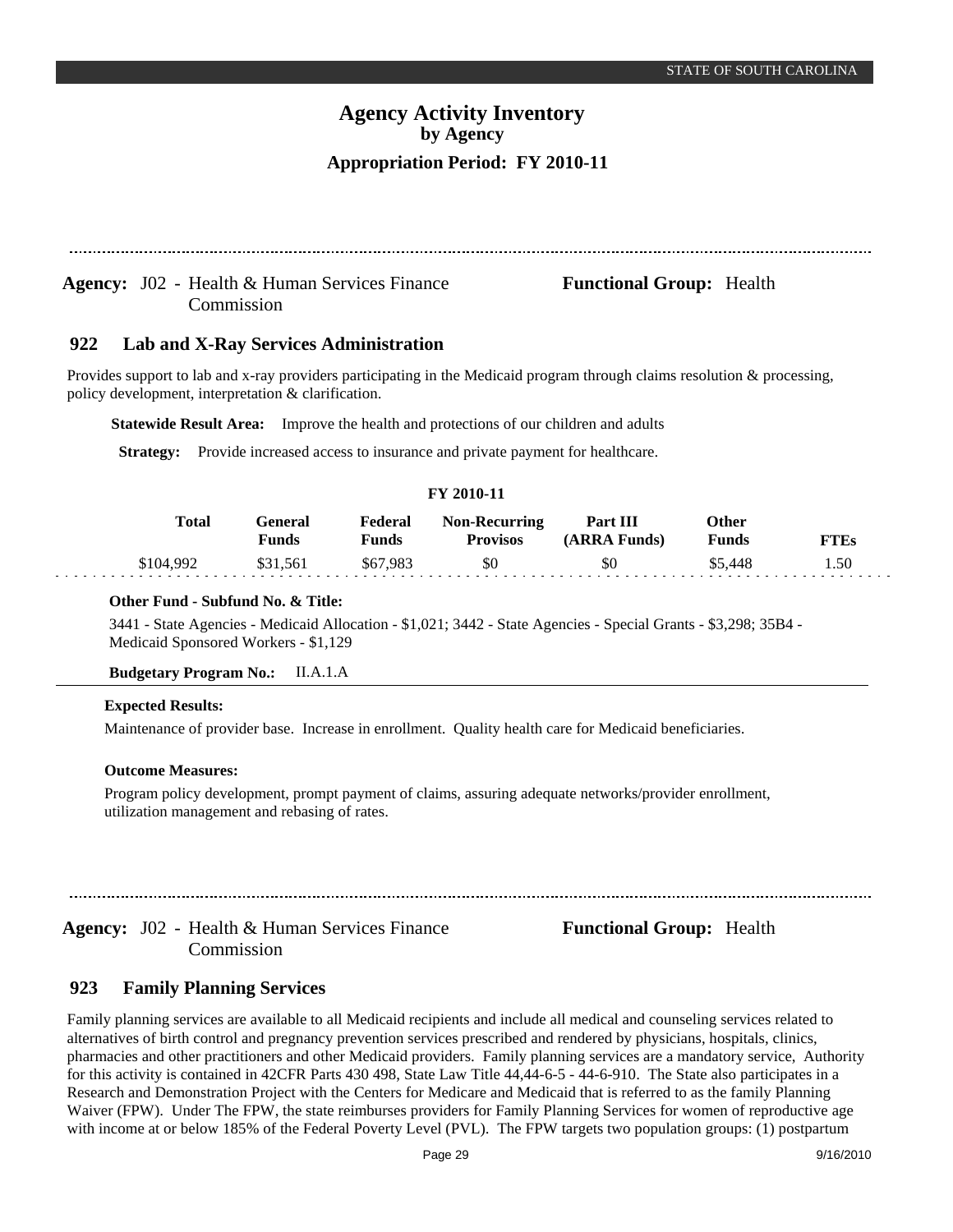# Agency Activity Inventory
## by Agency
### Appropriation Period: FY 2010-11

**Agency:** J02 - Health & Human Services Finance Commission

**Functional Group:** Health

## 922 Lab and X-Ray Services Administration

Provides support to lab and x-ray providers participating in the Medicaid program through claims resolution & processing, policy development, interpretation & clarification.

**Statewide Result Area:** Improve the health and protections of our children and adults

**Strategy:** Provide increased access to insurance and private payment for healthcare.

**FY 2010-11**

| Total | General Funds | Federal Funds | Non-Recurring Provisos | Part III (ARRA Funds) | Other Funds | FTEs |
|---|---|---|---|---|---|---|
| $104,992 | $31,561 | $67,983 | $0 | $0 | $5,448 | 1.50 |

**Other Fund - Subfund No. & Title:**

3441 - State Agencies - Medicaid Allocation - $1,021; 3442 - State Agencies - Special Grants - $3,298; 35B4 - Medicaid Sponsored Workers - $1,129

**Budgetary Program No.:** II.A.1.A

**Expected Results:**

Maintenance of provider base. Increase in enrollment. Quality health care for Medicaid beneficiaries.

**Outcome Measures:**

Program policy development, prompt payment of claims, assuring adequate networks/provider enrollment, utilization management and rebasing of rates.

---

**Agency:** J02 - Health & Human Services Finance Commission

**Functional Group:** Health

## 923 Family Planning Services

Family planning services are available to all Medicaid recipients and include all medical and counseling services related to alternatives of birth control and pregnancy prevention services prescribed and rendered by physicians, hospitals, clinics, pharmacies and other practitioners and other Medicaid providers. Family planning services are a mandatory service, Authority for this activity is contained in 42CFR Parts 430 498, State Law Title 44,44-6-5 - 44-6-910. The State also participates in a Research and Demonstration Project with the Centers for Medicare and Medicaid that is referred to as the family Planning Waiver (FPW). Under The FPW, the state reimburses providers for Family Planning Services for women of reproductive age with income at or below 185% of the Federal Poverty Level (PVL). The FPW targets two population groups: (1) postpartum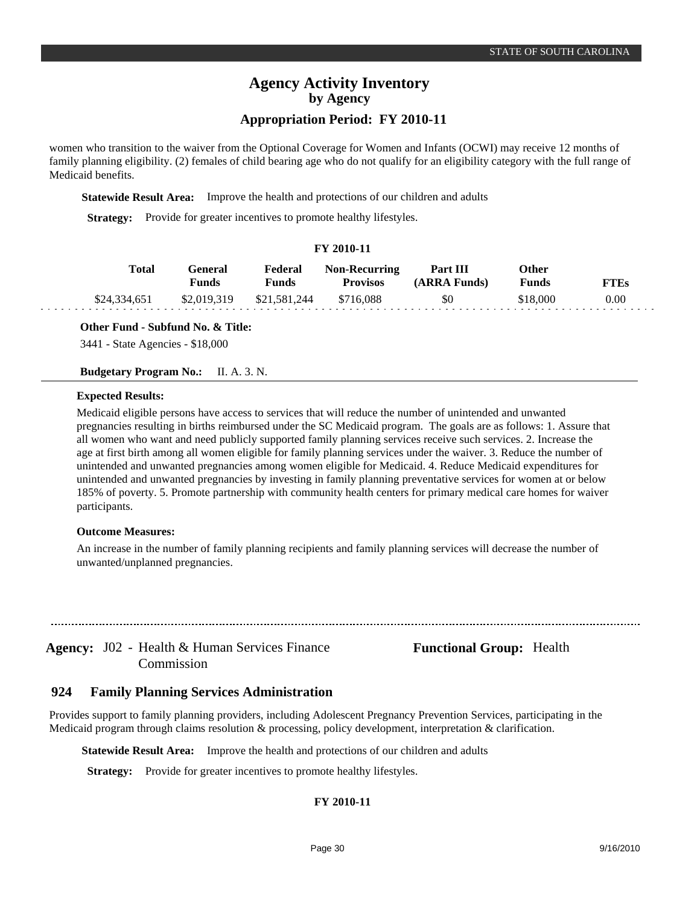women who transition to the waiver from the Optional Coverage for Women and Infants (OCWI) may receive 12 months of family planning eligibility. (2) females of child bearing age who do not qualify for an eligibility category with the full range of Medicaid benefits.

**Statewide Result Area:** Improve the health and protections of our children and adults

**Strategy:** Provide for greater incentives to promote healthy lifestyles.

**FY 2010-11**

| Total | General Funds | Federal Funds | Non-Recurring Provisos | Part III (ARRA Funds) | Other Funds | FTEs |
|---|---|---|---|---|---|---|
| \$24,334,651 | \$2,019,319 | \$21,581,244 | \$716,088 | \$0 | \$18,000 | 0.00 |

**Other Fund - Subfund No. & Title:**

3441 - State Agencies - \$18,000

**Budgetary Program No.:** II. A. 3. N.

**Expected Results:**

Medicaid eligible persons have access to services that will reduce the number of unintended and unwanted pregnancies resulting in births reimbursed under the SC Medicaid program. The goals are as follows: 1. Assure that all women who want and need publicly supported family planning services receive such services. 2. Increase the age at first birth among all women eligible for family planning services under the waiver. 3. Reduce the number of unintended and unwanted pregnancies among women eligible for Medicaid. 4. Reduce Medicaid expenditures for unintended and unwanted pregnancies by investing in family planning preventative services for women at or below 185% of poverty. 5. Promote partnership with community health centers for primary medical care homes for waiver participants.

**Outcome Measures:**

An increase in the number of family planning recipients and family planning services will decrease the number of unwanted/unplanned pregnancies.

---

**Agency:** J02 - Health & Human Services Finance Commission

**Functional Group:** Health

## 924 Family Planning Services Administration

Provides support to family planning providers, including Adolescent Pregnancy Prevention Services, participating in the Medicaid program through claims resolution & processing, policy development, interpretation & clarification.

**Statewide Result Area:** Improve the health and protections of our children and adults

**Strategy:** Provide for greater incentives to promote healthy lifestyles.

**FY 2010-11**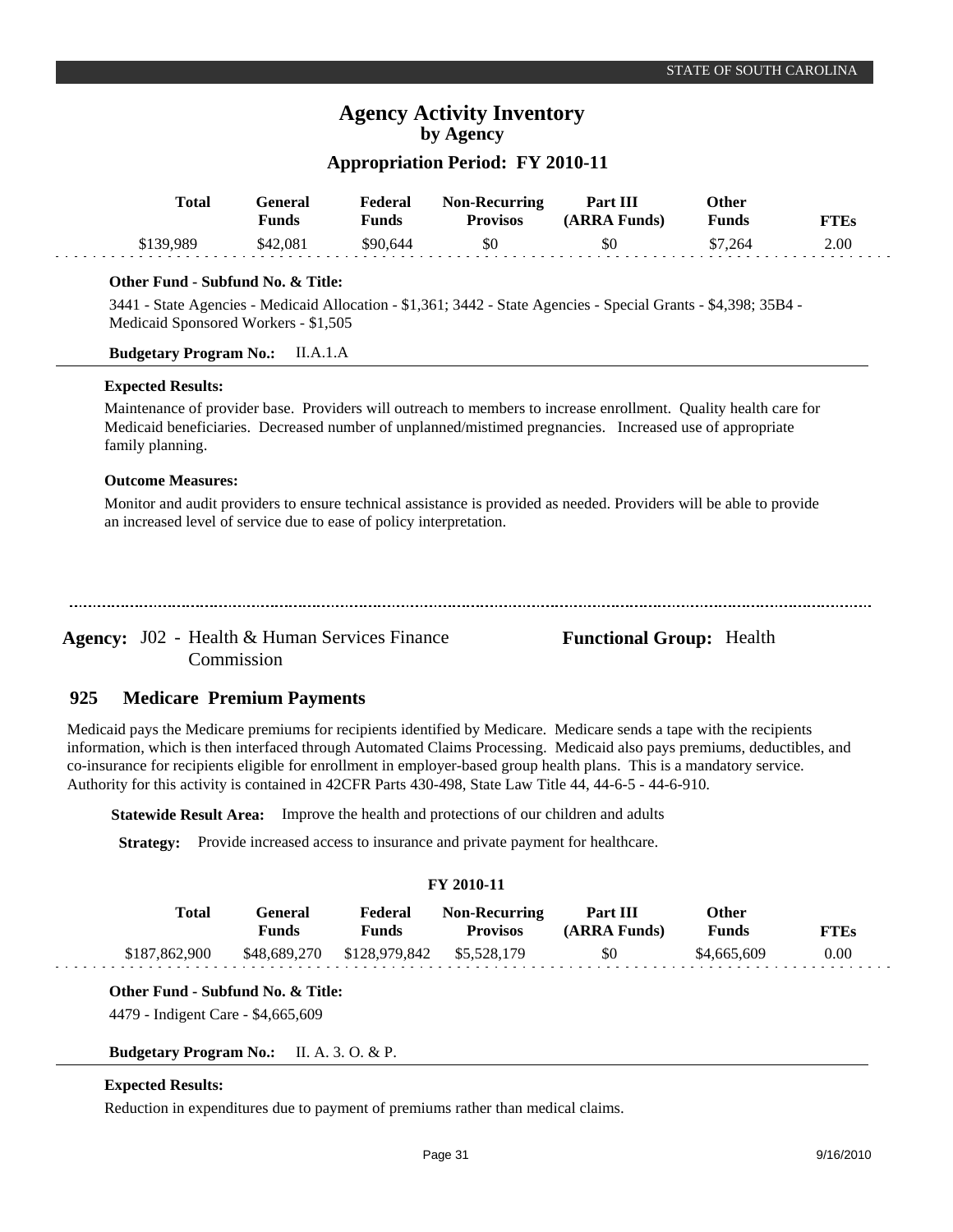| Total | General Funds | Federal Funds | Non-Recurring Provisos | Part III (ARRA Funds) | Other Funds | FTEs |
|---|---|---|---|---|---|---|
| $139,989 | $42,081 | $90,644 | $0 | $0 | $7,264 | 2.00 |

**Other Fund - Subfund No. & Title:**

3441 - State Agencies - Medicaid Allocation - $1,361; 3442 - State Agencies - Special Grants - $4,398; 35B4 - Medicaid Sponsored Workers - $1,505

**Budgetary Program No.:** II.A.1.A

**Expected Results:**

Maintenance of provider base. Providers will outreach to members to increase enrollment. Quality health care for Medicaid beneficiaries. Decreased number of unplanned/mistimed pregnancies. Increased use of appropriate family planning.

**Outcome Measures:**

Monitor and audit providers to ensure technical assistance is provided as needed. Providers will be able to provide an increased level of service due to ease of policy interpretation.

---

**Agency:** J02 - Health & Human Services Finance Commission

**Functional Group:** Health

## 925 Medicare Premium Payments

Medicaid pays the Medicare premiums for recipients identified by Medicare. Medicare sends a tape with the recipients information, which is then interfaced through Automated Claims Processing. Medicaid also pays premiums, deductibles, and co-insurance for recipients eligible for enrollment in employer-based group health plans. This is a mandatory service. Authority for this activity is contained in 42CFR Parts 430-498, State Law Title 44, 44-6-5 - 44-6-910.

**Statewide Result Area:** Improve the health and protections of our children and adults

**Strategy:** Provide increased access to insurance and private payment for healthcare.

**FY 2010-11**

| Total | General Funds | Federal Funds | Non-Recurring Provisos | Part III (ARRA Funds) | Other Funds | FTEs |
|---|---|---|---|---|---|---|
| $187,862,900 | $48,689,270 | $128,979,842 | $5,528,179 | $0 | $4,665,609 | 0.00 |

**Other Fund - Subfund No. & Title:**

4479 - Indigent Care - $4,665,609

**Budgetary Program No.:** II. A. 3. O. & P.

**Expected Results:**

Reduction in expenditures due to payment of premiums rather than medical claims.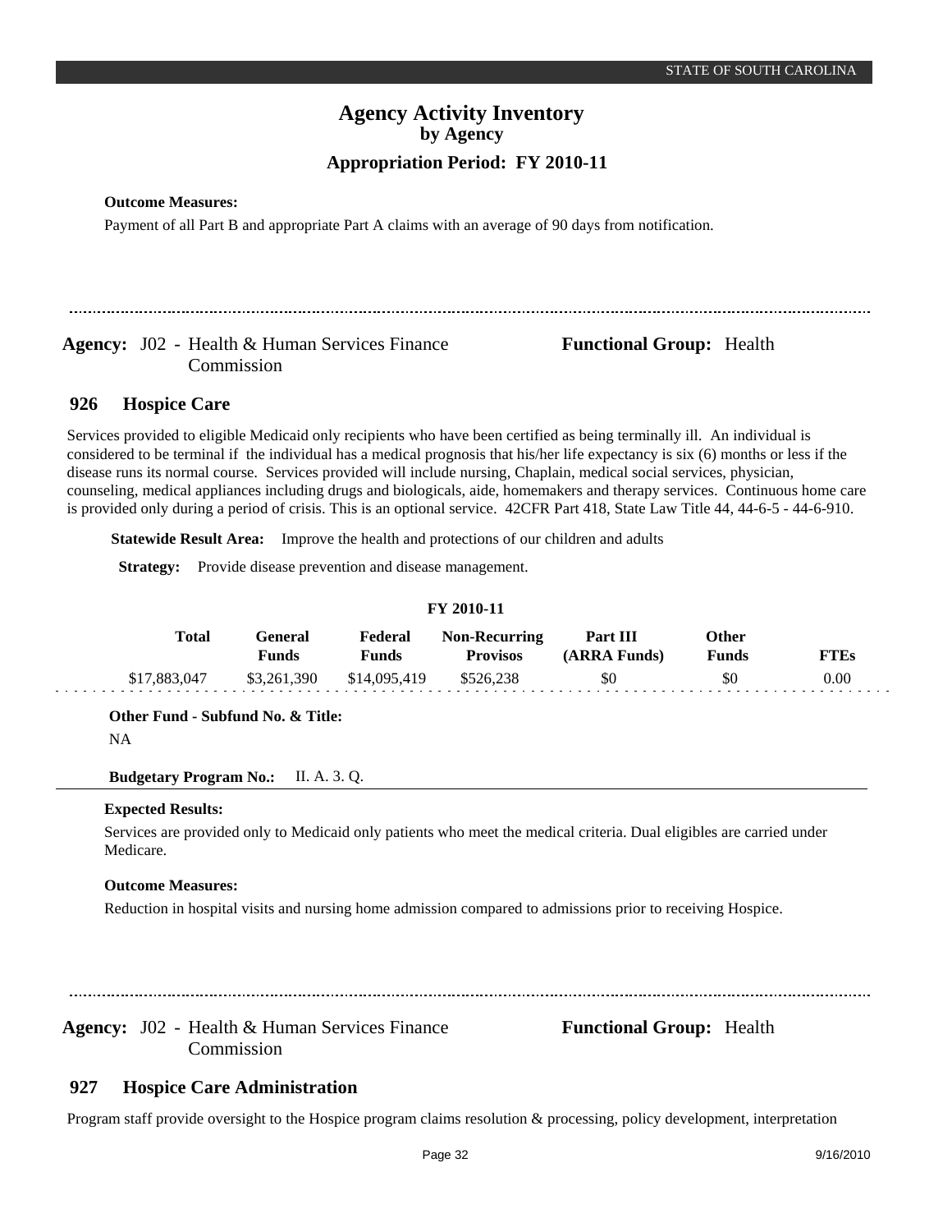**Outcome Measures:**

Payment of all Part B and appropriate Part A claims with an average of 90 days from notification.

---

**Agency:** J02 - Health & Human Services Finance Commission

**Functional Group:** Health

## 926 Hospice Care

Services provided to eligible Medicaid only recipients who have been certified as being terminally ill. An individual is considered to be terminal if the individual has a medical prognosis that his/her life expectancy is six (6) months or less if the disease runs its normal course. Services provided will include nursing, Chaplain, medical social services, physician, counseling, medical appliances including drugs and biologicals, aide, homemakers and therapy services. Continuous home care is provided only during a period of crisis. This is an optional service. 42CFR Part 418, State Law Title 44, 44-6-5 - 44-6-910.

**Statewide Result Area:** Improve the health and protections of our children and adults

**Strategy:** Provide disease prevention and disease management.

**FY 2010-11**

| Total | General Funds | Federal Funds | Non-Recurring Provisos | Part III (ARRA Funds) | Other Funds | FTEs |
|---|---|---|---|---|---|---|
| $17,883,047 | $3,261,390 | $14,095,419 | $526,238 | $0 | $0 | 0.00 |

**Other Fund - Subfund No. & Title:**

NA

**Budgetary Program No.:** II. A. 3. Q.

**Expected Results:**

Services are provided only to Medicaid only patients who meet the medical criteria. Dual eligibles are carried under Medicare.

**Outcome Measures:**

Reduction in hospital visits and nursing home admission compared to admissions prior to receiving Hospice.

---

**Agency:** J02 - Health & Human Services Finance Commission

**Functional Group:** Health

## 927 Hospice Care Administration

Program staff provide oversight to the Hospice program claims resolution & processing, policy development, interpretation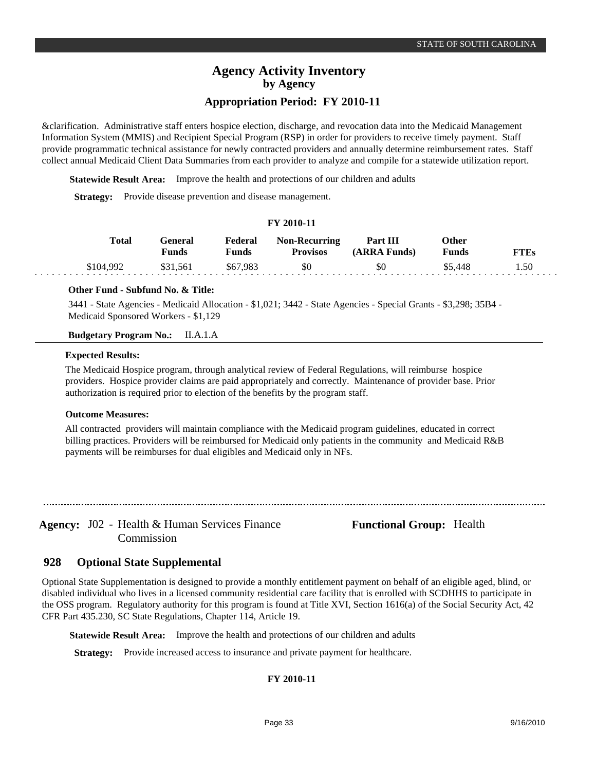&clarification.  Administrative staff enters hospice election, discharge, and revocation data into the Medicaid Management Information System (MMIS) and Recipient Special Program (RSP) in order for providers to receive timely payment.  Staff provide programmatic technical assistance for newly contracted providers and annually determine reimbursement rates.  Staff collect annual Medicaid Client Data Summaries from each provider to analyze and compile for a statewide utilization report.

**Statewide Result Area:** Improve the health and protections of our children and adults

**Strategy:** Provide disease prevention and disease management.

**FY 2010-11**

| Total | General Funds | Federal Funds | Non-Recurring Provisos | Part III (ARRA Funds) | Other Funds | FTEs |
|---|---|---|---|---|---|---|
| $104,992 | $31,561 | $67,983 | $0 | $0 | $5,448 | 1.50 |

**Other Fund - Subfund No. & Title:**

3441 - State Agencies - Medicaid Allocation - $1,021; 3442 - State Agencies - Special Grants - $3,298; 35B4 - Medicaid Sponsored Workers - $1,129

**Budgetary Program No.:** II.A.1.A

**Expected Results:**

The Medicaid Hospice program, through analytical review of Federal Regulations, will reimburse hospice providers.  Hospice provider claims are paid appropriately and correctly.  Maintenance of provider base. Prior authorization is required prior to election of the benefits by the program staff.

**Outcome Measures:**

All contracted providers will maintain compliance with the Medicaid program guidelines, educated in correct billing practices. Providers will be reimbursed for Medicaid only patients in the community and Medicaid R&B payments will be reimburses for dual eligibles and Medicaid only in NFs.

---

**Agency:** J02 - Health & Human Services Finance Commission

**Functional Group:** Health

## 928 Optional State Supplemental

Optional State Supplementation is designed to provide a monthly entitlement payment on behalf of an eligible aged, blind, or disabled individual who lives in a licensed community residential care facility that is enrolled with SCDHHS to participate in the OSS program.  Regulatory authority for this program is found at Title XVI, Section 1616(a) of the Social Security Act, 42 CFR Part 435.230, SC State Regulations, Chapter 114, Article 19.

**Statewide Result Area:** Improve the health and protections of our children and adults

**Strategy:** Provide increased access to insurance and private payment for healthcare.

**FY 2010-11**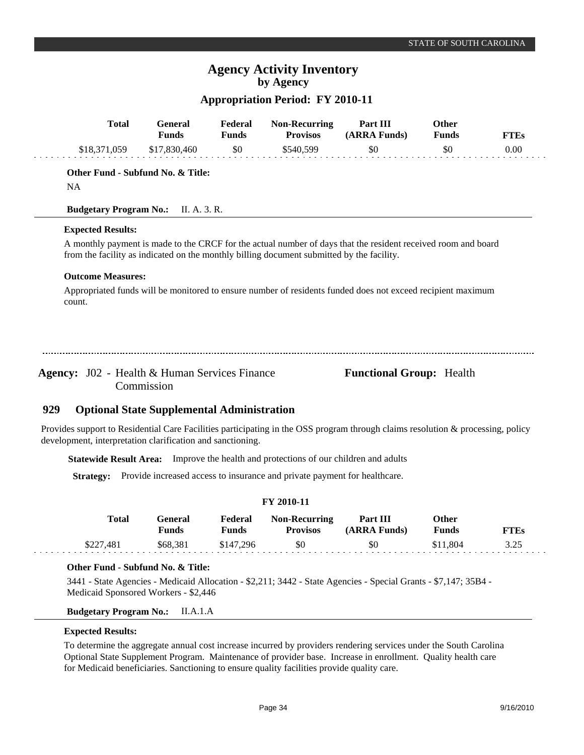| Total | General Funds | Federal Funds | Non-Recurring Provisos | Part III (ARRA Funds) | Other Funds | FTEs |
|---|---|---|---|---|---|---|
| $18,371,059 | $17,830,460 | $0 | $540,599 | $0 | $0 | 0.00 |

**Other Fund - Subfund No. & Title:**

NA

**Budgetary Program No.:** II. A. 3. R.

**Expected Results:**

A monthly payment is made to the CRCF for the actual number of days that the resident received room and board from the facility as indicated on the monthly billing document submitted by the facility.

**Outcome Measures:**

Appropriated funds will be monitored to ensure number of residents funded does not exceed recipient maximum count.

---

**Agency:** J02 - Health & Human Services Finance Commission

**Functional Group:** Health

## 929 Optional State Supplemental Administration

Provides support to Residential Care Facilities participating in the OSS program through claims resolution & processing, policy development, interpretation clarification and sanctioning.

**Statewide Result Area:** Improve the health and protections of our children and adults

**Strategy:** Provide increased access to insurance and private payment for healthcare.

**FY 2010-11**

| Total | General Funds | Federal Funds | Non-Recurring Provisos | Part III (ARRA Funds) | Other Funds | FTEs |
|---|---|---|---|---|---|---|
| $227,481 | $68,381 | $147,296 | $0 | $0 | $11,804 | 3.25 |

**Other Fund - Subfund No. & Title:**

3441 - State Agencies - Medicaid Allocation - $2,211; 3442 - State Agencies - Special Grants - $7,147; 35B4 - Medicaid Sponsored Workers - $2,446

**Budgetary Program No.:** II.A.1.A

**Expected Results:**

To determine the aggregate annual cost increase incurred by providers rendering services under the South Carolina Optional State Supplement Program. Maintenance of provider base. Increase in enrollment. Quality health care for Medicaid beneficiaries. Sanctioning to ensure quality facilities provide quality care.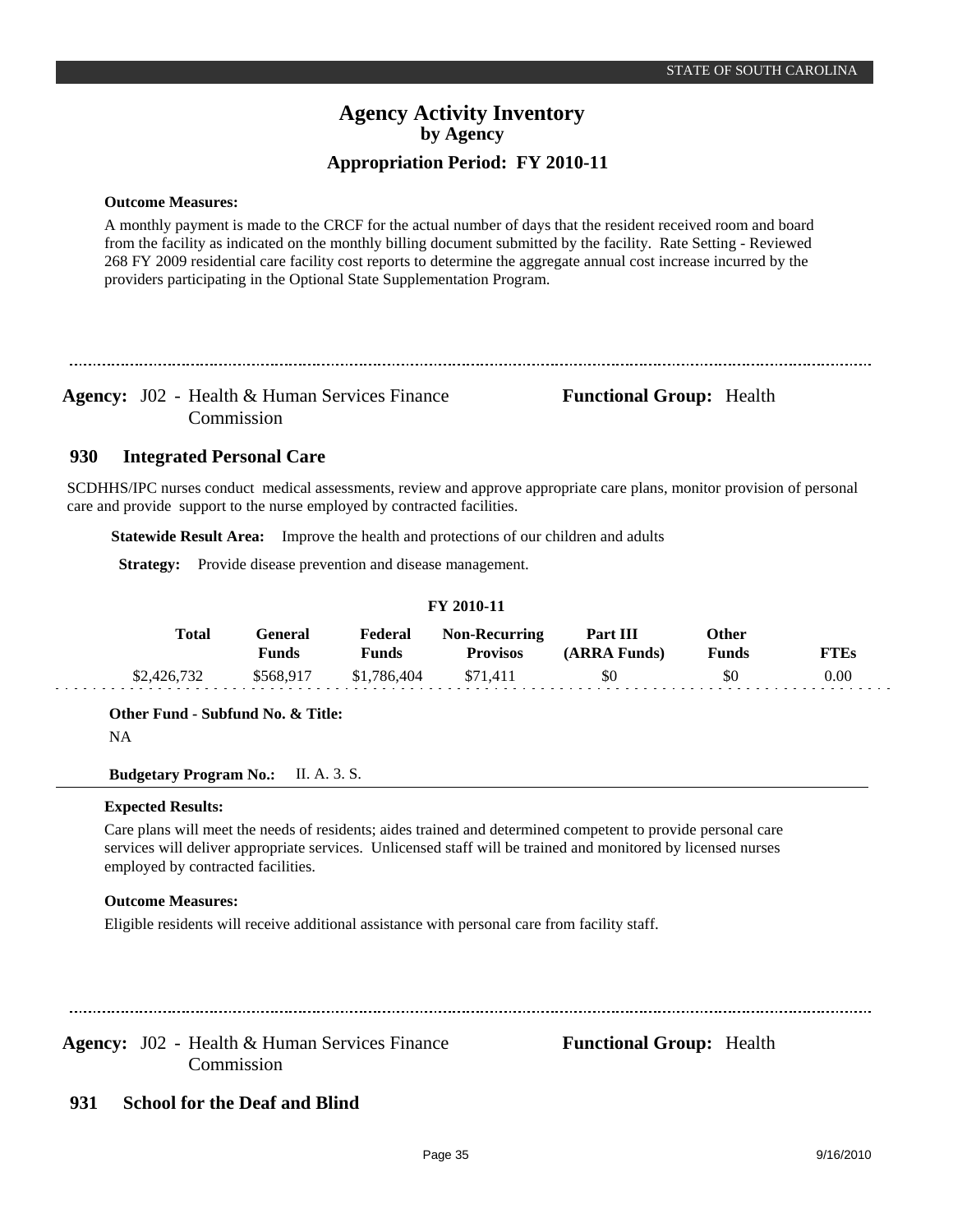**Outcome Measures:**

A monthly payment is made to the CRCF for the actual number of days that the resident received room and board from the facility as indicated on the monthly billing document submitted by the facility. Rate Setting - Reviewed 268 FY 2009 residential care facility cost reports to determine the aggregate annual cost increase incurred by the providers participating in the Optional State Supplementation Program.

---

**Agency:** J02 - Health & Human Services Finance Commission

**Functional Group:** Health

## 930 Integrated Personal Care

SCDHHS/IPC nurses conduct medical assessments, review and approve appropriate care plans, monitor provision of personal care and provide support to the nurse employed by contracted facilities.

**Statewide Result Area:** Improve the health and protections of our children and adults

**Strategy:** Provide disease prevention and disease management.

**FY 2010-11**

| Total | General Funds | Federal Funds | Non-Recurring Provisos | Part III (ARRA Funds) | Other Funds | FTEs |
|---|---|---|---|---|---|---|
| $2,426,732 | $568,917 | $1,786,404 | $71,411 | $0 | $0 | 0.00 |

**Other Fund - Subfund No. & Title:**

NA

**Budgetary Program No.:** II. A. 3. S.

**Expected Results:**

Care plans will meet the needs of residents; aides trained and determined competent to provide personal care services will deliver appropriate services. Unlicensed staff will be trained and monitored by licensed nurses employed by contracted facilities.

**Outcome Measures:**

Eligible residents will receive additional assistance with personal care from facility staff.

---

**Agency:** J02 - Health & Human Services Finance Commission

**Functional Group:** Health

## 931 School for the Deaf and Blind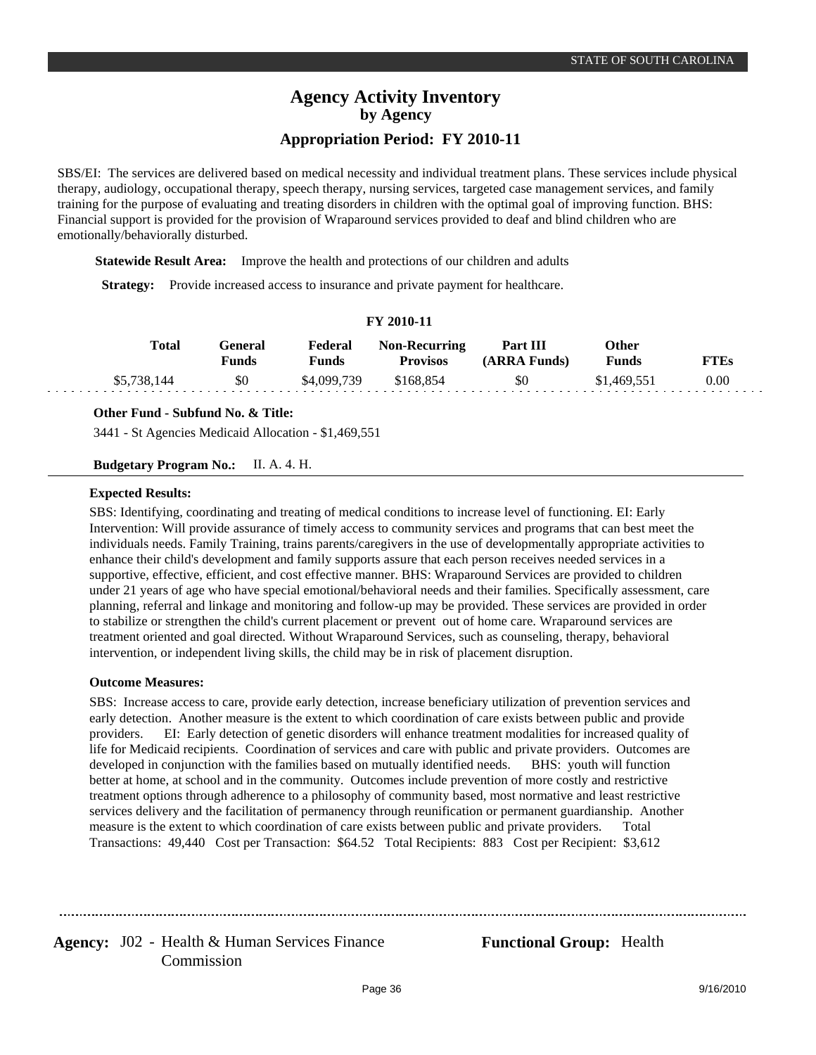# Agency Activity Inventory
## by Agency
### Appropriation Period: FY 2010-11

SBS/EI: The services are delivered based on medical necessity and individual treatment plans. These services include physical therapy, audiology, occupational therapy, speech therapy, nursing services, targeted case management services, and family training for the purpose of evaluating and treating disorders in children with the optimal goal of improving function. BHS: Financial support is provided for the provision of Wraparound services provided to deaf and blind children who are emotionally/behaviorally disturbed.

**Statewide Result Area:** Improve the health and protections of our children and adults

**Strategy:** Provide increased access to insurance and private payment for healthcare.

**FY 2010-11**

| Total | General Funds | Federal Funds | Non-Recurring Provisos | Part III (ARRA Funds) | Other Funds | FTEs |
|---|---|---|---|---|---|---|
| $5,738,144 | $0 | $4,099,739 | $168,854 | $0 | $1,469,551 | 0.00 |

**Other Fund - Subfund No. & Title:**

3441 - St Agencies Medicaid Allocation - $1,469,551

**Budgetary Program No.:** II. A. 4. H.

**Expected Results:**

SBS: Identifying, coordinating and treating of medical conditions to increase level of functioning. EI: Early Intervention: Will provide assurance of timely access to community services and programs that can best meet the individuals needs. Family Training, trains parents/caregivers in the use of developmentally appropriate activities to enhance their child's development and family supports assure that each person receives needed services in a supportive, effective, efficient, and cost effective manner. BHS: Wraparound Services are provided to children under 21 years of age who have special emotional/behavioral needs and their families. Specifically assessment, care planning, referral and linkage and monitoring and follow-up may be provided. These services are provided in order to stabilize or strengthen the child's current placement or prevent out of home care. Wraparound services are treatment oriented and goal directed. Without Wraparound Services, such as counseling, therapy, behavioral intervention, or independent living skills, the child may be in risk of placement disruption.

**Outcome Measures:**

SBS: Increase access to care, provide early detection, increase beneficiary utilization of prevention services and early detection. Another measure is the extent to which coordination of care exists between public and provide providers. EI: Early detection of genetic disorders will enhance treatment modalities for increased quality of life for Medicaid recipients. Coordination of services and care with public and private providers. Outcomes are developed in conjunction with the families based on mutually identified needs. BHS: youth will function better at home, at school and in the community. Outcomes include prevention of more costly and restrictive treatment options through adherence to a philosophy of community based, most normative and least restrictive services delivery and the facilitation of permanency through reunification or permanent guardianship. Another measure is the extent to which coordination of care exists between public and private providers. Total Transactions: 49,440 Cost per Transaction: $64.52 Total Recipients: 883 Cost per Recipient: $3,612

**Agency:** J02 - Health & Human Services Finance Commission

**Functional Group:** Health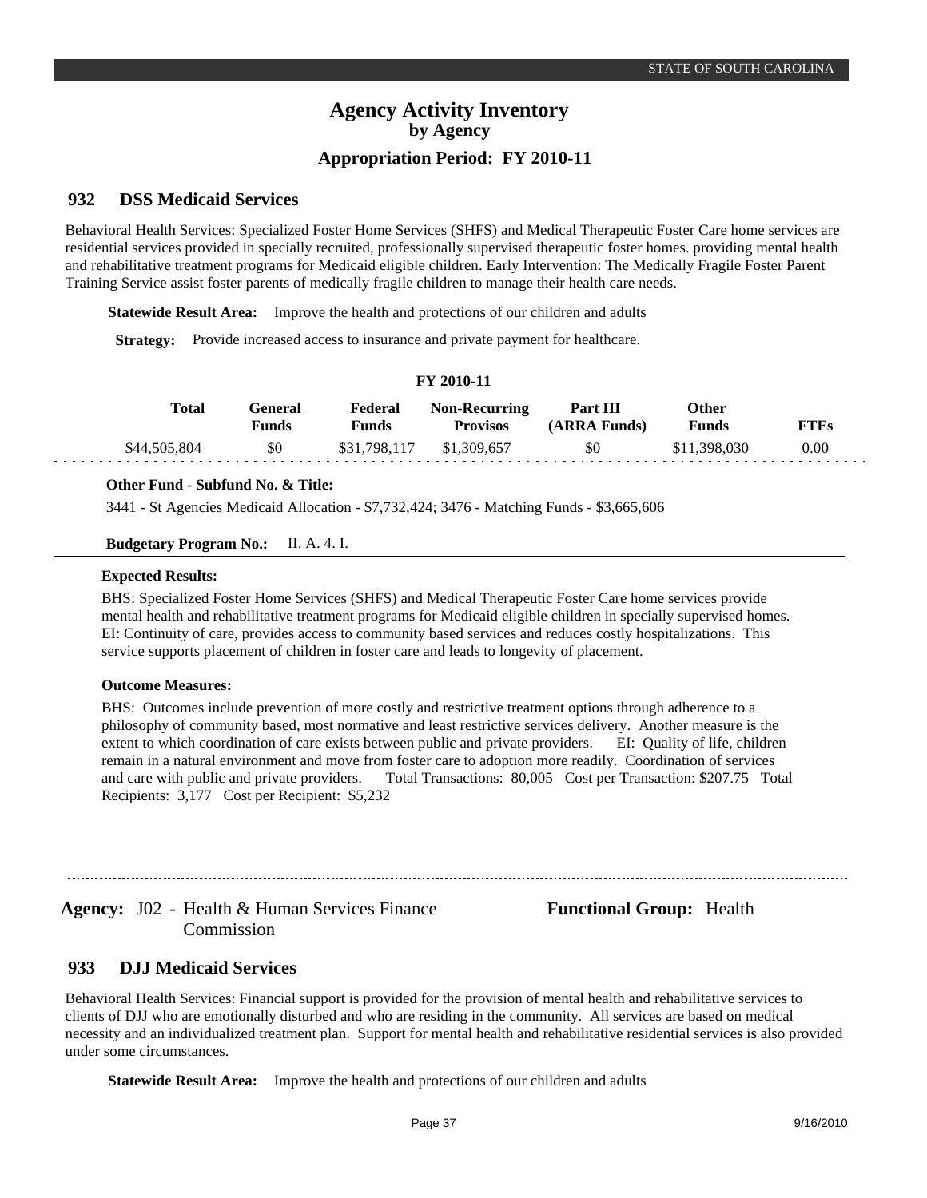# Agency Activity Inventory
## by Agency
### Appropriation Period: FY 2010-11

## 932 DSS Medicaid Services

Behavioral Health Services: Specialized Foster Home Services (SHFS) and Medical Therapeutic Foster Care home services are residential services provided in specially recruited, professionally supervised therapeutic foster homes. providing mental health and rehabilitative treatment programs for Medicaid eligible children. Early Intervention: The Medically Fragile Foster Parent Training Service assist foster parents of medically fragile children to manage their health care needs.

**Statewide Result Area:** Improve the health and protections of our children and adults

**Strategy:** Provide increased access to insurance and private payment for healthcare.

**FY 2010-11**

| Total | General Funds | Federal Funds | Non-Recurring Provisos | Part III (ARRA Funds) | Other Funds | FTEs |
|---|---|---|---|---|---|---|
| $44,505,804 | $0 | $31,798,117 | $1,309,657 | $0 | $11,398,030 | 0.00 |

**Other Fund - Subfund No. & Title:**

3441 - St Agencies Medicaid Allocation - $7,732,424; 3476 - Matching Funds - $3,665,606

**Budgetary Program No.:** II. A. 4. I.

**Expected Results:**

BHS: Specialized Foster Home Services (SHFS) and Medical Therapeutic Foster Care home services provide mental health and rehabilitative treatment programs for Medicaid eligible children in specially supervised homes. EI: Continuity of care, provides access to community based services and reduces costly hospitalizations. This service supports placement of children in foster care and leads to longevity of placement.

**Outcome Measures:**

BHS: Outcomes include prevention of more costly and restrictive treatment options through adherence to a philosophy of community based, most normative and least restrictive services delivery. Another measure is the extent to which coordination of care exists between public and private providers. EI: Quality of life, children remain in a natural environment and move from foster care to adoption more readily. Coordination of services and care with public and private providers. Total Transactions: 80,005 Cost per Transaction: $207.75 Total Recipients: 3,177 Cost per Recipient: $5,232

---

**Agency:** J02 - Health & Human Services Finance Commission

**Functional Group:** Health

## 933 DJJ Medicaid Services

Behavioral Health Services: Financial support is provided for the provision of mental health and rehabilitative services to clients of DJJ who are emotionally disturbed and who are residing in the community. All services are based on medical necessity and an individualized treatment plan. Support for mental health and rehabilitative residential services is also provided under some circumstances.

**Statewide Result Area:** Improve the health and protections of our children and adults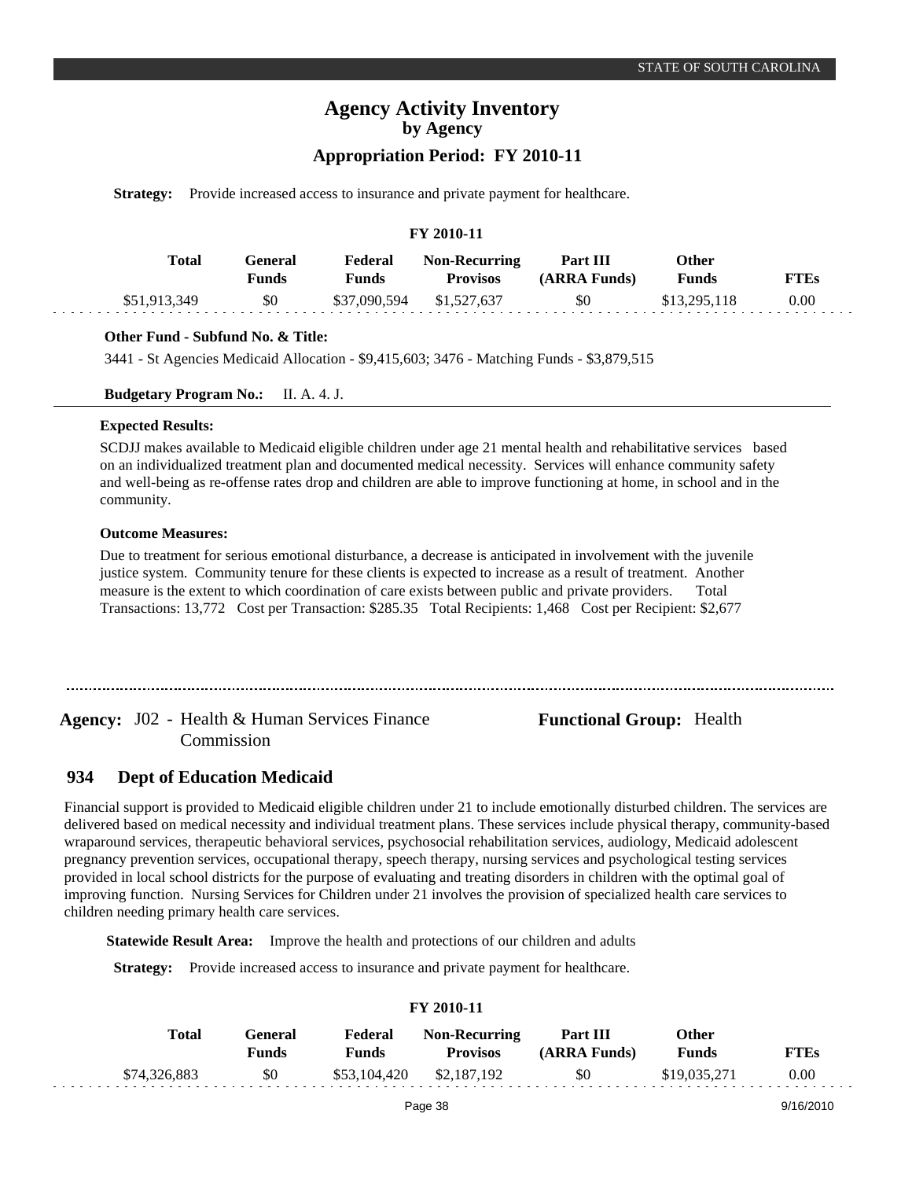**Strategy:** Provide increased access to insurance and private payment for healthcare.

| FY 2010-11 | | | | | | |
|---|---|---|---|---|---|---|
| **Total** | **General Funds** | **Federal Funds** | **Non-Recurring Provisos** | **Part III (ARRA Funds)** | **Other Funds** | **FTEs** |
| $51,913,349 | $0 | $37,090,594 | $1,527,637 | $0 | $13,295,118 | 0.00 |

**Other Fund - Subfund No. & Title:**

3441 - St Agencies Medicaid Allocation - $9,415,603; 3476 - Matching Funds - $3,879,515

**Budgetary Program No.:** II. A. 4. J.

**Expected Results:**

SCDJJ makes available to Medicaid eligible children under age 21 mental health and rehabilitative services based on an individualized treatment plan and documented medical necessity. Services will enhance community safety and well-being as re-offense rates drop and children are able to improve functioning at home, in school and in the community.

**Outcome Measures:**

Due to treatment for serious emotional disturbance, a decrease is anticipated in involvement with the juvenile justice system. Community tenure for these clients is expected to increase as a result of treatment. Another measure is the extent to which coordination of care exists between public and private providers. Total Transactions: 13,772 Cost per Transaction: $285.35 Total Recipients: 1,468 Cost per Recipient: $2,677

---

**Agency:** J02 - Health & Human Services Finance Commission

**Functional Group:** Health

## 934 Dept of Education Medicaid

Financial support is provided to Medicaid eligible children under 21 to include emotionally disturbed children. The services are delivered based on medical necessity and individual treatment plans. These services include physical therapy, community-based wraparound services, therapeutic behavioral services, psychosocial rehabilitation services, audiology, Medicaid adolescent pregnancy prevention services, occupational therapy, speech therapy, nursing services and psychological testing services provided in local school districts for the purpose of evaluating and treating disorders in children with the optimal goal of improving function. Nursing Services for Children under 21 involves the provision of specialized health care services to children needing primary health care services.

**Statewide Result Area:** Improve the health and protections of our children and adults

**Strategy:** Provide increased access to insurance and private payment for healthcare.

| FY 2010-11 | | | | | | |
|---|---|---|---|---|---|---|
| **Total** | **General Funds** | **Federal Funds** | **Non-Recurring Provisos** | **Part III (ARRA Funds)** | **Other Funds** | **FTEs** |
| $74,326,883 | $0 | $53,104,420 | $2,187,192 | $0 | $19,035,271 | 0.00 |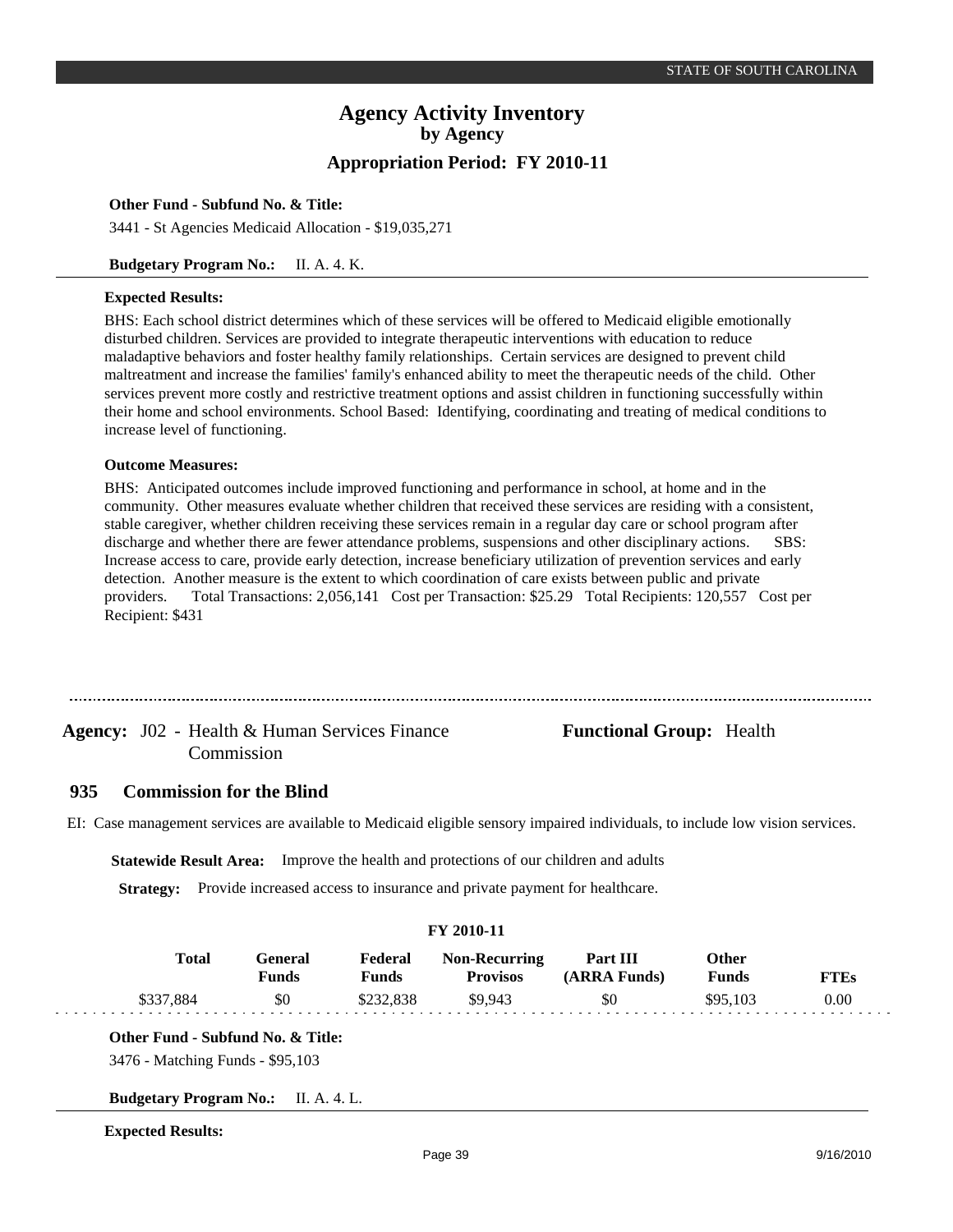**Other Fund - Subfund No. & Title:**

3441 - St Agencies Medicaid Allocation - $19,035,271

**Budgetary Program No.:** II. A. 4. K.

**Expected Results:**

BHS: Each school district determines which of these services will be offered to Medicaid eligible emotionally disturbed children. Services are provided to integrate therapeutic interventions with education to reduce maladaptive behaviors and foster healthy family relationships. Certain services are designed to prevent child maltreatment and increase the families' family's enhanced ability to meet the therapeutic needs of the child. Other services prevent more costly and restrictive treatment options and assist children in functioning successfully within their home and school environments. School Based: Identifying, coordinating and treating of medical conditions to increase level of functioning.

**Outcome Measures:**

BHS: Anticipated outcomes include improved functioning and performance in school, at home and in the community. Other measures evaluate whether children that received these services are residing with a consistent, stable caregiver, whether children receiving these services remain in a regular day care or school program after discharge and whether there are fewer attendance problems, suspensions and other disciplinary actions. SBS: Increase access to care, provide early detection, increase beneficiary utilization of prevention services and early detection. Another measure is the extent to which coordination of care exists between public and private providers. Total Transactions: 2,056,141 Cost per Transaction: $25.29 Total Recipients: 120,557 Cost per Recipient: $431

---

**Agency:** J02 - Health & Human Services Finance Commission

**Functional Group:** Health

## 935 Commission for the Blind

EI: Case management services are available to Medicaid eligible sensory impaired individuals, to include low vision services.

**Statewide Result Area:** Improve the health and protections of our children and adults

**Strategy:** Provide increased access to insurance and private payment for healthcare.

**FY 2010-11**

| Total | General Funds | Federal Funds | Non-Recurring Provisos | Part III (ARRA Funds) | Other Funds | FTEs |
|---|---|---|---|---|---|---|
| $337,884 | $0 | $232,838 | $9,943 | $0 | $95,103 | 0.00 |

**Other Fund - Subfund No. & Title:**

3476 - Matching Funds - $95,103

**Budgetary Program No.:** II. A. 4. L.

**Expected Results:**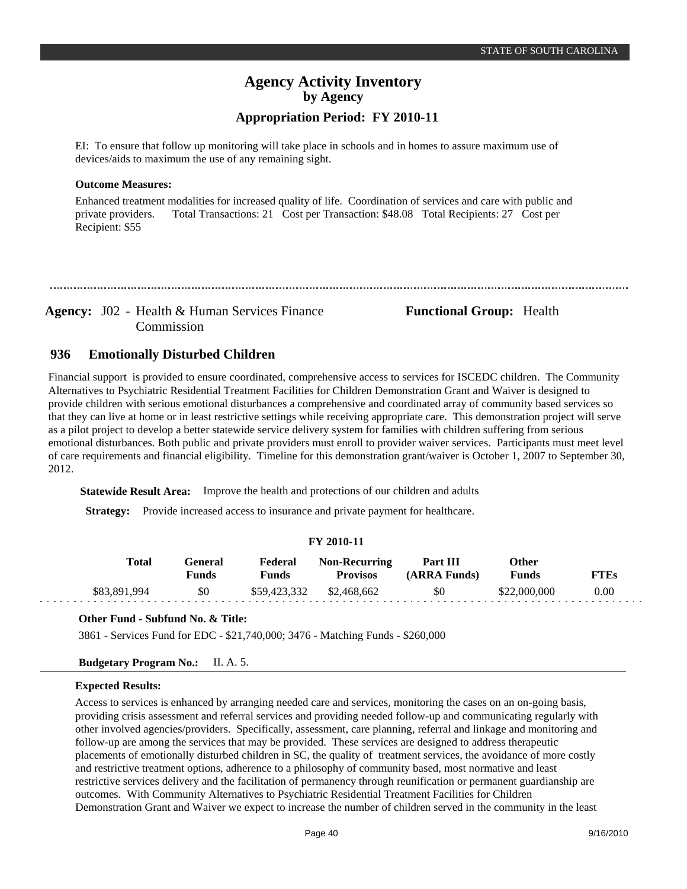EI: To ensure that follow up monitoring will take place in schools and in homes to assure maximum use of devices/aids to maximum the use of any remaining sight.

**Outcome Measures:**

Enhanced treatment modalities for increased quality of life. Coordination of services and care with public and private providers. Total Transactions: 21 Cost per Transaction: $48.08 Total Recipients: 27 Cost per Recipient: $55

---

**Agency:** J02 - Health & Human Services Finance Commission

**Functional Group:** Health

## 936 Emotionally Disturbed Children

Financial support is provided to ensure coordinated, comprehensive access to services for ISCEDC children. The Community Alternatives to Psychiatric Residential Treatment Facilities for Children Demonstration Grant and Waiver is designed to provide children with serious emotional disturbances a comprehensive and coordinated array of community based services so that they can live at home or in least restrictive settings while receiving appropriate care. This demonstration project will serve as a pilot project to develop a better statewide service delivery system for families with children suffering from serious emotional disturbances. Both public and private providers must enroll to provider waiver services. Participants must meet level of care requirements and financial eligibility. Timeline for this demonstration grant/waiver is October 1, 2007 to September 30, 2012.

**Statewide Result Area:** Improve the health and protections of our children and adults

**Strategy:** Provide increased access to insurance and private payment for healthcare.

**FY 2010-11**

| Total | General Funds | Federal Funds | Non-Recurring Provisos | Part III (ARRA Funds) | Other Funds | FTEs |
|---|---|---|---|---|---|---|
| $83,891,994 | $0 | $59,423,332 | $2,468,662 | $0 | $22,000,000 | 0.00 |

**Other Fund - Subfund No. & Title:**

3861 - Services Fund for EDC - $21,740,000; 3476 - Matching Funds - $260,000

**Budgetary Program No.:** II. A. 5.

**Expected Results:**

Access to services is enhanced by arranging needed care and services, monitoring the cases on an on-going basis, providing crisis assessment and referral services and providing needed follow-up and communicating regularly with other involved agencies/providers. Specifically, assessment, care planning, referral and linkage and monitoring and follow-up are among the services that may be provided. These services are designed to address therapeutic placements of emotionally disturbed children in SC, the quality of treatment services, the avoidance of more costly and restrictive treatment options, adherence to a philosophy of community based, most normative and least restrictive services delivery and the facilitation of permanency through reunification or permanent guardianship are outcomes. With Community Alternatives to Psychiatric Residential Treatment Facilities for Children Demonstration Grant and Waiver we expect to increase the number of children served in the community in the least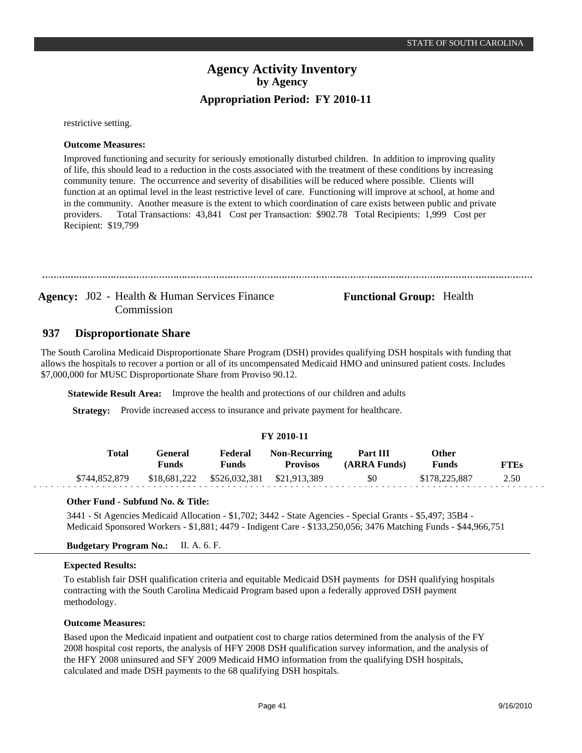restrictive setting.

**Outcome Measures:**

Improved functioning and security for seriously emotionally disturbed children. In addition to improving quality of life, this should lead to a reduction in the costs associated with the treatment of these conditions by increasing community tenure. The occurrence and severity of disabilities will be reduced where possible. Clients will function at an optimal level in the least restrictive level of care. Functioning will improve at school, at home and in the community. Another measure is the extent to which coordination of care exists between public and private providers. Total Transactions: 43,841 Cost per Transaction: $902.78 Total Recipients: 1,999 Cost per Recipient: $19,799

---

**Agency:** J02 - Health & Human Services Finance Commission

**Functional Group:** Health

## 937 Disproportionate Share

The South Carolina Medicaid Disproportionate Share Program (DSH) provides qualifying DSH hospitals with funding that allows the hospitals to recover a portion or all of its uncompensated Medicaid HMO and uninsured patient costs. Includes $7,000,000 for MUSC Disproportionate Share from Proviso 90.12.

**Statewide Result Area:** Improve the health and protections of our children and adults

**Strategy:** Provide increased access to insurance and private payment for healthcare.

**FY 2010-11**

| Total | General Funds | Federal Funds | Non-Recurring Provisos | Part III (ARRA Funds) | Other Funds | FTEs |
|---|---|---|---|---|---|---|
| $744,852,879 | $18,681,222 | $526,032,381 | $21,913,389 | $0 | $178,225,887 | 2.50 |

**Other Fund - Subfund No. & Title:**

3441 - St Agencies Medicaid Allocation - $1,702; 3442 - State Agencies - Special Grants - $5,497; 35B4 - Medicaid Sponsored Workers - $1,881; 4479 - Indigent Care - $133,250,056; 3476 Matching Funds - $44,966,751

**Budgetary Program No.:** II. A. 6. F.

**Expected Results:**

To establish fair DSH qualification criteria and equitable Medicaid DSH payments for DSH qualifying hospitals contracting with the South Carolina Medicaid Program based upon a federally approved DSH payment methodology.

**Outcome Measures:**

Based upon the Medicaid inpatient and outpatient cost to charge ratios determined from the analysis of the FY 2008 hospital cost reports, the analysis of HFY 2008 DSH qualification survey information, and the analysis of the HFY 2008 uninsured and SFY 2009 Medicaid HMO information from the qualifying DSH hospitals, calculated and made DSH payments to the 68 qualifying DSH hospitals.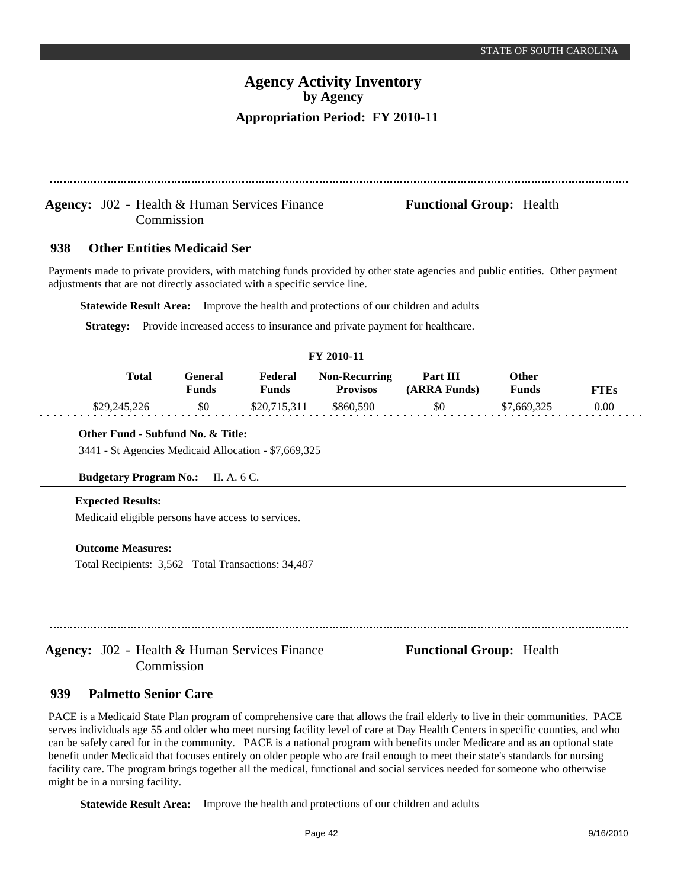# Agency Activity Inventory
## by Agency
### Appropriation Period: FY 2010-11

**Agency:** J02 - Health & Human Services Finance Commission

**Functional Group:** Health

## 938 Other Entities Medicaid Ser

Payments made to private providers, with matching funds provided by other state agencies and public entities. Other payment adjustments that are not directly associated with a specific service line.

**Statewide Result Area:** Improve the health and protections of our children and adults

**Strategy:** Provide increased access to insurance and private payment for healthcare.

**FY 2010-11**

| Total | General Funds | Federal Funds | Non-Recurring Provisos | Part III (ARRA Funds) | Other Funds | FTEs |
|---|---|---|---|---|---|---|
| $29,245,226 | $0 | $20,715,311 | $860,590 | $0 | $7,669,325 | 0.00 |

**Other Fund - Subfund No. & Title:**

3441 - St Agencies Medicaid Allocation - $7,669,325

**Budgetary Program No.:** II. A. 6 C.

**Expected Results:**

Medicaid eligible persons have access to services.

**Outcome Measures:**

Total Recipients: 3,562 Total Transactions: 34,487

**Agency:** J02 - Health & Human Services Finance Commission

**Functional Group:** Health

## 939 Palmetto Senior Care

PACE is a Medicaid State Plan program of comprehensive care that allows the frail elderly to live in their communities. PACE serves individuals age 55 and older who meet nursing facility level of care at Day Health Centers in specific counties, and who can be safely cared for in the community. PACE is a national program with benefits under Medicare and as an optional state benefit under Medicaid that focuses entirely on older people who are frail enough to meet their state's standards for nursing facility care. The program brings together all the medical, functional and social services needed for someone who otherwise might be in a nursing facility.

**Statewide Result Area:** Improve the health and protections of our children and adults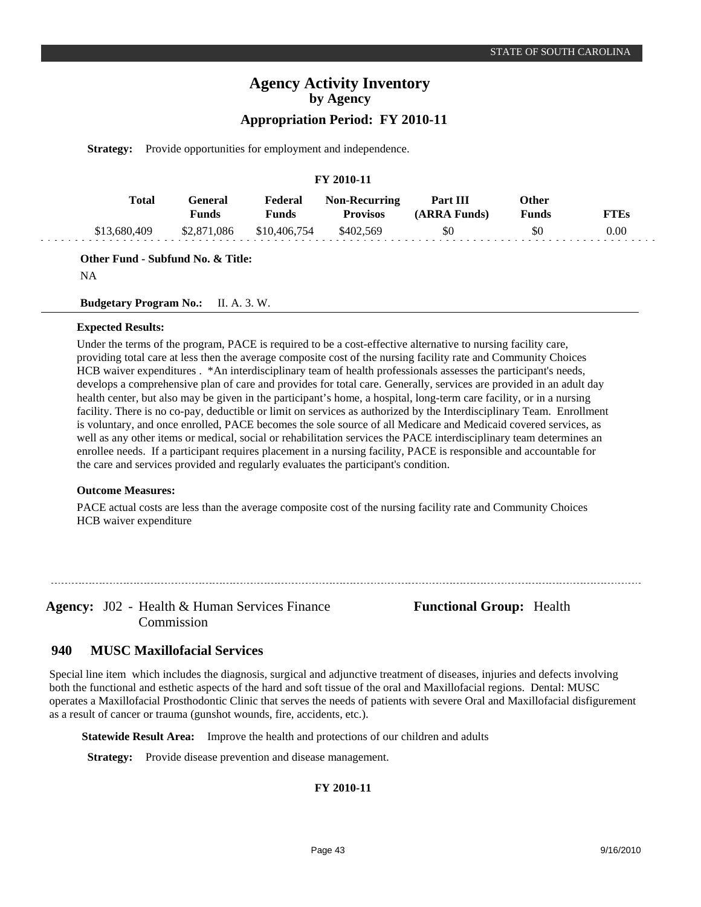**Strategy:** Provide opportunities for employment and independence.

**FY 2010-11**

| Total | General Funds | Federal Funds | Non-Recurring Provisos | Part III (ARRA Funds) | Other Funds | FTEs |
|---|---|---|---|---|---|---|
| $13,680,409 | $2,871,086 | $10,406,754 | $402,569 | $0 | $0 | 0.00 |

**Other Fund - Subfund No. & Title:**

NA

**Budgetary Program No.:** II. A. 3. W.

**Expected Results:**

Under the terms of the program, PACE is required to be a cost-effective alternative to nursing facility care, providing total care at less then the average composite cost of the nursing facility rate and Community Choices HCB waiver expenditures . *An interdisciplinary team of health professionals assesses the participant's needs, develops a comprehensive plan of care and provides for total care. Generally, services are provided in an adult day health center, but also may be given in the participant's home, a hospital, long-term care facility, or in a nursing facility. There is no co-pay, deductible or limit on services as authorized by the Interdisciplinary Team. Enrollment is voluntary, and once enrolled, PACE becomes the sole source of all Medicare and Medicaid covered services, as well as any other items or medical, social or rehabilitation services the PACE interdisciplinary team determines an enrollee needs. If a participant requires placement in a nursing facility, PACE is responsible and accountable for the care and services provided and regularly evaluates the participant's condition.

**Outcome Measures:**

PACE actual costs are less than the average composite cost of the nursing facility rate and Community Choices HCB waiver expenditure

---

**Agency:** J02 - Health & Human Services Finance Commission

**Functional Group:** Health

## 940 MUSC Maxillofacial Services

Special line item which includes the diagnosis, surgical and adjunctive treatment of diseases, injuries and defects involving both the functional and esthetic aspects of the hard and soft tissue of the oral and Maxillofacial regions. Dental: MUSC operates a Maxillofacial Prosthodontic Clinic that serves the needs of patients with severe Oral and Maxillofacial disfigurement as a result of cancer or trauma (gunshot wounds, fire, accidents, etc.).

**Statewide Result Area:** Improve the health and protections of our children and adults

**Strategy:** Provide disease prevention and disease management.

**FY 2010-11**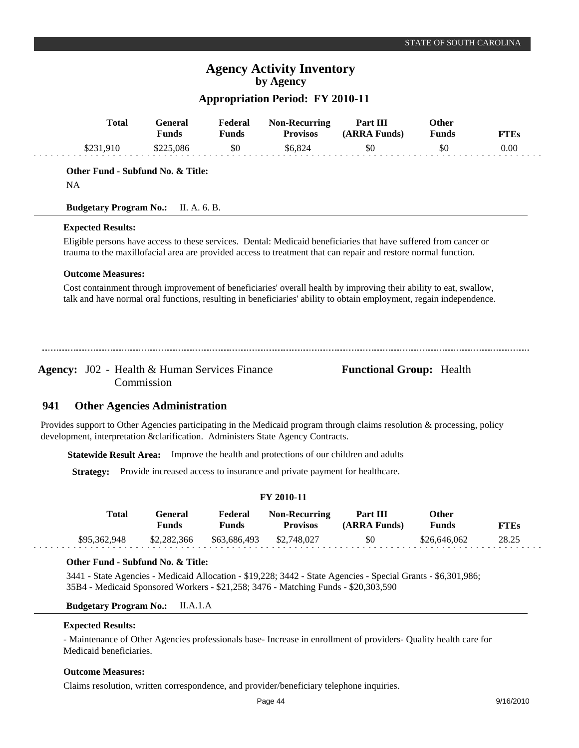# Agency Activity Inventory
## by Agency
### Appropriation Period: FY 2010-11

| Total | General Funds | Federal Funds | Non-Recurring Provisos | Part III (ARRA Funds) | Other Funds | FTEs |
|---|---|---|---|---|---|---|
| $231,910 | $225,086 | $0 | $6,824 | $0 | $0 | 0.00 |

**Other Fund - Subfund No. & Title:**

NA

**Budgetary Program No.:** II. A. 6. B.

**Expected Results:**

Eligible persons have access to these services. Dental: Medicaid beneficiaries that have suffered from cancer or trauma to the maxillofacial area are provided access to treatment that can repair and restore normal function.

**Outcome Measures:**

Cost containment through improvement of beneficiaries' overall health by improving their ability to eat, swallow, talk and have normal oral functions, resulting in beneficiaries' ability to obtain employment, regain independence.

---

**Agency:** J02 - Health & Human Services Finance Commission

**Functional Group:** Health

## 941 Other Agencies Administration

Provides support to Other Agencies participating in the Medicaid program through claims resolution & processing, policy development, interpretation &clarification. Administers State Agency Contracts.

**Statewide Result Area:** Improve the health and protections of our children and adults

**Strategy:** Provide increased access to insurance and private payment for healthcare.

**FY 2010-11**

| Total | General Funds | Federal Funds | Non-Recurring Provisos | Part III (ARRA Funds) | Other Funds | FTEs |
|---|---|---|---|---|---|---|
| $95,362,948 | $2,282,366 | $63,686,493 | $2,748,027 | $0 | $26,646,062 | 28.25 |

**Other Fund - Subfund No. & Title:**

3441 - State Agencies - Medicaid Allocation - $19,228; 3442 - State Agencies - Special Grants - $6,301,986; 35B4 - Medicaid Sponsored Workers - $21,258; 3476 - Matching Funds - $20,303,590

**Budgetary Program No.:** II.A.1.A

**Expected Results:**

- Maintenance of Other Agencies professionals base- Increase in enrollment of providers- Quality health care for Medicaid beneficiaries.

**Outcome Measures:**

Claims resolution, written correspondence, and provider/beneficiary telephone inquiries.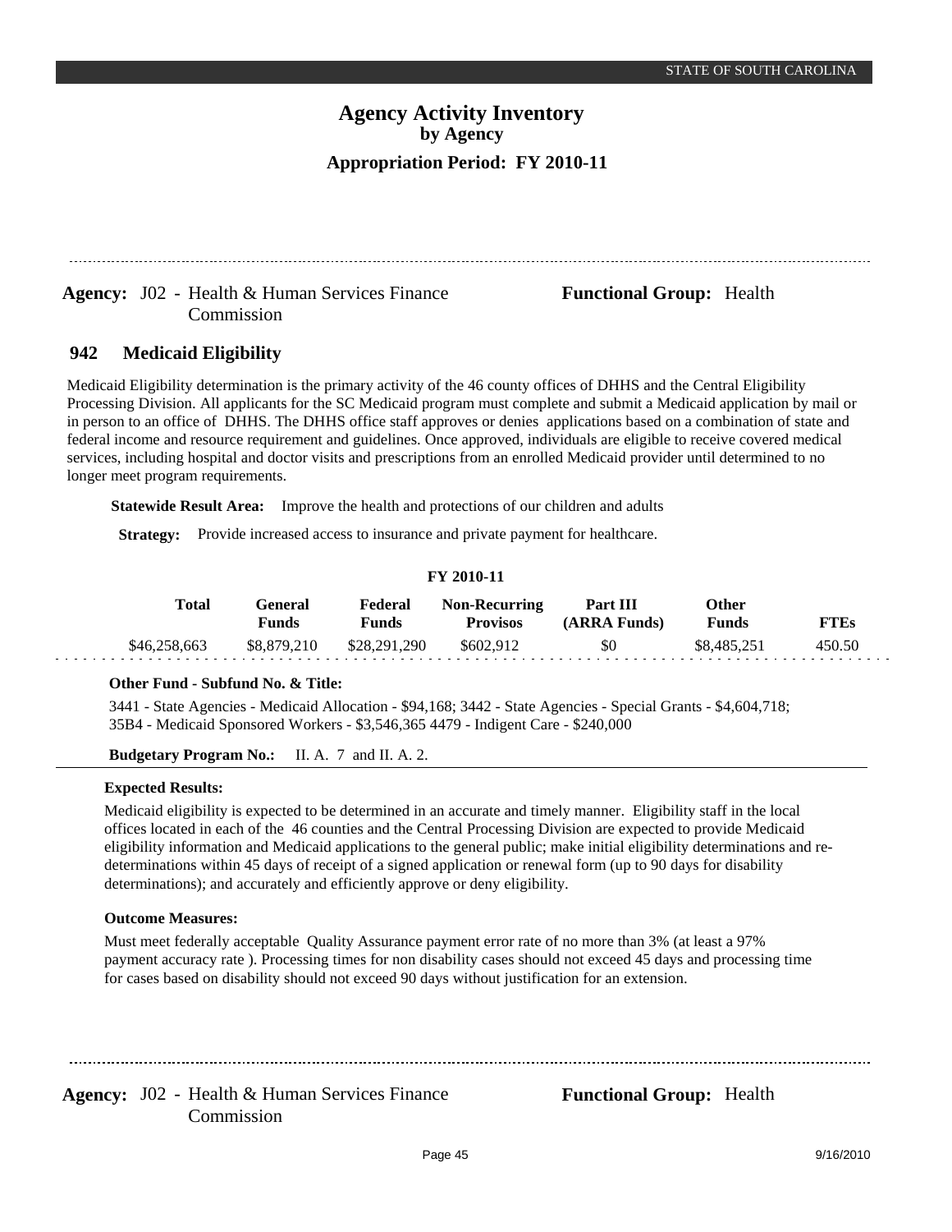# Agency Activity Inventory
## by Agency
### Appropriation Period: FY 2010-11

**Agency:** J02 - Health & Human Services Finance Commission

**Functional Group:** Health

## 942 Medicaid Eligibility

Medicaid Eligibility determination is the primary activity of the 46 county offices of DHHS and the Central Eligibility Processing Division. All applicants for the SC Medicaid program must complete and submit a Medicaid application by mail or in person to an office of DHHS. The DHHS office staff approves or denies applications based on a combination of state and federal income and resource requirement and guidelines. Once approved, individuals are eligible to receive covered medical services, including hospital and doctor visits and prescriptions from an enrolled Medicaid provider until determined to no longer meet program requirements.

**Statewide Result Area:** Improve the health and protections of our children and adults

**Strategy:** Provide increased access to insurance and private payment for healthcare.

**FY 2010-11**

| Total | General Funds | Federal Funds | Non-Recurring Provisos | Part III (ARRA Funds) | Other Funds | FTEs |
|---|---|---|---|---|---|---|
| $46,258,663 | $8,879,210 | $28,291,290 | $602,912 | $0 | $8,485,251 | 450.50 |

**Other Fund - Subfund No. & Title:**

3441 - State Agencies - Medicaid Allocation - $94,168; 3442 - State Agencies - Special Grants - $4,604,718; 35B4 - Medicaid Sponsored Workers - $3,546,365 4479 - Indigent Care - $240,000

**Budgetary Program No.:** II. A. 7 and II. A. 2.

**Expected Results:**

Medicaid eligibility is expected to be determined in an accurate and timely manner. Eligibility staff in the local offices located in each of the 46 counties and the Central Processing Division are expected to provide Medicaid eligibility information and Medicaid applications to the general public; make initial eligibility determinations and re-determinations within 45 days of receipt of a signed application or renewal form (up to 90 days for disability determinations); and accurately and efficiently approve or deny eligibility.

**Outcome Measures:**

Must meet federally acceptable Quality Assurance payment error rate of no more than 3% (at least a 97% payment accuracy rate ). Processing times for non disability cases should not exceed 45 days and processing time for cases based on disability should not exceed 90 days without justification for an extension.

**Agency:** J02 - Health & Human Services Finance Commission

**Functional Group:** Health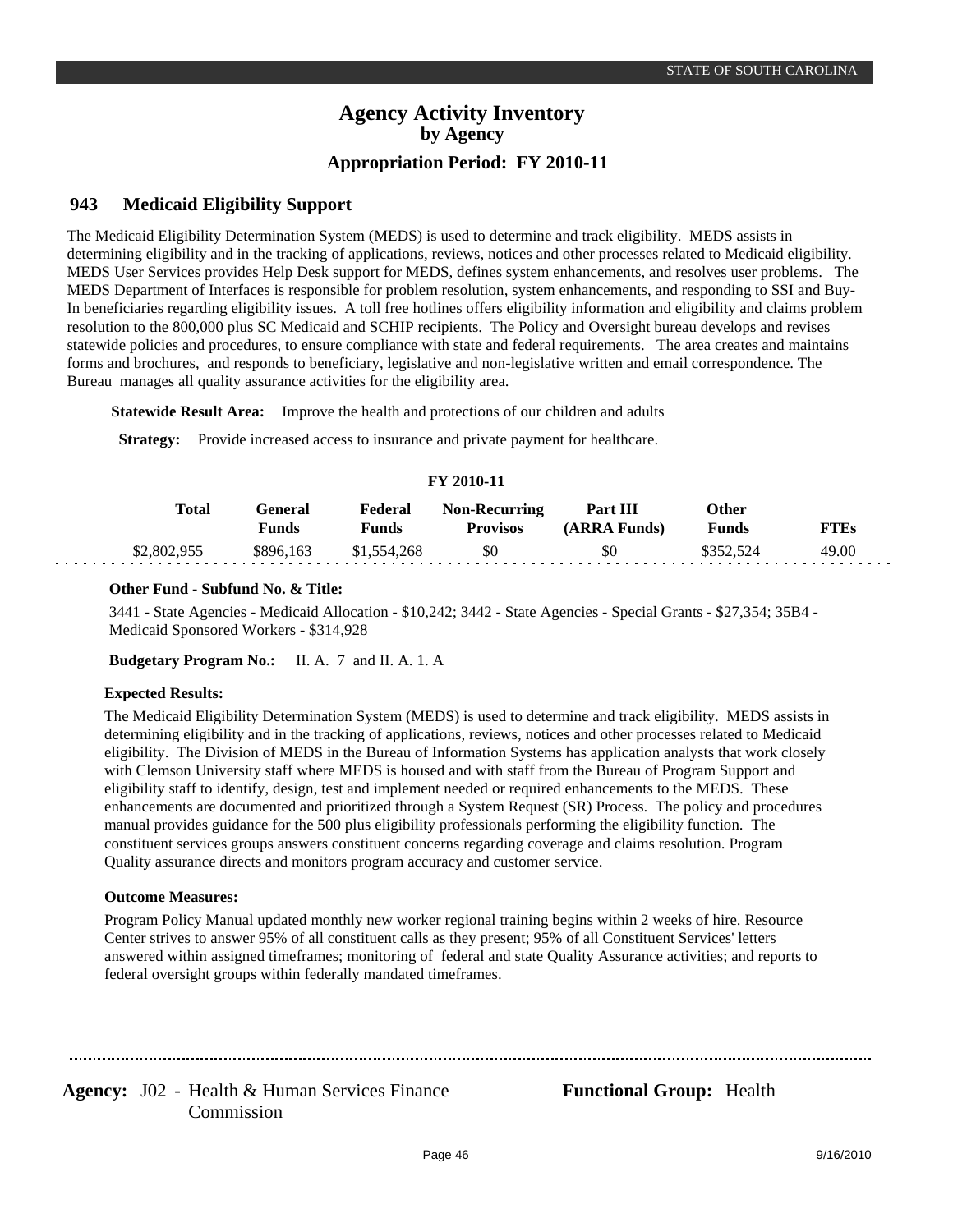# Agency Activity Inventory

## by Agency

### Appropriation Period: FY 2010-11

## 943 Medicaid Eligibility Support

The Medicaid Eligibility Determination System (MEDS) is used to determine and track eligibility. MEDS assists in determining eligibility and in the tracking of applications, reviews, notices and other processes related to Medicaid eligibility. MEDS User Services provides Help Desk support for MEDS, defines system enhancements, and resolves user problems. The MEDS Department of Interfaces is responsible for problem resolution, system enhancements, and responding to SSI and Buy-In beneficiaries regarding eligibility issues. A toll free hotlines offers eligibility information and eligibility and claims problem resolution to the 800,000 plus SC Medicaid and SCHIP recipients. The Policy and Oversight bureau develops and revises statewide policies and procedures, to ensure compliance with state and federal requirements. The area creates and maintains forms and brochures, and responds to beneficiary, legislative and non-legislative written and email correspondence. The Bureau manages all quality assurance activities for the eligibility area.

**Statewide Result Area:** Improve the health and protections of our children and adults

**Strategy:** Provide increased access to insurance and private payment for healthcare.

**FY 2010-11**

| Total | General Funds | Federal Funds | Non-Recurring Provisos | Part III (ARRA Funds) | Other Funds | FTEs |
|---|---|---|---|---|---|---|
| $2,802,955 | $896,163 | $1,554,268 | $0 | $0 | $352,524 | 49.00 |

**Other Fund - Subfund No. & Title:**

3441 - State Agencies - Medicaid Allocation - $10,242; 3442 - State Agencies - Special Grants - $27,354; 35B4 - Medicaid Sponsored Workers - $314,928

**Budgetary Program No.:** II. A. 7 and II. A. 1. A

**Expected Results:**

The Medicaid Eligibility Determination System (MEDS) is used to determine and track eligibility. MEDS assists in determining eligibility and in the tracking of applications, reviews, notices and other processes related to Medicaid eligibility. The Division of MEDS in the Bureau of Information Systems has application analysts that work closely with Clemson University staff where MEDS is housed and with staff from the Bureau of Program Support and eligibility staff to identify, design, test and implement needed or required enhancements to the MEDS. These enhancements are documented and prioritized through a System Request (SR) Process. The policy and procedures manual provides guidance for the 500 plus eligibility professionals performing the eligibility function. The constituent services groups answers constituent concerns regarding coverage and claims resolution. Program Quality assurance directs and monitors program accuracy and customer service.

**Outcome Measures:**

Program Policy Manual updated monthly new worker regional training begins within 2 weeks of hire. Resource Center strives to answer 95% of all constituent calls as they present; 95% of all Constituent Services' letters answered within assigned timeframes; monitoring of federal and state Quality Assurance activities; and reports to federal oversight groups within federally mandated timeframes.

**Agency:** J02 - Health & Human Services Finance Commission

**Functional Group:** Health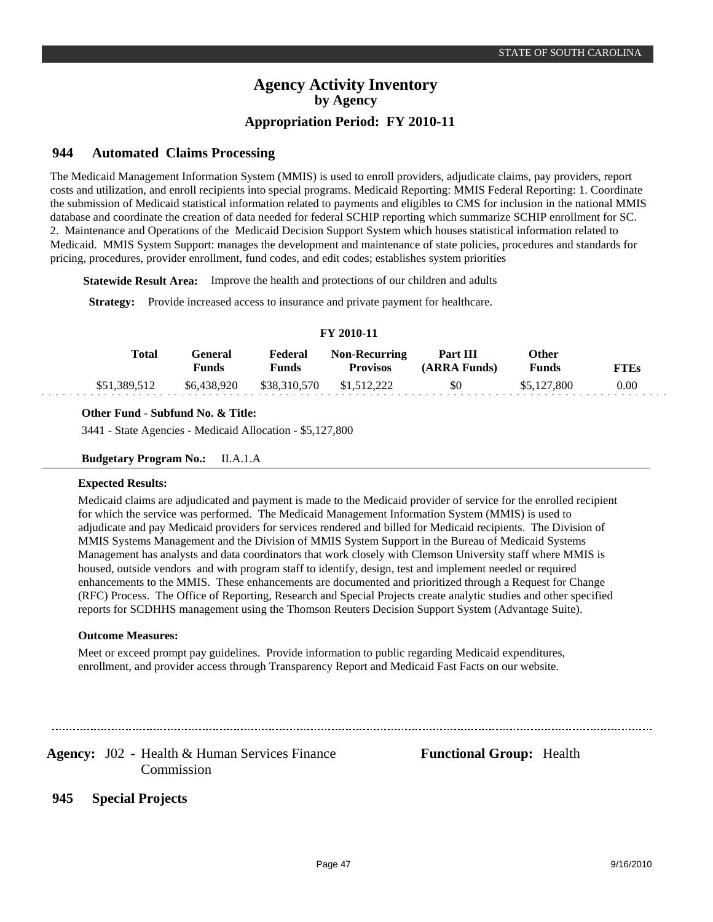# Agency Activity Inventory
## by Agency
### Appropriation Period: FY 2010-11

## 944 Automated Claims Processing

The Medicaid Management Information System (MMIS) is used to enroll providers, adjudicate claims, pay providers, report costs and utilization, and enroll recipients into special programs. Medicaid Reporting: MMIS Federal Reporting: 1. Coordinate the submission of Medicaid statistical information related to payments and eligibles to CMS for inclusion in the national MMIS database and coordinate the creation of data needed for federal SCHIP reporting which summarize SCHIP enrollment for SC. 2. Maintenance and Operations of the Medicaid Decision Support System which houses statistical information related to Medicaid. MMIS System Support: manages the development and maintenance of state policies, procedures and standards for pricing, procedures, provider enrollment, fund codes, and edit codes; establishes system priorities

**Statewide Result Area:** Improve the health and protections of our children and adults

**Strategy:** Provide increased access to insurance and private payment for healthcare.

**FY 2010-11**

| Total | General Funds | Federal Funds | Non-Recurring Provisos | Part III (ARRA Funds) | Other Funds | FTEs |
|---|---|---|---|---|---|---|
| $51,389,512 | $6,438,920 | $38,310,570 | $1,512,222 | $0 | $5,127,800 | 0.00 |

**Other Fund - Subfund No. & Title:**

3441 - State Agencies - Medicaid Allocation - $5,127,800

**Budgetary Program No.:** II.A.1.A

**Expected Results:**

Medicaid claims are adjudicated and payment is made to the Medicaid provider of service for the enrolled recipient for which the service was performed. The Medicaid Management Information System (MMIS) is used to adjudicate and pay Medicaid providers for services rendered and billed for Medicaid recipients. The Division of MMIS Systems Management and the Division of MMIS System Support in the Bureau of Medicaid Systems Management has analysts and data coordinators that work closely with Clemson University staff where MMIS is housed, outside vendors and with program staff to identify, design, test and implement needed or required enhancements to the MMIS. These enhancements are documented and prioritized through a Request for Change (RFC) Process. The Office of Reporting, Research and Special Projects create analytic studies and other specified reports for SCDHHS management using the Thomson Reuters Decision Support System (Advantage Suite).

**Outcome Measures:**

Meet or exceed prompt pay guidelines. Provide information to public regarding Medicaid expenditures, enrollment, and provider access through Transparency Report and Medicaid Fast Facts on our website.

---

**Agency:** J02 - Health & Human Services Finance Commission

**Functional Group:** Health

## 945 Special Projects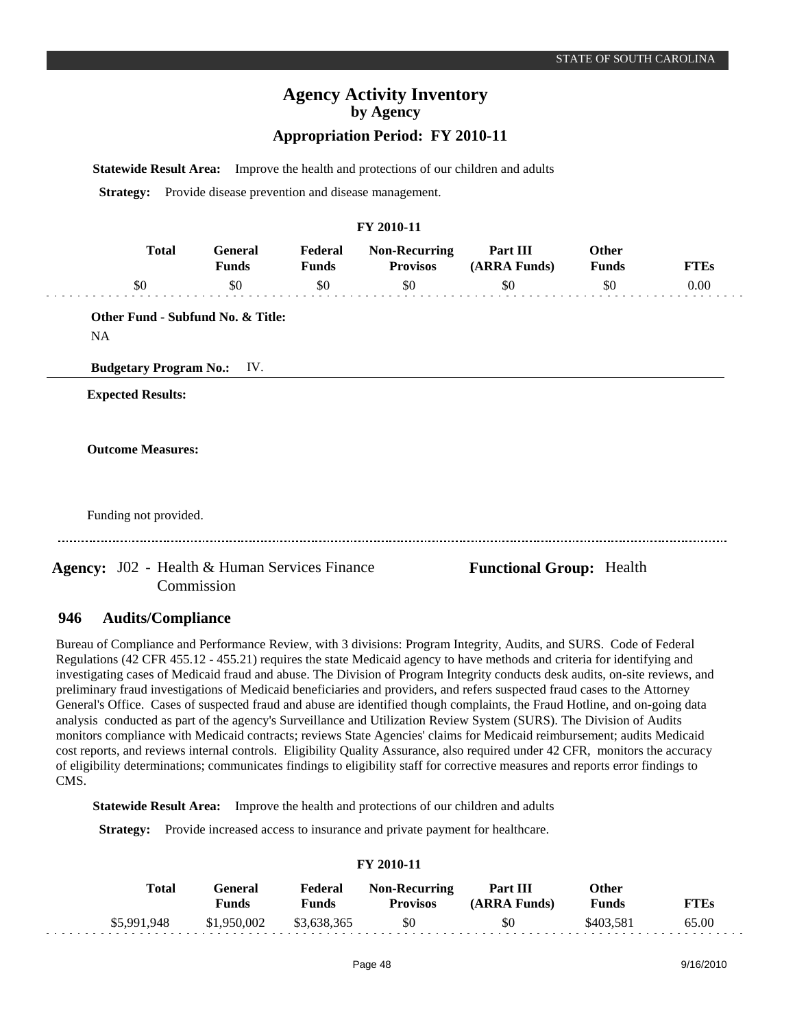**Statewide Result Area:** Improve the health and protections of our children and adults

**Strategy:** Provide disease prevention and disease management.

**FY 2010-11**

| Total | General Funds | Federal Funds | Non-Recurring Provisos | Part III (ARRA Funds) | Other Funds | FTEs |
|---|---|---|---|---|---|---|
| $0 | $0 | $0 | $0 | $0 | $0 | 0.00 |

**Other Fund - Subfund No. & Title:**

NA

**Budgetary Program No.:** IV.

**Expected Results:**

**Outcome Measures:**

Funding not provided.

---

**Agency:** J02 - Health & Human Services Finance Commission

**Functional Group:** Health

## 946 Audits/Compliance

Bureau of Compliance and Performance Review, with 3 divisions: Program Integrity, Audits, and SURS. Code of Federal Regulations (42 CFR 455.12 - 455.21) requires the state Medicaid agency to have methods and criteria for identifying and investigating cases of Medicaid fraud and abuse. The Division of Program Integrity conducts desk audits, on-site reviews, and preliminary fraud investigations of Medicaid beneficiaries and providers, and refers suspected fraud cases to the Attorney General's Office. Cases of suspected fraud and abuse are identified though complaints, the Fraud Hotline, and on-going data analysis conducted as part of the agency's Surveillance and Utilization Review System (SURS). The Division of Audits monitors compliance with Medicaid contracts; reviews State Agencies' claims for Medicaid reimbursement; audits Medicaid cost reports, and reviews internal controls. Eligibility Quality Assurance, also required under 42 CFR, monitors the accuracy of eligibility determinations; communicates findings to eligibility staff for corrective measures and reports error findings to CMS.

**Statewide Result Area:** Improve the health and protections of our children and adults

**Strategy:** Provide increased access to insurance and private payment for healthcare.

**FY 2010-11**

| Total | General Funds | Federal Funds | Non-Recurring Provisos | Part III (ARRA Funds) | Other Funds | FTEs |
|---|---|---|---|---|---|---|
| $5,991,948 | $1,950,002 | $3,638,365 | $0 | $0 | $403,581 | 65.00 |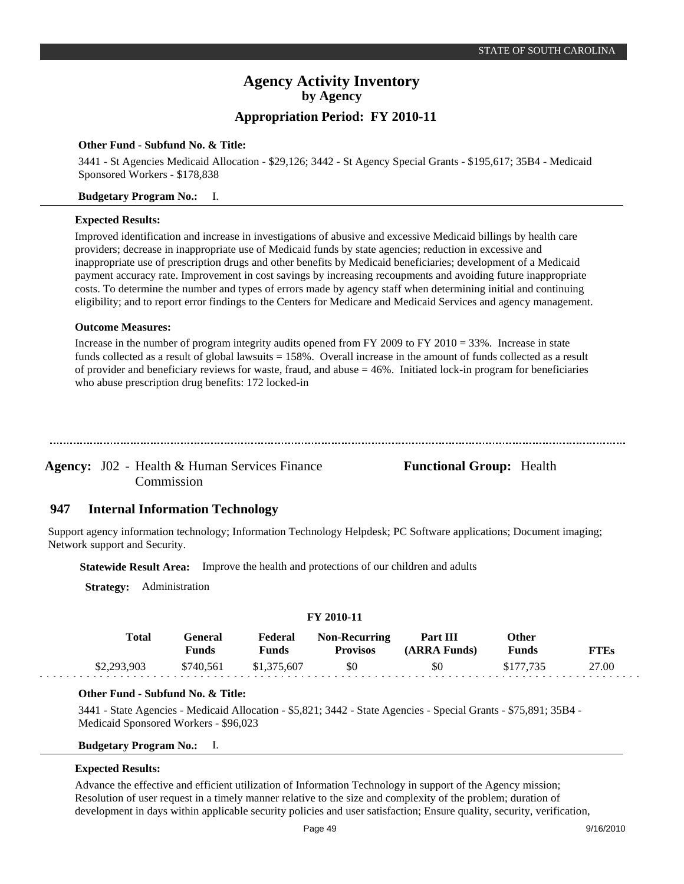**Other Fund - Subfund No. & Title:**

3441 - St Agencies Medicaid Allocation - $29,126; 3442 - St Agency Special Grants - $195,617; 35B4 - Medicaid Sponsored Workers - $178,838

**Budgetary Program No.:** I.

**Expected Results:**

Improved identification and increase in investigations of abusive and excessive Medicaid billings by health care providers; decrease in inappropriate use of Medicaid funds by state agencies; reduction in excessive and inappropriate use of prescription drugs and other benefits by Medicaid beneficiaries; development of a Medicaid payment accuracy rate. Improvement in cost savings by increasing recoupments and avoiding future inappropriate costs. To determine the number and types of errors made by agency staff when determining initial and continuing eligibility; and to report error findings to the Centers for Medicare and Medicaid Services and agency management.

**Outcome Measures:**

Increase in the number of program integrity audits opened from FY 2009 to FY 2010 = 33%. Increase in state funds collected as a result of global lawsuits = 158%. Overall increase in the amount of funds collected as a result of provider and beneficiary reviews for waste, fraud, and abuse = 46%. Initiated lock-in program for beneficiaries who abuse prescription drug benefits: 172 locked-in

---

**Agency:** J02 - Health & Human Services Finance Commission

**Functional Group:** Health

## 947 Internal Information Technology

Support agency information technology; Information Technology Helpdesk; PC Software applications; Document imaging; Network support and Security.

**Statewide Result Area:** Improve the health and protections of our children and adults

**Strategy:** Administration

**FY 2010-11**

| Total | General Funds | Federal Funds | Non-Recurring Provisos | Part III (ARRA Funds) | Other Funds | FTEs |
|---|---|---|---|---|---|---|
| $2,293,903 | $740,561 | $1,375,607 | $0 | $0 | $177,735 | 27.00 |

**Other Fund - Subfund No. & Title:**

3441 - State Agencies - Medicaid Allocation - $5,821; 3442 - State Agencies - Special Grants - $75,891; 35B4 - Medicaid Sponsored Workers - $96,023

**Budgetary Program No.:** I.

**Expected Results:**

Advance the effective and efficient utilization of Information Technology in support of the Agency mission; Resolution of user request in a timely manner relative to the size and complexity of the problem; duration of development in days within applicable security policies and user satisfaction; Ensure quality, security, verification,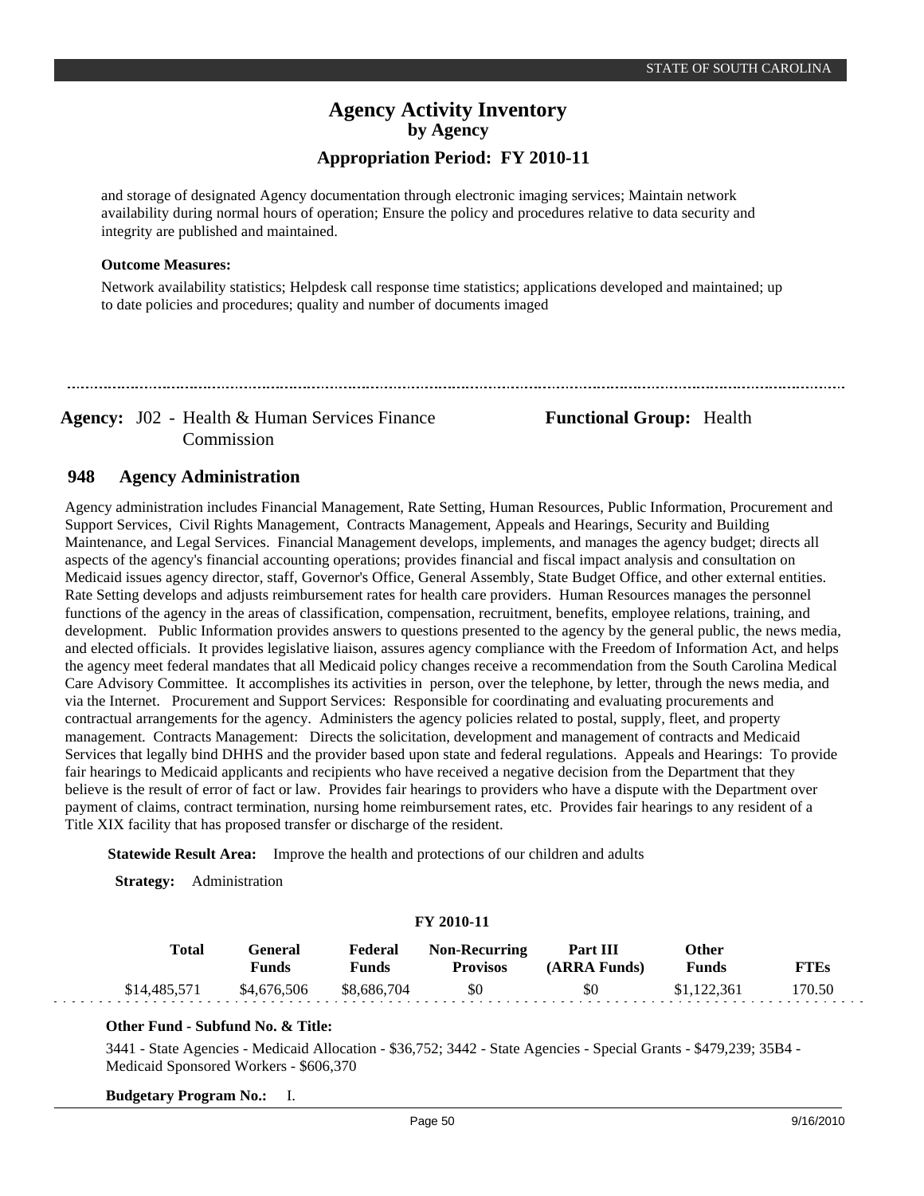and storage of designated Agency documentation through electronic imaging services; Maintain network availability during normal hours of operation; Ensure the policy and procedures relative to data security and integrity are published and maintained.

**Outcome Measures:**

Network availability statistics; Helpdesk call response time statistics; applications developed and maintained; up to date policies and procedures; quality and number of documents imaged

---

**Agency:** J02 - Health & Human Services Finance Commission

**Functional Group:** Health

## 948 Agency Administration

Agency administration includes Financial Management, Rate Setting, Human Resources, Public Information, Procurement and Support Services, Civil Rights Management, Contracts Management, Appeals and Hearings, Security and Building Maintenance, and Legal Services. Financial Management develops, implements, and manages the agency budget; directs all aspects of the agency's financial accounting operations; provides financial and fiscal impact analysis and consultation on Medicaid issues agency director, staff, Governor's Office, General Assembly, State Budget Office, and other external entities. Rate Setting develops and adjusts reimbursement rates for health care providers. Human Resources manages the personnel functions of the agency in the areas of classification, compensation, recruitment, benefits, employee relations, training, and development. Public Information provides answers to questions presented to the agency by the general public, the news media, and elected officials. It provides legislative liaison, assures agency compliance with the Freedom of Information Act, and helps the agency meet federal mandates that all Medicaid policy changes receive a recommendation from the South Carolina Medical Care Advisory Committee. It accomplishes its activities in person, over the telephone, by letter, through the news media, and via the Internet. Procurement and Support Services: Responsible for coordinating and evaluating procurements and contractual arrangements for the agency. Administers the agency policies related to postal, supply, fleet, and property management. Contracts Management: Directs the solicitation, development and management of contracts and Medicaid Services that legally bind DHHS and the provider based upon state and federal regulations. Appeals and Hearings: To provide fair hearings to Medicaid applicants and recipients who have received a negative decision from the Department that they believe is the result of error of fact or law. Provides fair hearings to providers who have a dispute with the Department over payment of claims, contract termination, nursing home reimbursement rates, etc. Provides fair hearings to any resident of a Title XIX facility that has proposed transfer or discharge of the resident.

**Statewide Result Area:** Improve the health and protections of our children and adults

**Strategy:** Administration

**FY 2010-11**

| Total | General Funds | Federal Funds | Non-Recurring Provisos | Part III (ARRA Funds) | Other Funds | FTEs |
|---|---|---|---|---|---|---|
| $14,485,571 | $4,676,506 | $8,686,704 | $0 | $0 | $1,122,361 | 170.50 |

**Other Fund - Subfund No. & Title:**

3441 - State Agencies - Medicaid Allocation - $36,752; 3442 - State Agencies - Special Grants - $479,239; 35B4 - Medicaid Sponsored Workers - $606,370

**Budgetary Program No.:** I.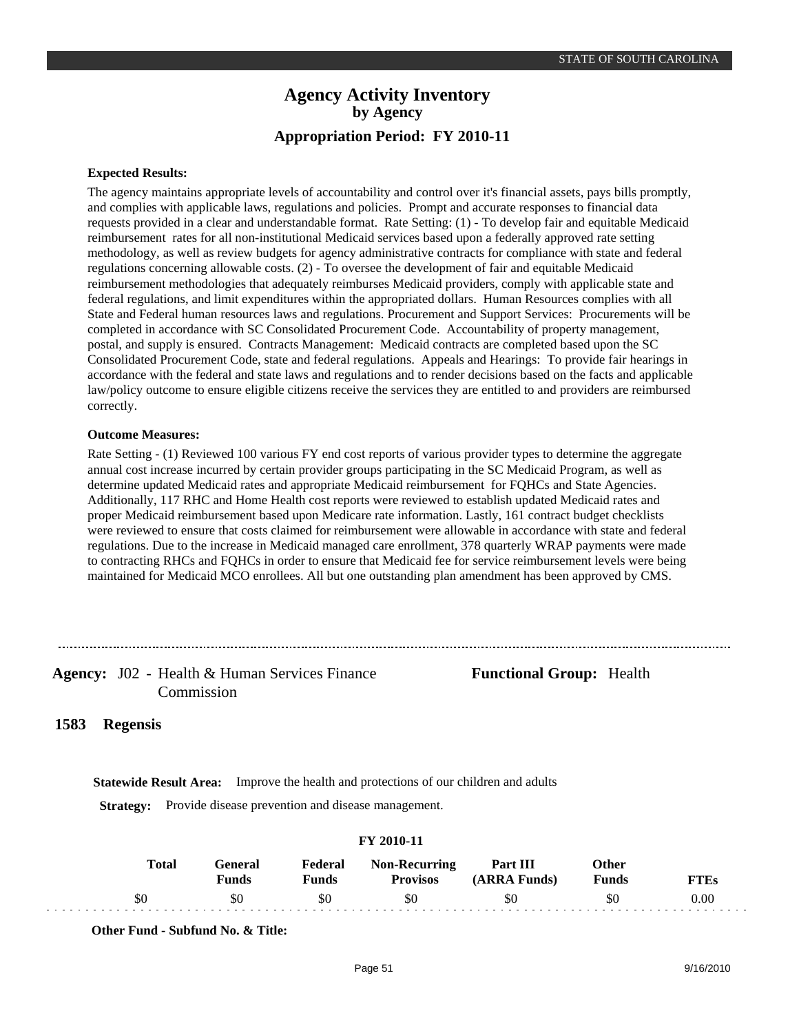**Expected Results:**

The agency maintains appropriate levels of accountability and control over it's financial assets, pays bills promptly, and complies with applicable laws, regulations and policies. Prompt and accurate responses to financial data requests provided in a clear and understandable format. Rate Setting: (1) - To develop fair and equitable Medicaid reimbursement rates for all non-institutional Medicaid services based upon a federally approved rate setting methodology, as well as review budgets for agency administrative contracts for compliance with state and federal regulations concerning allowable costs. (2) - To oversee the development of fair and equitable Medicaid reimbursement methodologies that adequately reimburses Medicaid providers, comply with applicable state and federal regulations, and limit expenditures within the appropriated dollars. Human Resources complies with all State and Federal human resources laws and regulations. Procurement and Support Services: Procurements will be completed in accordance with SC Consolidated Procurement Code. Accountability of property management, postal, and supply is ensured. Contracts Management: Medicaid contracts are completed based upon the SC Consolidated Procurement Code, state and federal regulations. Appeals and Hearings: To provide fair hearings in accordance with the federal and state laws and regulations and to render decisions based on the facts and applicable law/policy outcome to ensure eligible citizens receive the services they are entitled to and providers are reimbursed correctly.

**Outcome Measures:**

Rate Setting - (1) Reviewed 100 various FY end cost reports of various provider types to determine the aggregate annual cost increase incurred by certain provider groups participating in the SC Medicaid Program, as well as determine updated Medicaid rates and appropriate Medicaid reimbursement for FQHCs and State Agencies. Additionally, 117 RHC and Home Health cost reports were reviewed to establish updated Medicaid rates and proper Medicaid reimbursement based upon Medicare rate information. Lastly, 161 contract budget checklists were reviewed to ensure that costs claimed for reimbursement were allowable in accordance with state and federal regulations. Due to the increase in Medicaid managed care enrollment, 378 quarterly WRAP payments were made to contracting RHCs and FQHCs in order to ensure that Medicaid fee for service reimbursement levels were being maintained for Medicaid MCO enrollees. All but one outstanding plan amendment has been approved by CMS.

---

**Agency:** J02 - Health & Human Services Finance Commission

**Functional Group:** Health

## 1583 Regensis

**Statewide Result Area:** Improve the health and protections of our children and adults

**Strategy:** Provide disease prevention and disease management.

**FY 2010-11**

| Total | General Funds | Federal Funds | Non-Recurring Provisos | Part III (ARRA Funds) | Other Funds | FTEs |
|---|---|---|---|---|---|---|
| $0 | $0 | $0 | $0 | $0 | $0 | 0.00 |

**Other Fund - Subfund No. & Title:**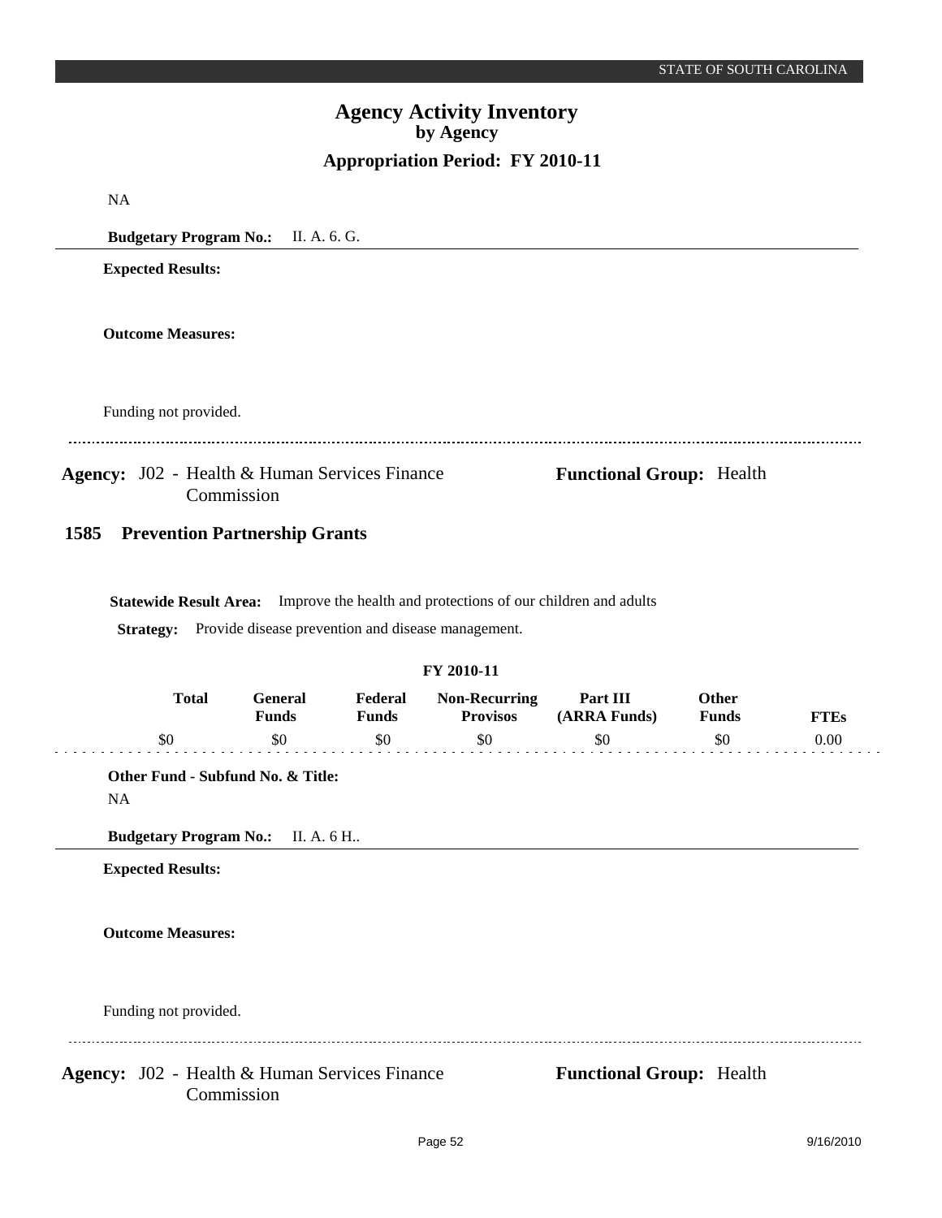NA

**Budgetary Program No.:** II. A. 6. G.

**Expected Results:**

**Outcome Measures:**

Funding not provided.

---

**Agency:** J02 - Health & Human Services Finance Commission　　**Functional Group:** Health

## 1585 Prevention Partnership Grants

**Statewide Result Area:** Improve the health and protections of our children and adults

**Strategy:** Provide disease prevention and disease management.

**FY 2010-11**

| Total | General Funds | Federal Funds | Non-Recurring Provisos | Part III (ARRA Funds) | Other Funds | FTEs |
|---|---|---|---|---|---|---|
| $0 | $0 | $0 | $0 | $0 | $0 | 0.00 |

**Other Fund - Subfund No. & Title:**
NA

**Budgetary Program No.:** II. A. 6 H..

**Expected Results:**

**Outcome Measures:**

Funding not provided.

---

**Agency:** J02 - Health & Human Services Finance Commission　　**Functional Group:** Health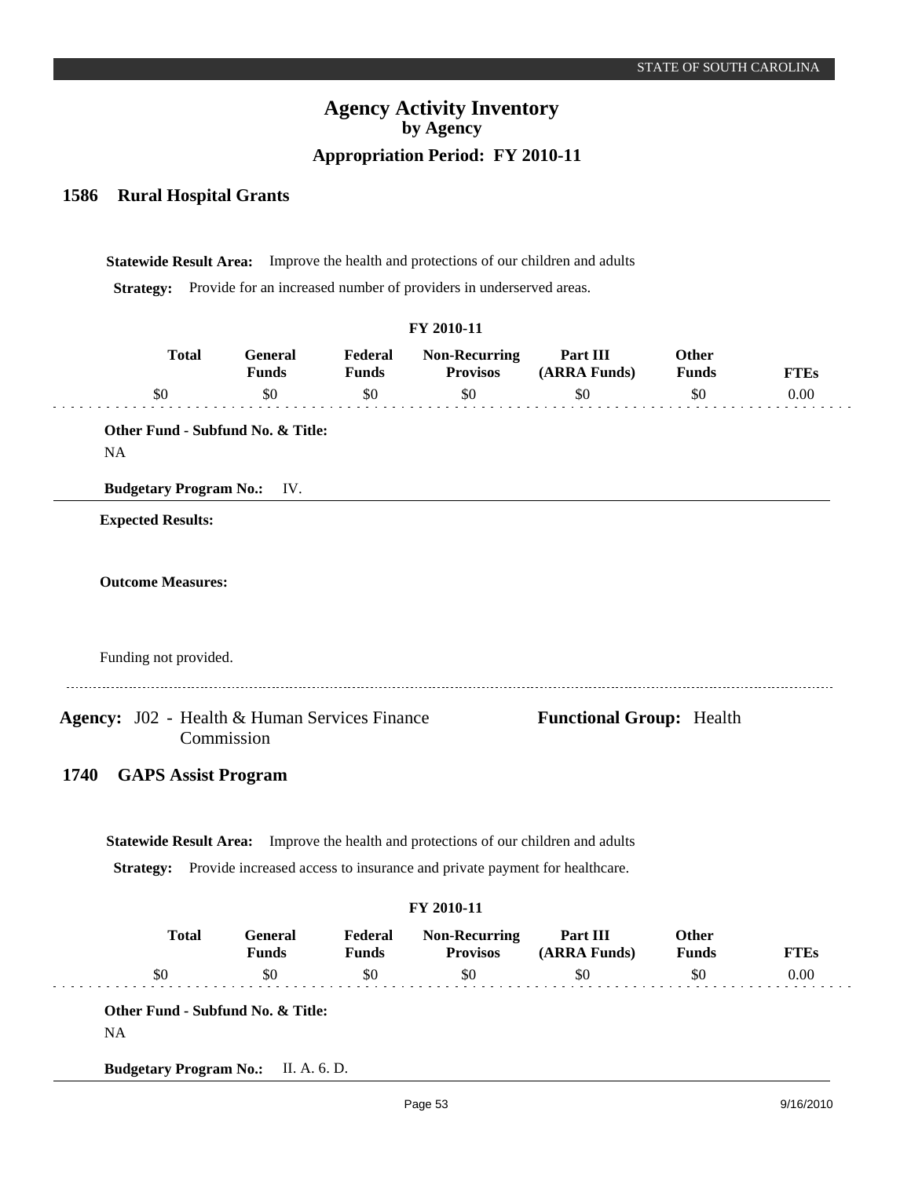# Agency Activity Inventory
## by Agency
### Appropriation Period: FY 2010-11

## 1586 Rural Hospital Grants

**Statewide Result Area:** Improve the health and protections of our children and adults

**Strategy:** Provide for an increased number of providers in underserved areas.

| FY 2010-11 | | | | | | |
|---|---|---|---|---|---|---|
| **Total** | **General Funds** | **Federal Funds** | **Non-Recurring Provisos** | **Part III (ARRA Funds)** | **Other Funds** | **FTEs** |
| $0 | $0 | $0 | $0 | $0 | $0 | 0.00 |

**Other Fund - Subfund No. & Title:**
NA

**Budgetary Program No.:** IV.

**Expected Results:**

**Outcome Measures:**

Funding not provided.

---

**Agency:** J02 - Health & Human Services Finance Commission

**Functional Group:** Health

## 1740 GAPS Assist Program

**Statewide Result Area:** Improve the health and protections of our children and adults

**Strategy:** Provide increased access to insurance and private payment for healthcare.

| FY 2010-11 | | | | | | |
|---|---|---|---|---|---|---|
| **Total** | **General Funds** | **Federal Funds** | **Non-Recurring Provisos** | **Part III (ARRA Funds)** | **Other Funds** | **FTEs** |
| $0 | $0 | $0 | $0 | $0 | $0 | 0.00 |

**Other Fund - Subfund No. & Title:**
NA

**Budgetary Program No.:** II. A. 6. D.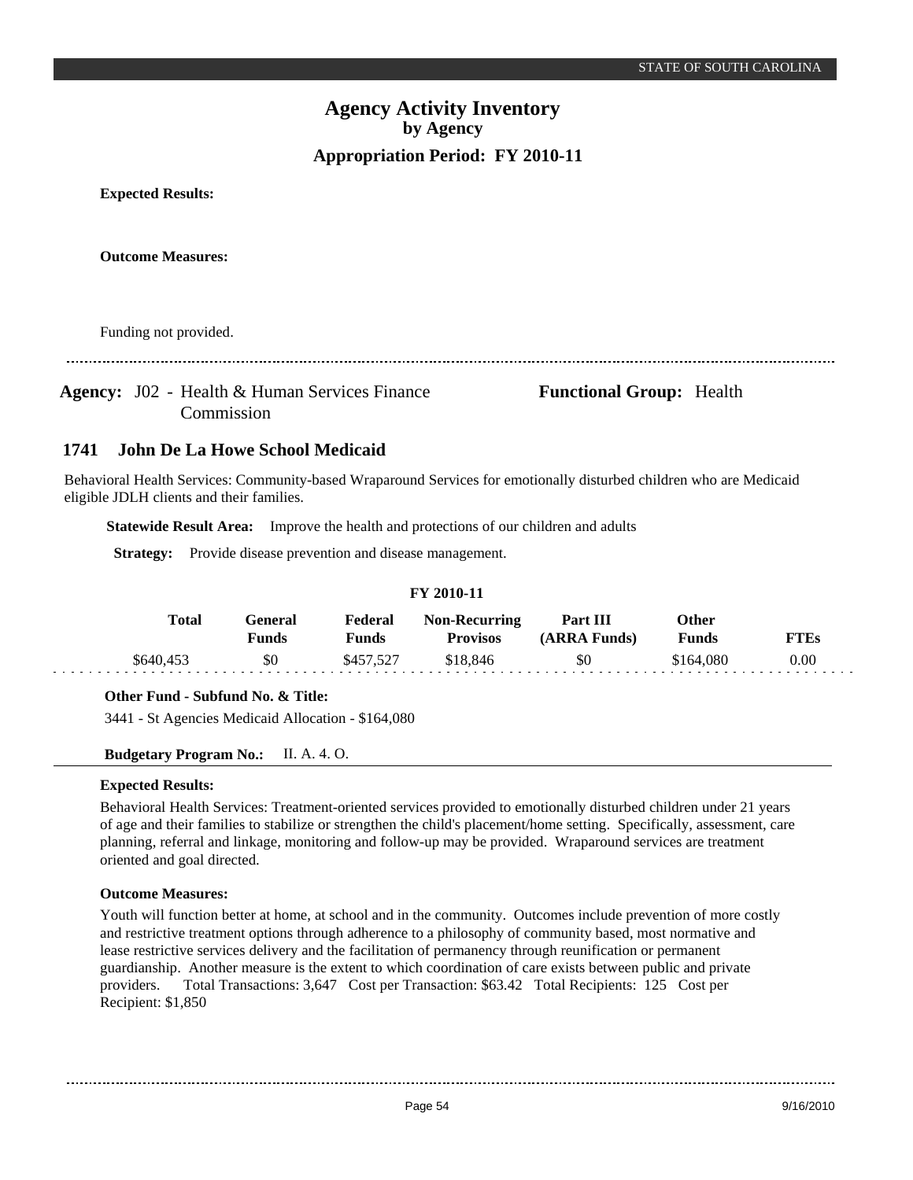**Expected Results:**

**Outcome Measures:**

Funding not provided.

---

**Agency:** J02 - Health & Human Services Finance Commission

**Functional Group:** Health

## 1741 John De La Howe School Medicaid

Behavioral Health Services: Community-based Wraparound Services for emotionally disturbed children who are Medicaid eligible JDLH clients and their families.

**Statewide Result Area:** Improve the health and protections of our children and adults

**Strategy:** Provide disease prevention and disease management.

**FY 2010-11**

| Total | General Funds | Federal Funds | Non-Recurring Provisos | Part III (ARRA Funds) | Other Funds | FTEs |
|---|---|---|---|---|---|---|
| $640,453 | $0 | $457,527 | $18,846 | $0 | $164,080 | 0.00 |

**Other Fund - Subfund No. & Title:**

3441 - St Agencies Medicaid Allocation - $164,080

**Budgetary Program No.:** II. A. 4. O.

**Expected Results:**

Behavioral Health Services: Treatment-oriented services provided to emotionally disturbed children under 21 years of age and their families to stabilize or strengthen the child's placement/home setting. Specifically, assessment, care planning, referral and linkage, monitoring and follow-up may be provided. Wraparound services are treatment oriented and goal directed.

**Outcome Measures:**

Youth will function better at home, at school and in the community. Outcomes include prevention of more costly and restrictive treatment options through adherence to a philosophy of community based, most normative and lease restrictive services delivery and the facilitation of permanency through reunification or permanent guardianship. Another measure is the extent to which coordination of care exists between public and private providers. Total Transactions: 3,647 Cost per Transaction: $63.42 Total Recipients: 125 Cost per Recipient: $1,850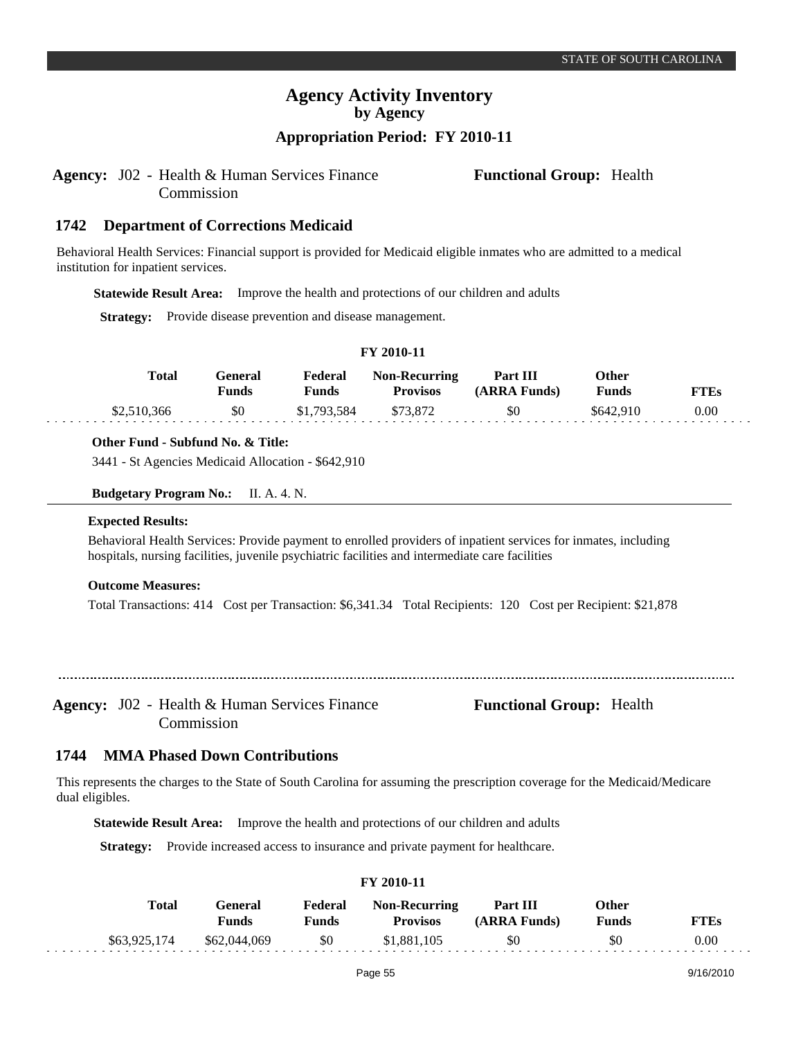# Agency Activity Inventory
## by Agency
### Appropriation Period: FY 2010-11

**Agency:** J02 - Health & Human Services Finance Commission

**Functional Group:** Health

## 1742 Department of Corrections Medicaid

Behavioral Health Services: Financial support is provided for Medicaid eligible inmates who are admitted to a medical institution for inpatient services.

**Statewide Result Area:** Improve the health and protections of our children and adults

**Strategy:** Provide disease prevention and disease management.

**FY 2010-11**

| Total | General Funds | Federal Funds | Non-Recurring Provisos | Part III (ARRA Funds) | Other Funds | FTEs |
|---|---|---|---|---|---|---|
| $2,510,366 | $0 | $1,793,584 | $73,872 | $0 | $642,910 | 0.00 |

**Other Fund - Subfund No. & Title:**

3441 - St Agencies Medicaid Allocation - $642,910

**Budgetary Program No.:** II. A. 4. N.

**Expected Results:**

Behavioral Health Services: Provide payment to enrolled providers of inpatient services for inmates, including hospitals, nursing facilities, juvenile psychiatric facilities and intermediate care facilities

**Outcome Measures:**

Total Transactions: 414 Cost per Transaction: $6,341.34 Total Recipients: 120 Cost per Recipient: $21,878

---

**Agency:** J02 - Health & Human Services Finance Commission

**Functional Group:** Health

## 1744 MMA Phased Down Contributions

This represents the charges to the State of South Carolina for assuming the prescription coverage for the Medicaid/Medicare dual eligibles.

**Statewide Result Area:** Improve the health and protections of our children and adults

**Strategy:** Provide increased access to insurance and private payment for healthcare.

**FY 2010-11**

| Total | General Funds | Federal Funds | Non-Recurring Provisos | Part III (ARRA Funds) | Other Funds | FTEs |
|---|---|---|---|---|---|---|
| $63,925,174 | $62,044,069 | $0 | $1,881,105 | $0 | $0 | 0.00 |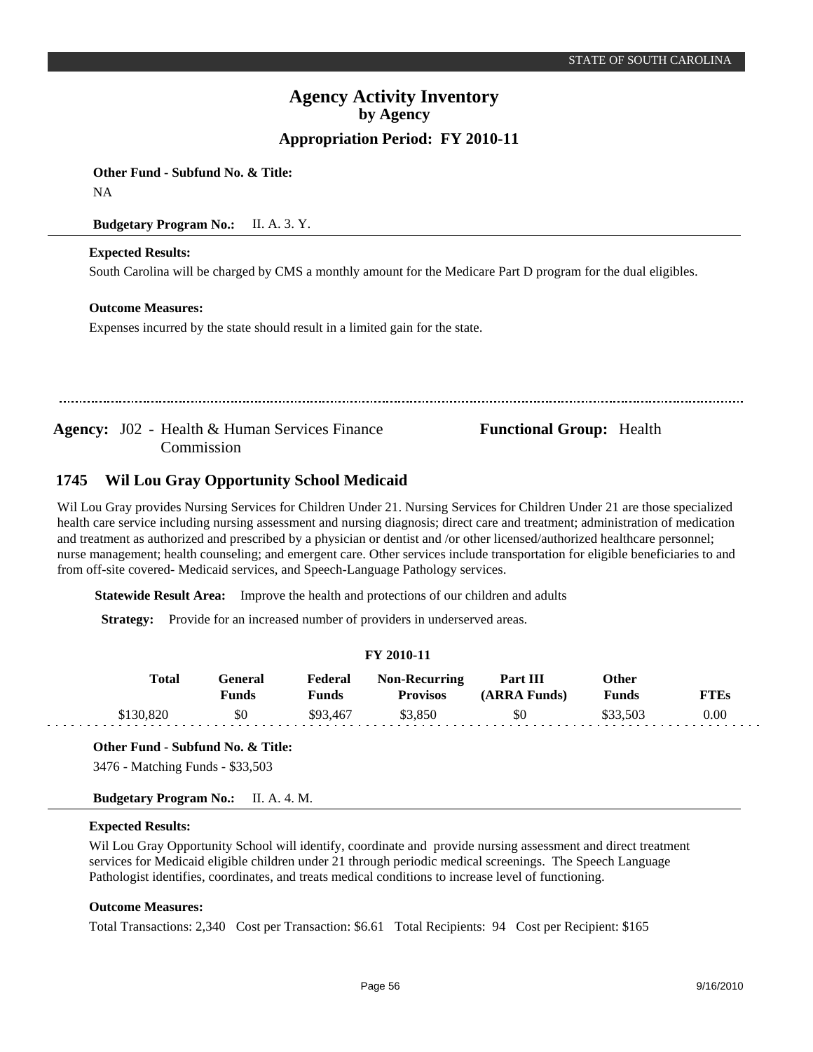**Other Fund - Subfund No. & Title:**

NA

**Budgetary Program No.:** II. A. 3. Y.

**Expected Results:**

South Carolina will be charged by CMS a monthly amount for the Medicare Part D program for the dual eligibles.

**Outcome Measures:**

Expenses incurred by the state should result in a limited gain for the state.

---

**Agency:** J02 - Health & Human Services Finance Commission

**Functional Group:** Health

## 1745 Wil Lou Gray Opportunity School Medicaid

Wil Lou Gray provides Nursing Services for Children Under 21. Nursing Services for Children Under 21 are those specialized health care service including nursing assessment and nursing diagnosis; direct care and treatment; administration of medication and treatment as authorized and prescribed by a physician or dentist and /or other licensed/authorized healthcare personnel; nurse management; health counseling; and emergent care. Other services include transportation for eligible beneficiaries to and from off-site covered- Medicaid services, and Speech-Language Pathology services.

**Statewide Result Area:** Improve the health and protections of our children and adults

**Strategy:** Provide for an increased number of providers in underserved areas.

**FY 2010-11**

| Total | General Funds | Federal Funds | Non-Recurring Provisos | Part III (ARRA Funds) | Other Funds | FTEs |
|---|---|---|---|---|---|---|
| $130,820 | $0 | $93,467 | $3,850 | $0 | $33,503 | 0.00 |

**Other Fund - Subfund No. & Title:**

3476 - Matching Funds - $33,503

**Budgetary Program No.:** II. A. 4. M.

**Expected Results:**

Wil Lou Gray Opportunity School will identify, coordinate and provide nursing assessment and direct treatment services for Medicaid eligible children under 21 through periodic medical screenings. The Speech Language Pathologist identifies, coordinates, and treats medical conditions to increase level of functioning.

**Outcome Measures:**

Total Transactions: 2,340 Cost per Transaction: $6.61 Total Recipients: 94 Cost per Recipient: $165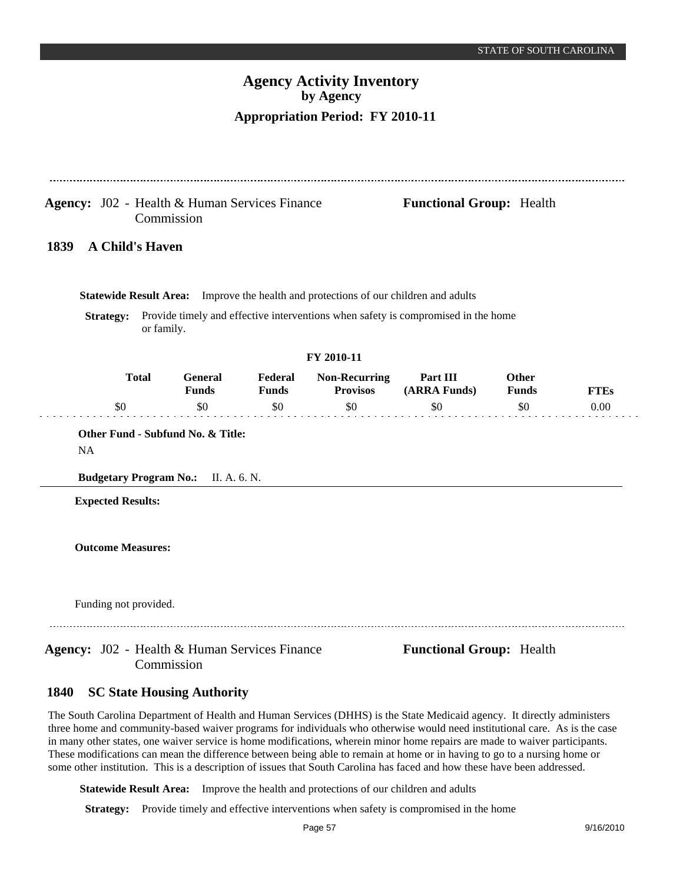**Agency:** J02 - Health & Human Services Finance Commission

**Functional Group:** Health

## 1839 A Child's Haven

**Statewide Result Area:** Improve the health and protections of our children and adults

**Strategy:** Provide timely and effective interventions when safety is compromised in the home or family.

FY 2010-11

| Total | General Funds | Federal Funds | Non-Recurring Provisos | Part III (ARRA Funds) | Other Funds | FTEs |
|---|---|---|---|---|---|---|
| $0 | $0 | $0 | $0 | $0 | $0 | 0.00 |

**Other Fund - Subfund No. & Title:**

NA

**Budgetary Program No.:** II. A. 6. N.

**Expected Results:**

**Outcome Measures:**

Funding not provided.

---

**Agency:** J02 - Health & Human Services Finance Commission

**Functional Group:** Health

## 1840 SC State Housing Authority

The South Carolina Department of Health and Human Services (DHHS) is the State Medicaid agency. It directly administers three home and community-based waiver programs for individuals who otherwise would need institutional care. As is the case in many other states, one waiver service is home modifications, wherein minor home repairs are made to waiver participants. These modifications can mean the difference between being able to remain at home or in having to go to a nursing home or some other institution. This is a description of issues that South Carolina has faced and how these have been addressed.

**Statewide Result Area:** Improve the health and protections of our children and adults

**Strategy:** Provide timely and effective interventions when safety is compromised in the home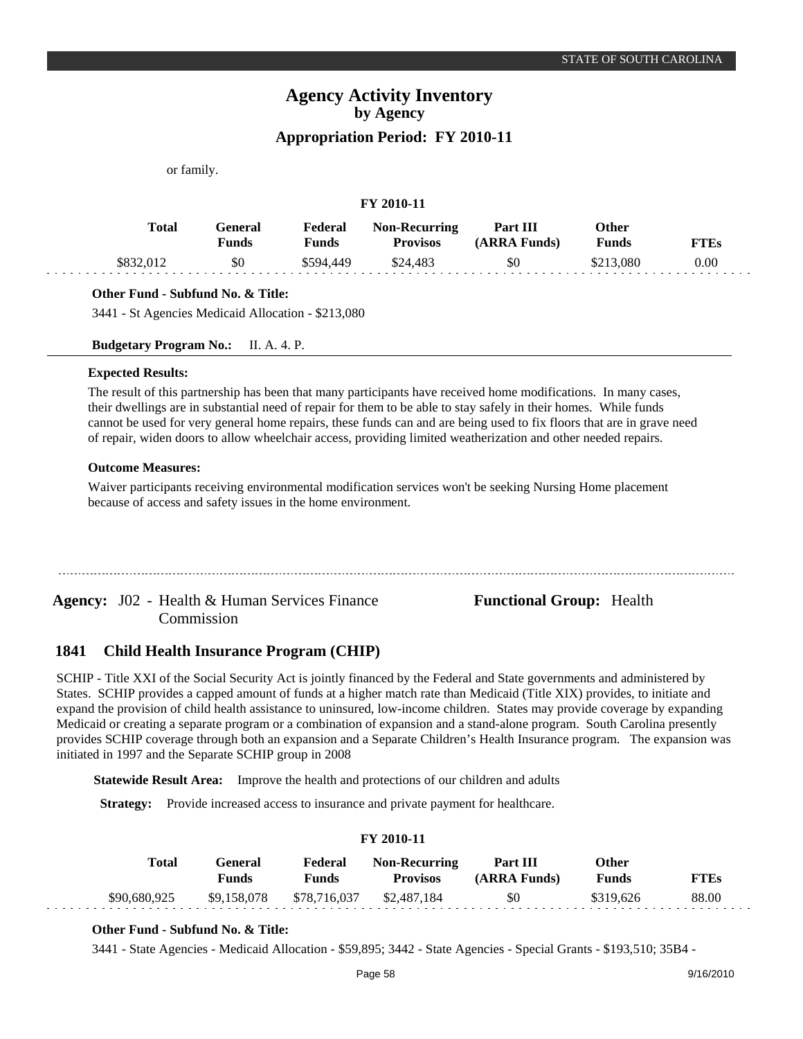or family.

**FY 2010-11**

| Total | General Funds | Federal Funds | Non-Recurring Provisos | Part III (ARRA Funds) | Other Funds | FTEs |
|---|---|---|---|---|---|---|
| $832,012 | $0 | $594,449 | $24,483 | $0 | $213,080 | 0.00 |

**Other Fund - Subfund No. & Title:**

3441 - St Agencies Medicaid Allocation - $213,080

**Budgetary Program No.:** II. A. 4. P.

**Expected Results:**

The result of this partnership has been that many participants have received home modifications. In many cases, their dwellings are in substantial need of repair for them to be able to stay safely in their homes. While funds cannot be used for very general home repairs, these funds can and are being used to fix floors that are in grave need of repair, widen doors to allow wheelchair access, providing limited weatherization and other needed repairs.

**Outcome Measures:**

Waiver participants receiving environmental modification services won't be seeking Nursing Home placement because of access and safety issues in the home environment.

---

**Agency:** J02 - Health & Human Services Finance Commission

**Functional Group:** Health

## 1841 Child Health Insurance Program (CHIP)

SCHIP - Title XXI of the Social Security Act is jointly financed by the Federal and State governments and administered by States. SCHIP provides a capped amount of funds at a higher match rate than Medicaid (Title XIX) provides, to initiate and expand the provision of child health assistance to uninsured, low-income children. States may provide coverage by expanding Medicaid or creating a separate program or a combination of expansion and a stand-alone program. South Carolina presently provides SCHIP coverage through both an expansion and a Separate Children's Health Insurance program. The expansion was initiated in 1997 and the Separate SCHIP group in 2008

**Statewide Result Area:** Improve the health and protections of our children and adults

**Strategy:** Provide increased access to insurance and private payment for healthcare.

**FY 2010-11**

| Total | General Funds | Federal Funds | Non-Recurring Provisos | Part III (ARRA Funds) | Other Funds | FTEs |
|---|---|---|---|---|---|---|
| $90,680,925 | $9,158,078 | $78,716,037 | $2,487,184 | $0 | $319,626 | 88.00 |

**Other Fund - Subfund No. & Title:**

3441 - State Agencies - Medicaid Allocation - $59,895; 3442 - State Agencies - Special Grants - $193,510; 35B4 -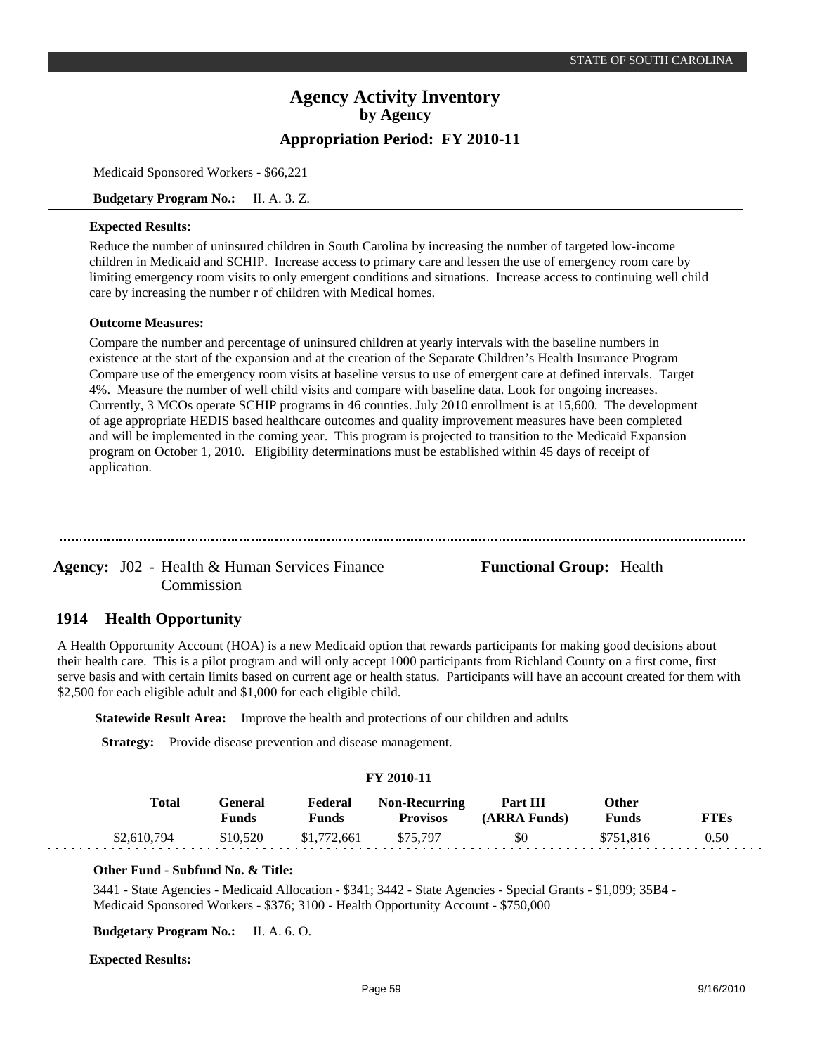Medicaid Sponsored Workers - $66,221

**Budgetary Program No.:** II. A. 3. Z.

**Expected Results:**

Reduce the number of uninsured children in South Carolina by increasing the number of targeted low-income children in Medicaid and SCHIP. Increase access to primary care and lessen the use of emergency room care by limiting emergency room visits to only emergent conditions and situations. Increase access to continuing well child care by increasing the number r of children with Medical homes.

**Outcome Measures:**

Compare the number and percentage of uninsured children at yearly intervals with the baseline numbers in existence at the start of the expansion and at the creation of the Separate Children's Health Insurance Program Compare use of the emergency room visits at baseline versus to use of emergent care at defined intervals. Target 4%. Measure the number of well child visits and compare with baseline data. Look for ongoing increases. Currently, 3 MCOs operate SCHIP programs in 46 counties. July 2010 enrollment is at 15,600. The development of age appropriate HEDIS based healthcare outcomes and quality improvement measures have been completed and will be implemented in the coming year. This program is projected to transition to the Medicaid Expansion program on October 1, 2010. Eligibility determinations must be established within 45 days of receipt of application.

---

**Agency:** J02 - Health & Human Services Finance Commission **Functional Group:** Health

## 1914 Health Opportunity

A Health Opportunity Account (HOA) is a new Medicaid option that rewards participants for making good decisions about their health care. This is a pilot program and will only accept 1000 participants from Richland County on a first come, first serve basis and with certain limits based on current age or health status. Participants will have an account created for them with $2,500 for each eligible adult and $1,000 for each eligible child.

**Statewide Result Area:** Improve the health and protections of our children and adults

**Strategy:** Provide disease prevention and disease management.

**FY 2010-11**

| Total | General Funds | Federal Funds | Non-Recurring Provisos | Part III (ARRA Funds) | Other Funds | FTEs |
|---|---|---|---|---|---|---|
| $2,610,794 | $10,520 | $1,772,661 | $75,797 | $0 | $751,816 | 0.50 |

**Other Fund - Subfund No. & Title:**

3441 - State Agencies - Medicaid Allocation - $341; 3442 - State Agencies - Special Grants - $1,099; 35B4 - Medicaid Sponsored Workers - $376; 3100 - Health Opportunity Account - $750,000

**Budgetary Program No.:** II. A. 6. O.

**Expected Results:**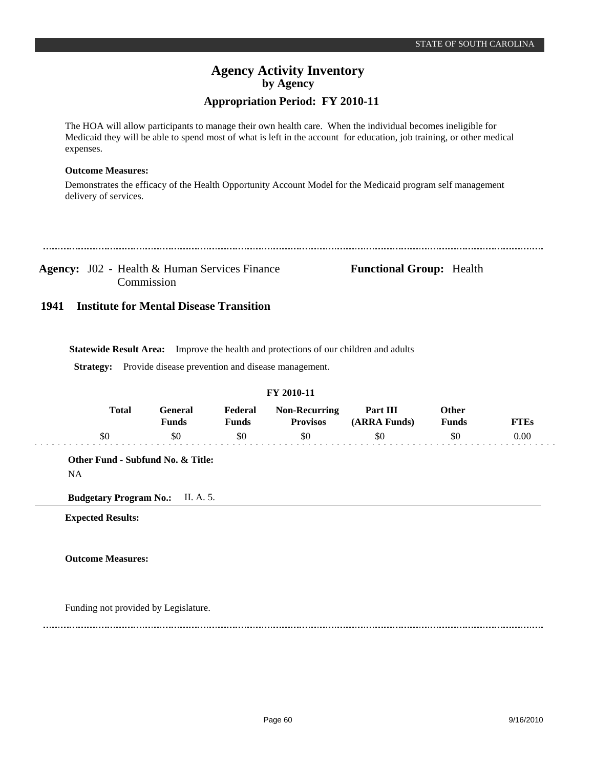The HOA will allow participants to manage their own health care. When the individual becomes ineligible for Medicaid they will be able to spend most of what is left in the account for education, job training, or other medical expenses.

**Outcome Measures:**

Demonstrates the efficacy of the Health Opportunity Account Model for the Medicaid program self management delivery of services.

---

**Agency:** J02 - Health & Human Services Finance Commission

**Functional Group:** Health

## 1941 Institute for Mental Disease Transition

**Statewide Result Area:** Improve the health and protections of our children and adults

**Strategy:** Provide disease prevention and disease management.

**FY 2010-11**

| Total | General Funds | Federal Funds | Non-Recurring Provisos | Part III (ARRA Funds) | Other Funds | FTEs |
|---|---|---|---|---|---|---|
| $0 | $0 | $0 | $0 | $0 | $0 | 0.00 |

**Other Fund - Subfund No. & Title:**

NA

**Budgetary Program No.:** II. A. 5.

**Expected Results:**

**Outcome Measures:**

Funding not provided by Legislature.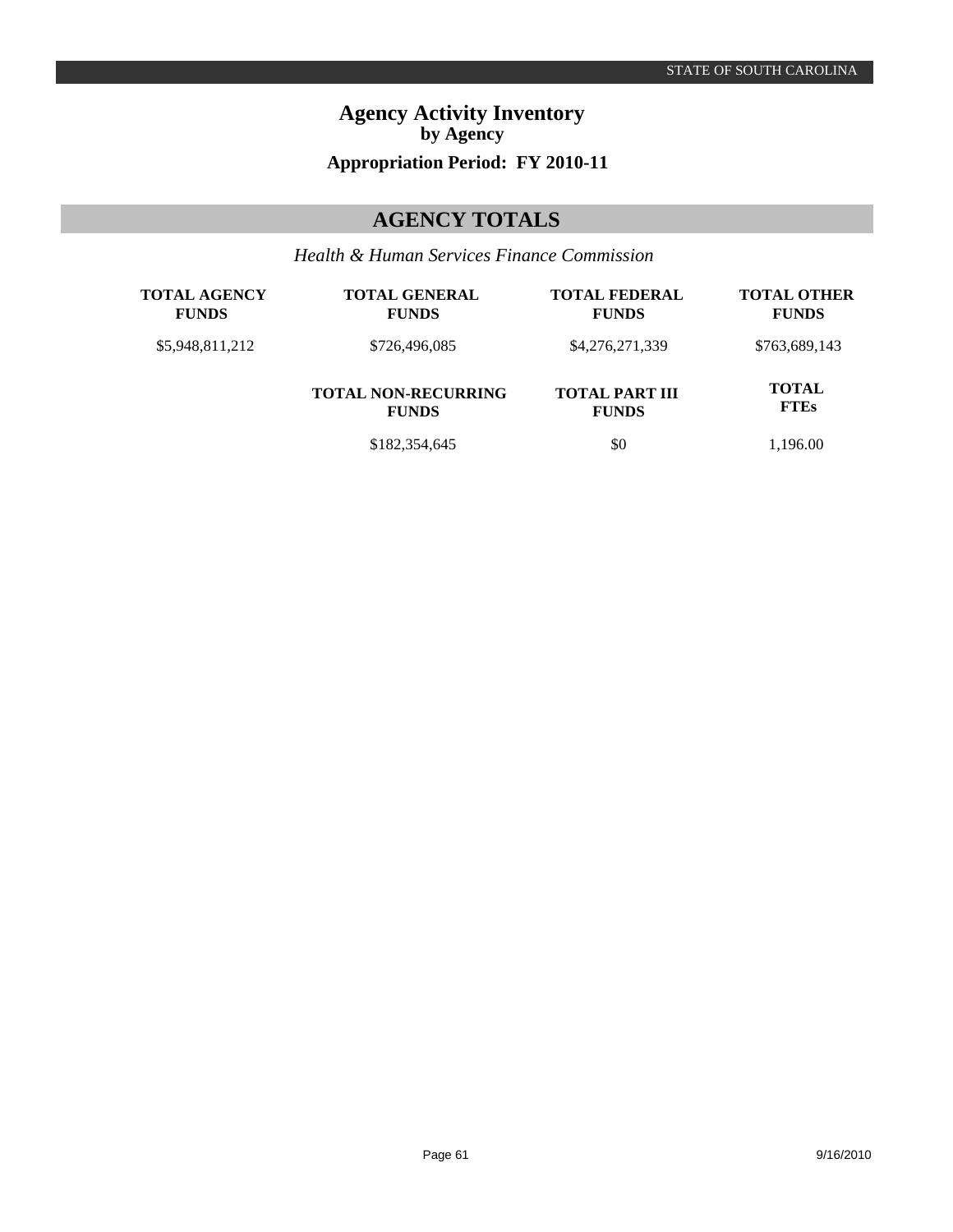# Agency Activity Inventory
### by Agency
### Appropriation Period: FY 2010-11

## AGENCY TOTALS

*Health & Human Services Finance Commission*

| TOTAL AGENCY FUNDS | TOTAL GENERAL FUNDS | TOTAL FEDERAL FUNDS | TOTAL OTHER FUNDS |
|---|---|---|---|
| $5,948,811,212 | $726,496,085 | $4,276,271,339 | $763,689,143 |

| TOTAL NON-RECURRING FUNDS | TOTAL PART III FUNDS | TOTAL FTEs |
|---|---|---|
| $182,354,645 | $0 | 1,196.00 |